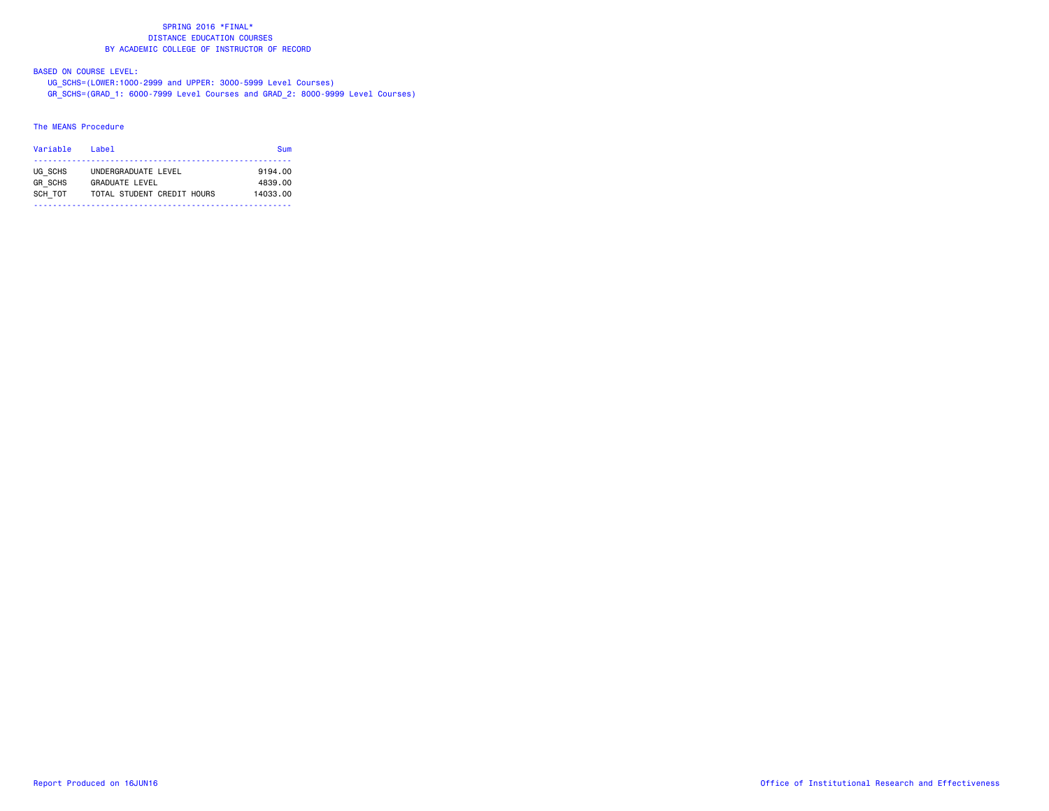# SPRING 2016 *FINAL*
## DISTANCE EDUCATION COURSES
## BY ACADEMIC COLLEGE OF INSTRUCTOR OF RECORD

BASED ON COURSE LEVEL:

UG_SCHS=(LOWER:1000-2999 and UPPER: 3000-5999 Level Courses)

GR_SCHS=(GRAD_1: 6000-7999 Level Courses and GRAD_2: 8000-9999 Level Courses)

The MEANS Procedure

| Variable | Label | Sum |
|---|---|---|
| UG_SCHS | UNDERGRADUATE LEVEL | 9194.00 |
| GR_SCHS | GRADUATE LEVEL | 4839.00 |
| SCH_TOT | TOTAL STUDENT CREDIT HOURS | 14033.00 |

Report Produced on 16JUN16

Office of Institutional Research and Effectiveness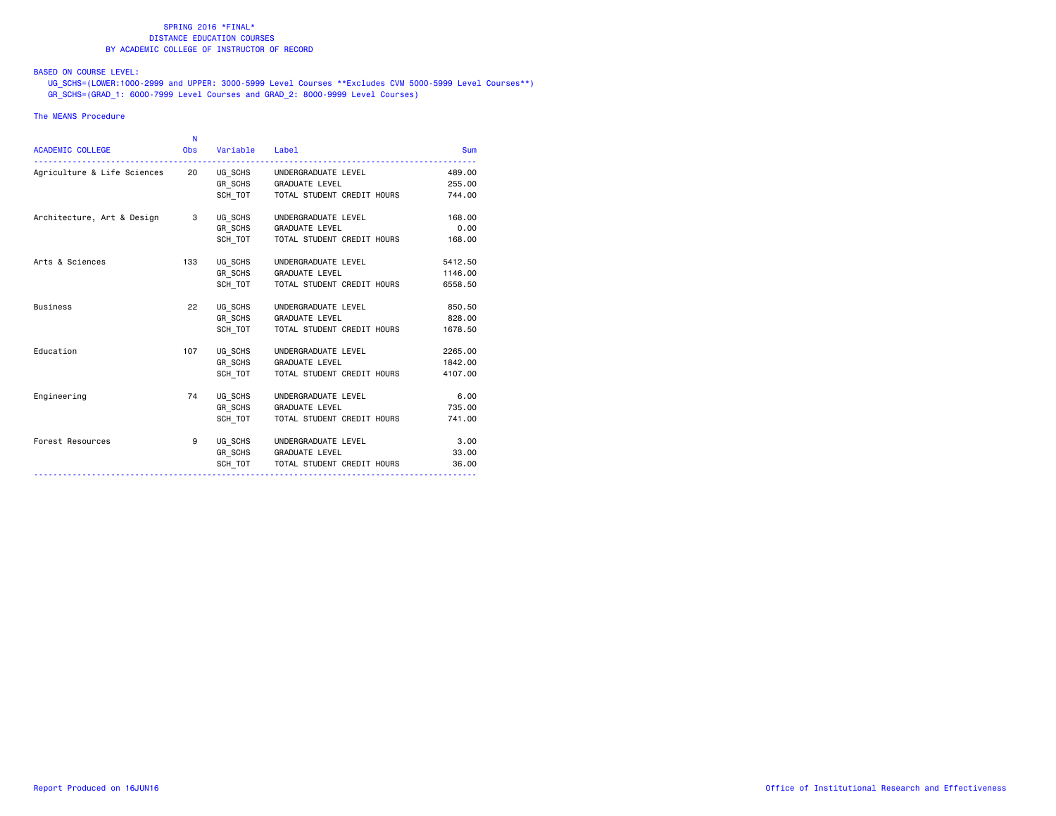SPRING 2016 *FINAL*
DISTANCE EDUCATION COURSES
BY ACADEMIC COLLEGE OF INSTRUCTOR OF RECORD

BASED ON COURSE LEVEL:
UG_SCHS=(LOWER:1000-2999 and UPPER: 3000-5999 Level Courses **Excludes CVM 5000-5999 Level Courses**)
GR_SCHS=(GRAD_1: 6000-7999 Level Courses and GRAD_2: 8000-9999 Level Courses)

The MEANS Procedure

| ACADEMIC COLLEGE | N Obs | Variable | Label | Sum |
|---|---|---|---|---|
| Agriculture & Life Sciences | 20 | UG_SCHS | UNDERGRADUATE LEVEL | 489.00 |
| | | GR_SCHS | GRADUATE LEVEL | 255.00 |
| | | SCH_TOT | TOTAL STUDENT CREDIT HOURS | 744.00 |
| Architecture, Art & Design | 3 | UG_SCHS | UNDERGRADUATE LEVEL | 168.00 |
| | | GR_SCHS | GRADUATE LEVEL | 0.00 |
| | | SCH_TOT | TOTAL STUDENT CREDIT HOURS | 168.00 |
| Arts & Sciences | 133 | UG_SCHS | UNDERGRADUATE LEVEL | 5412.50 |
| | | GR_SCHS | GRADUATE LEVEL | 1146.00 |
| | | SCH_TOT | TOTAL STUDENT CREDIT HOURS | 6558.50 |
| Business | 22 | UG_SCHS | UNDERGRADUATE LEVEL | 850.50 |
| | | GR_SCHS | GRADUATE LEVEL | 828.00 |
| | | SCH_TOT | TOTAL STUDENT CREDIT HOURS | 1678.50 |
| Education | 107 | UG_SCHS | UNDERGRADUATE LEVEL | 2265.00 |
| | | GR_SCHS | GRADUATE LEVEL | 1842.00 |
| | | SCH_TOT | TOTAL STUDENT CREDIT HOURS | 4107.00 |
| Engineering | 74 | UG_SCHS | UNDERGRADUATE LEVEL | 6.00 |
| | | GR_SCHS | GRADUATE LEVEL | 735.00 |
| | | SCH_TOT | TOTAL STUDENT CREDIT HOURS | 741.00 |
| Forest Resources | 9 | UG_SCHS | UNDERGRADUATE LEVEL | 3.00 |
| | | GR_SCHS | GRADUATE LEVEL | 33.00 |
| | | SCH_TOT | TOTAL STUDENT CREDIT HOURS | 36.00 |

Report Produced on 16JUN16

Office of Institutional Research and Effectiveness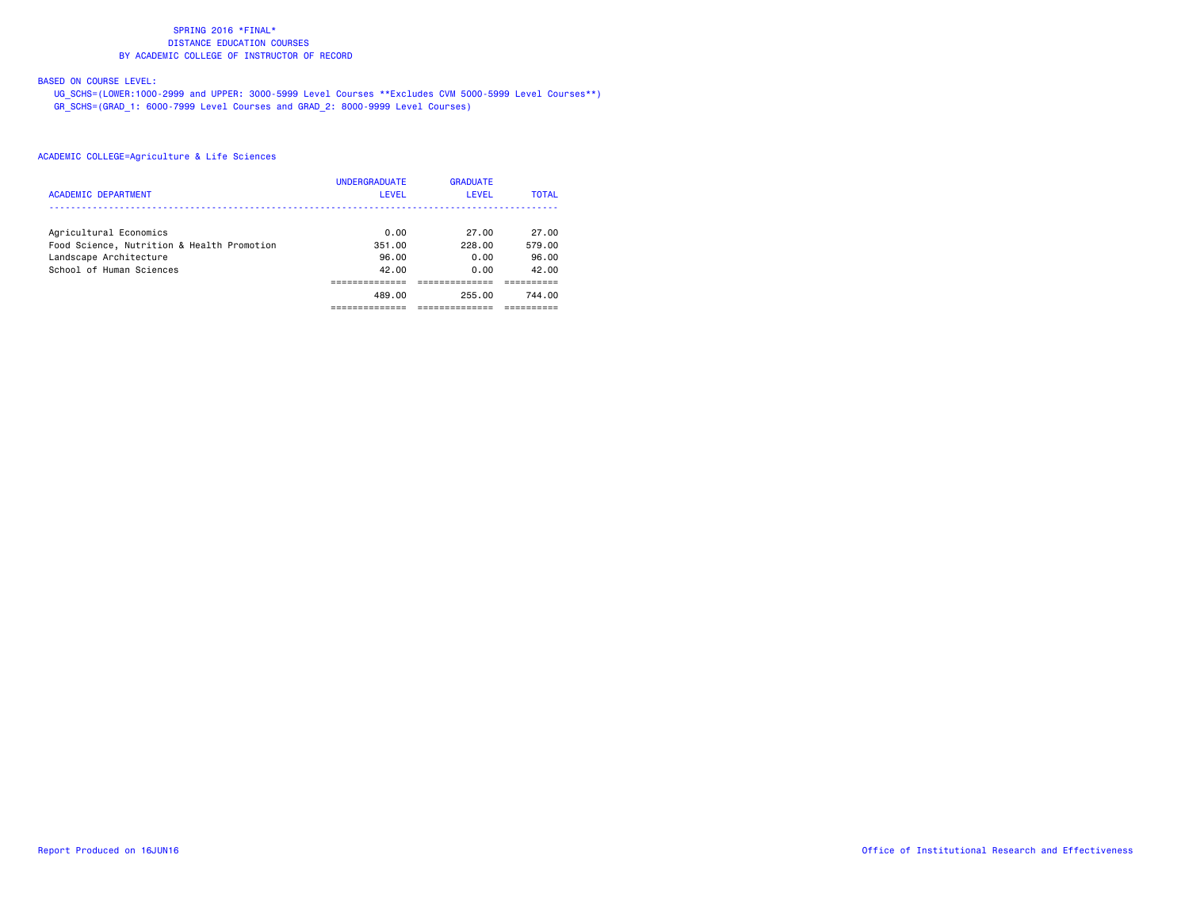SPRING 2016 *FINAL*
DISTANCE EDUCATION COURSES
BY ACADEMIC COLLEGE OF INSTRUCTOR OF RECORD

BASED ON COURSE LEVEL:
UG_SCHS=(LOWER:1000-2999 and UPPER: 3000-5999 Level Courses **Excludes CVM 5000-5999 Level Courses**)
GR_SCHS=(GRAD_1: 6000-7999 Level Courses and GRAD_2: 8000-9999 Level Courses)

ACADEMIC COLLEGE=Agriculture & Life Sciences

| ACADEMIC DEPARTMENT | UNDERGRADUATE LEVEL | GRADUATE LEVEL | TOTAL |
|---|---|---|---|
| Agricultural Economics | 0.00 | 27.00 | 27.00 |
| Food Science, Nutrition & Health Promotion | 351.00 | 228.00 | 579.00 |
| Landscape Architecture | 96.00 | 0.00 | 96.00 |
| School of Human Sciences | 42.00 | 0.00 | 42.00 |
| | 489.00 | 255.00 | 744.00 |

Report Produced on 16JUN16

Office of Institutional Research and Effectiveness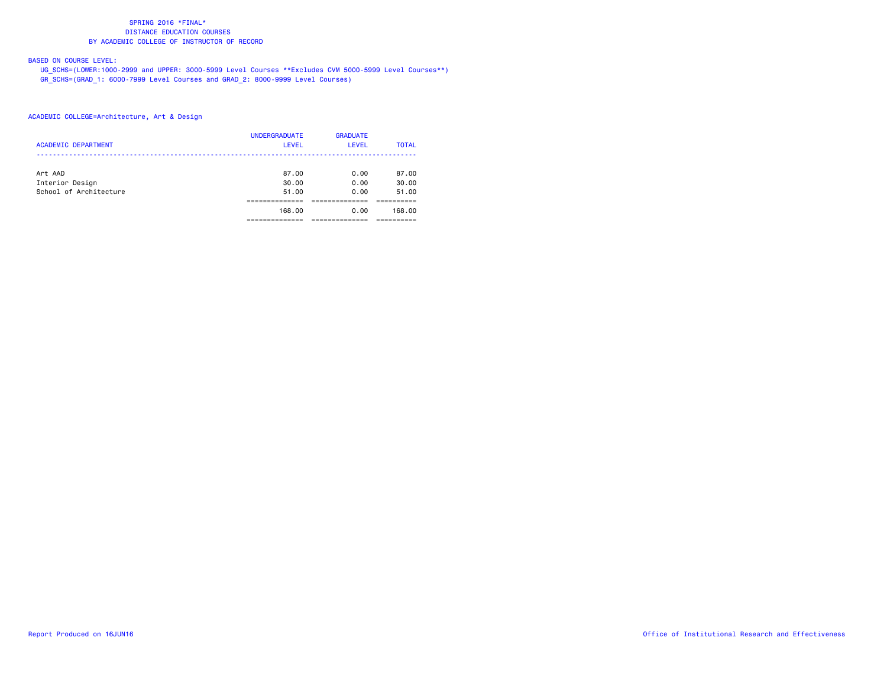SPRING 2016 *FINAL*
DISTANCE EDUCATION COURSES
BY ACADEMIC COLLEGE OF INSTRUCTOR OF RECORD

BASED ON COURSE LEVEL:
UG_SCHS=(LOWER:1000-2999 and UPPER: 3000-5999 Level Courses **Excludes CVM 5000-5999 Level Courses**)
GR_SCHS=(GRAD_1: 6000-7999 Level Courses and GRAD_2: 8000-9999 Level Courses)

ACADEMIC COLLEGE=Architecture, Art & Design

| ACADEMIC DEPARTMENT | UNDERGRADUATE LEVEL | GRADUATE LEVEL | TOTAL |
|---|---|---|---|
| Art AAD | 87.00 | 0.00 | 87.00 |
| Interior Design | 30.00 | 0.00 | 30.00 |
| School of Architecture | 51.00 | 0.00 | 51.00 |
| | 168.00 | 0.00 | 168.00 |

Report Produced on 16JUN16 Office of Institutional Research and Effectiveness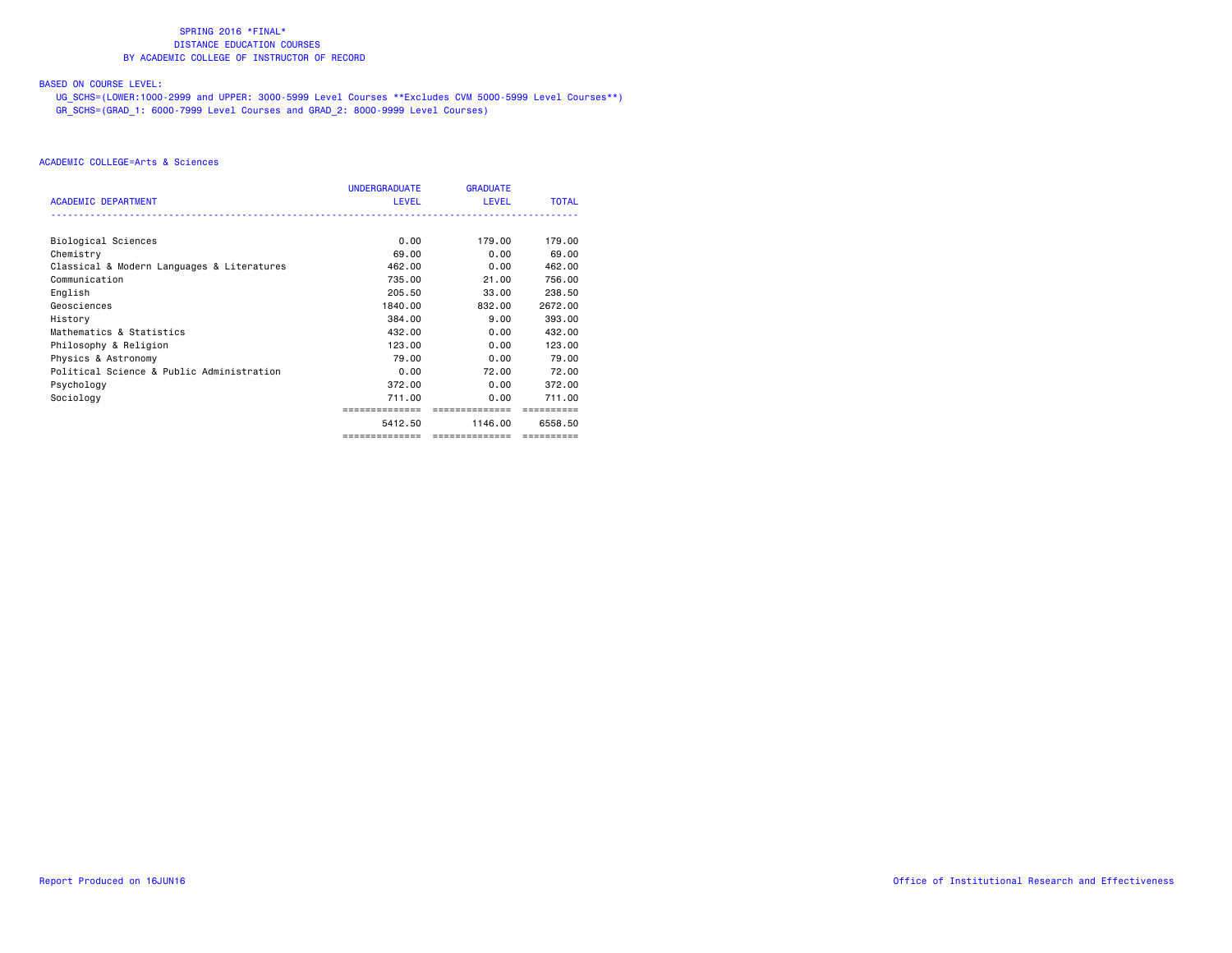# SPRING 2016 *FINAL*
## DISTANCE EDUCATION COURSES
## BY ACADEMIC COLLEGE OF INSTRUCTOR OF RECORD

BASED ON COURSE LEVEL:

UG_SCHS=(LOWER:1000-2999 and UPPER: 3000-5999 Level Courses **Excludes CVM 5000-5999 Level Courses**)
GR_SCHS=(GRAD_1: 6000-7999 Level Courses and GRAD_2: 8000-9999 Level Courses)

ACADEMIC COLLEGE=Arts & Sciences

| ACADEMIC DEPARTMENT | UNDERGRADUATE LEVEL | GRADUATE LEVEL | TOTAL |
|---|---|---|---|
| Biological Sciences | 0.00 | 179.00 | 179.00 |
| Chemistry | 69.00 | 0.00 | 69.00 |
| Classical & Modern Languages & Literatures | 462.00 | 0.00 | 462.00 |
| Communication | 735.00 | 21.00 | 756.00 |
| English | 205.50 | 33.00 | 238.50 |
| Geosciences | 1840.00 | 832.00 | 2672.00 |
| History | 384.00 | 9.00 | 393.00 |
| Mathematics & Statistics | 432.00 | 0.00 | 432.00 |
| Philosophy & Religion | 123.00 | 0.00 | 123.00 |
| Physics & Astronomy | 79.00 | 0.00 | 79.00 |
| Political Science & Public Administration | 0.00 | 72.00 | 72.00 |
| Psychology | 372.00 | 0.00 | 372.00 |
| Sociology | 711.00 | 0.00 | 711.00 |
| | 5412.50 | 1146.00 | 6558.50 |

Report Produced on 16JUN16

Office of Institutional Research and Effectiveness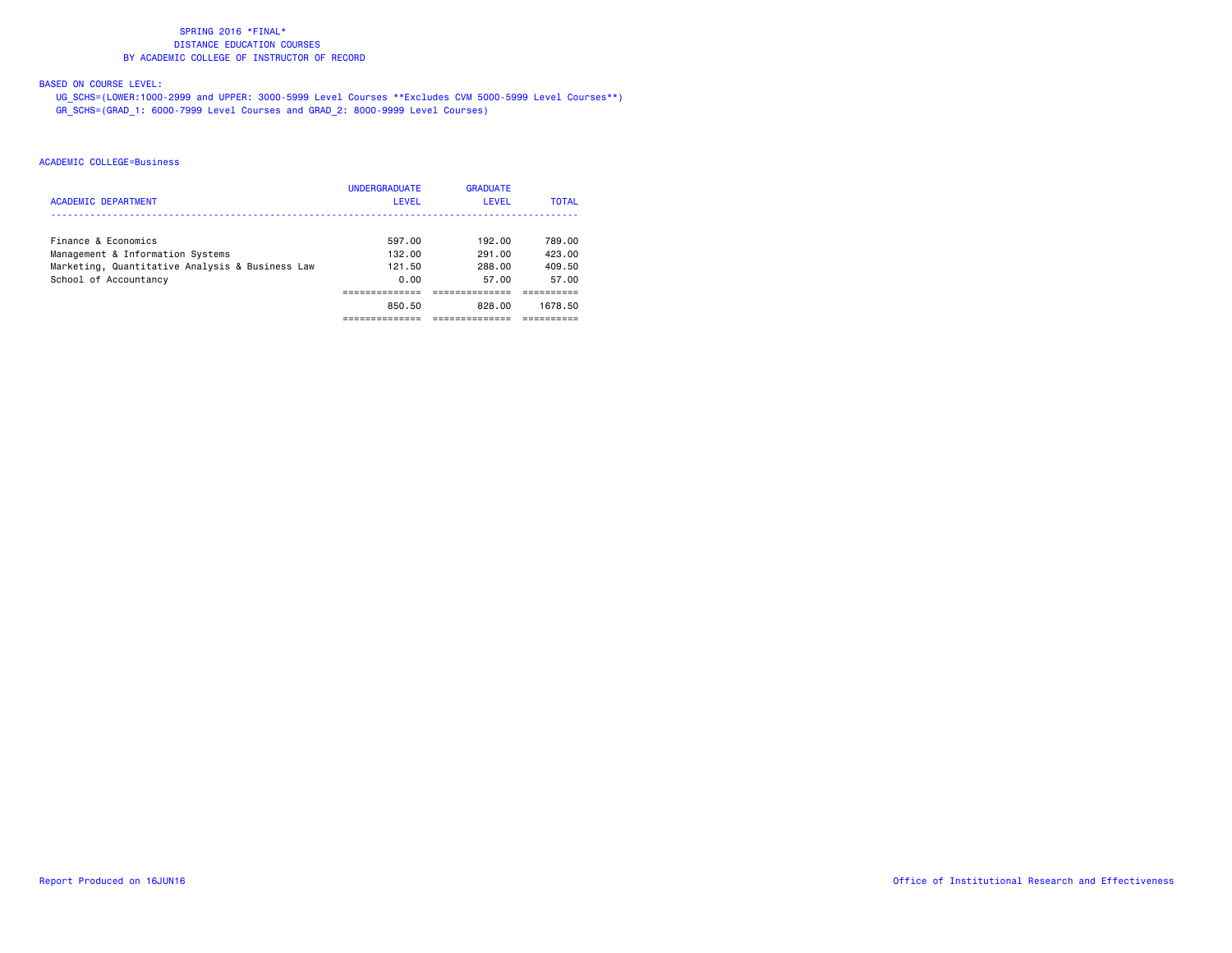SPRING 2016 *FINAL*
DISTANCE EDUCATION COURSES
BY ACADEMIC COLLEGE OF INSTRUCTOR OF RECORD

BASED ON COURSE LEVEL:
UG_SCHS=(LOWER:1000-2999 and UPPER: 3000-5999 Level Courses **Excludes CVM 5000-5999 Level Courses**)
GR_SCHS=(GRAD_1: 6000-7999 Level Courses and GRAD_2: 8000-9999 Level Courses)

ACADEMIC COLLEGE=Business

| ACADEMIC DEPARTMENT | UNDERGRADUATE LEVEL | GRADUATE LEVEL | TOTAL |
|---|---|---|---|
| Finance & Economics | 597.00 | 192.00 | 789.00 |
| Management & Information Systems | 132.00 | 291.00 | 423.00 |
| Marketing, Quantitative Analysis & Business Law | 121.50 | 288.00 | 409.50 |
| School of Accountancy | 0.00 | 57.00 | 57.00 |
| | 850.50 | 828.00 | 1678.50 |

Report Produced on 16JUN16

Office of Institutional Research and Effectiveness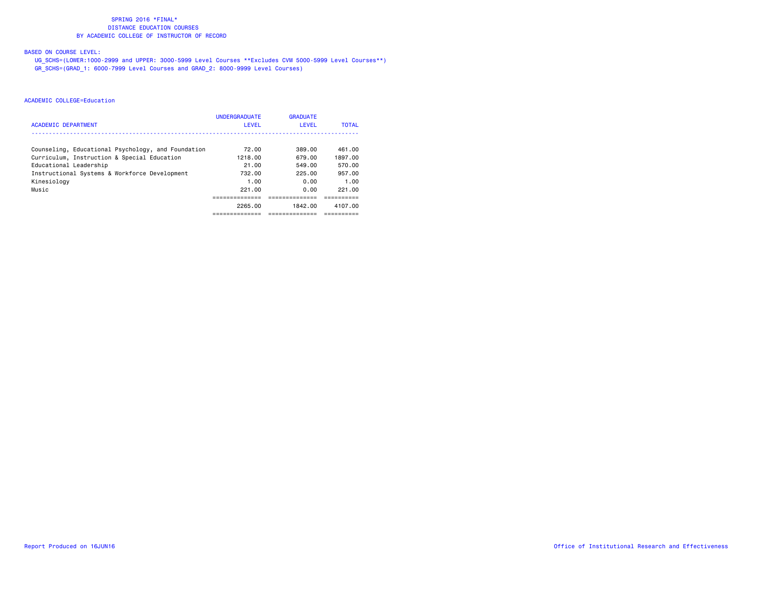# SPRING 2016 *FINAL*
## DISTANCE EDUCATION COURSES
## BY ACADEMIC COLLEGE OF INSTRUCTOR OF RECORD

BASED ON COURSE LEVEL:

UG_SCHS=(LOWER:1000-2999 and UPPER: 3000-5999 Level Courses **Excludes CVM 5000-5999 Level Courses**)
GR_SCHS=(GRAD_1: 6000-7999 Level Courses and GRAD_2: 8000-9999 Level Courses)

ACADEMIC COLLEGE=Education

| ACADEMIC DEPARTMENT | UNDERGRADUATE LEVEL | GRADUATE LEVEL | TOTAL |
|---|---|---|---|
| Counseling, Educational Psychology, and Foundation | 72.00 | 389.00 | 461.00 |
| Curriculum, Instruction & Special Education | 1218.00 | 679.00 | 1897.00 |
| Educational Leadership | 21.00 | 549.00 | 570.00 |
| Instructional Systems & Workforce Development | 732.00 | 225.00 | 957.00 |
| Kinesiology | 1.00 | 0.00 | 1.00 |
| Music | 221.00 | 0.00 | 221.00 |
| | 2265.00 | 1842.00 | 4107.00 |

Report Produced on 16JUN16 Office of Institutional Research and Effectiveness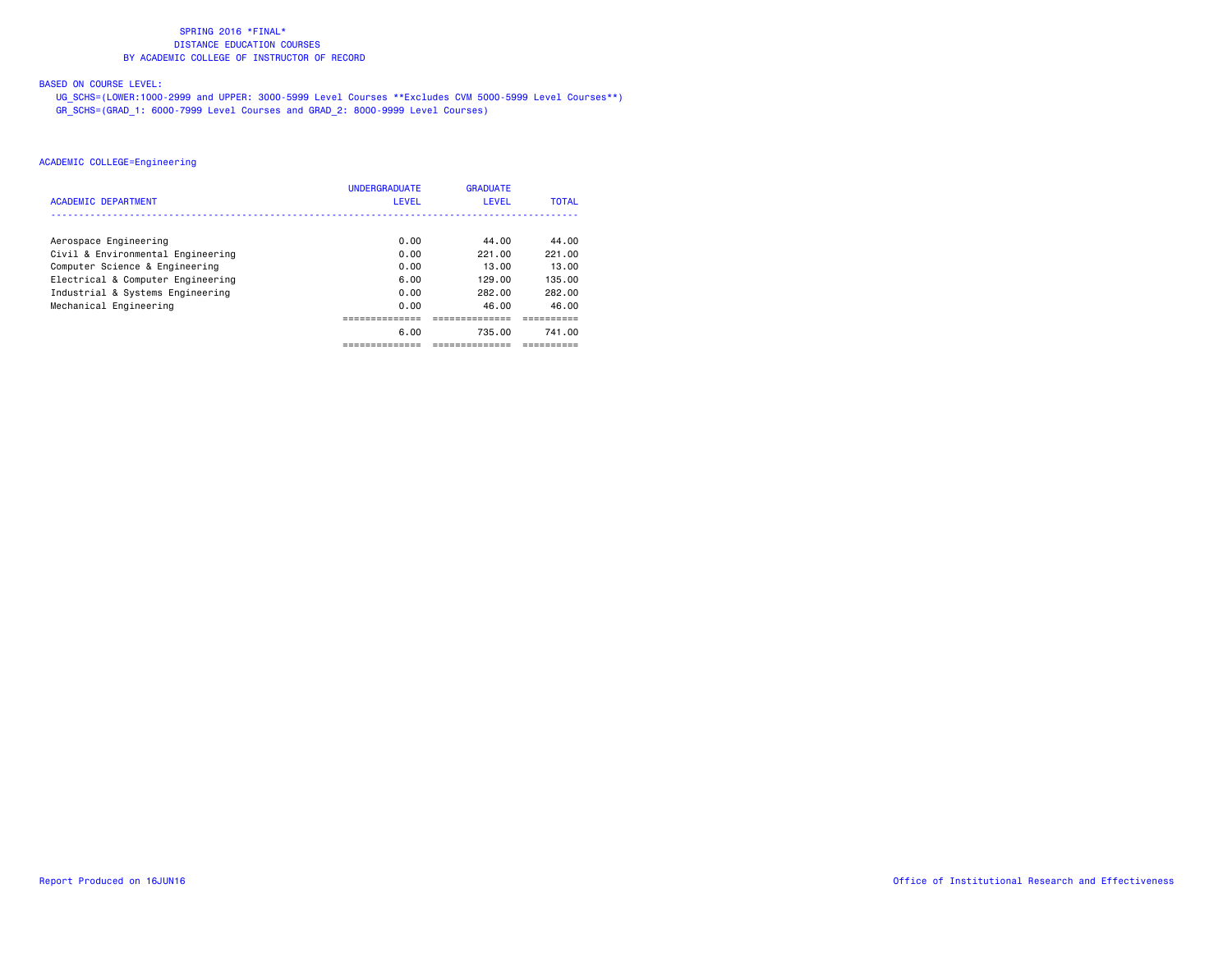SPRING 2016 *FINAL*
DISTANCE EDUCATION COURSES
BY ACADEMIC COLLEGE OF INSTRUCTOR OF RECORD

BASED ON COURSE LEVEL:
UG_SCHS=(LOWER:1000-2999 and UPPER: 3000-5999 Level Courses **Excludes CVM 5000-5999 Level Courses**)
GR_SCHS=(GRAD_1: 6000-7999 Level Courses and GRAD_2: 8000-9999 Level Courses)

ACADEMIC COLLEGE=Engineering

| ACADEMIC DEPARTMENT | UNDERGRADUATE LEVEL | GRADUATE LEVEL | TOTAL |
|---|---|---|---|
| Aerospace Engineering | 0.00 | 44.00 | 44.00 |
| Civil & Environmental Engineering | 0.00 | 221.00 | 221.00 |
| Computer Science & Engineering | 0.00 | 13.00 | 13.00 |
| Electrical & Computer Engineering | 6.00 | 129.00 | 135.00 |
| Industrial & Systems Engineering | 0.00 | 282.00 | 282.00 |
| Mechanical Engineering | 0.00 | 46.00 | 46.00 |
| | 6.00 | 735.00 | 741.00 |

Report Produced on 16JUN16

Office of Institutional Research and Effectiveness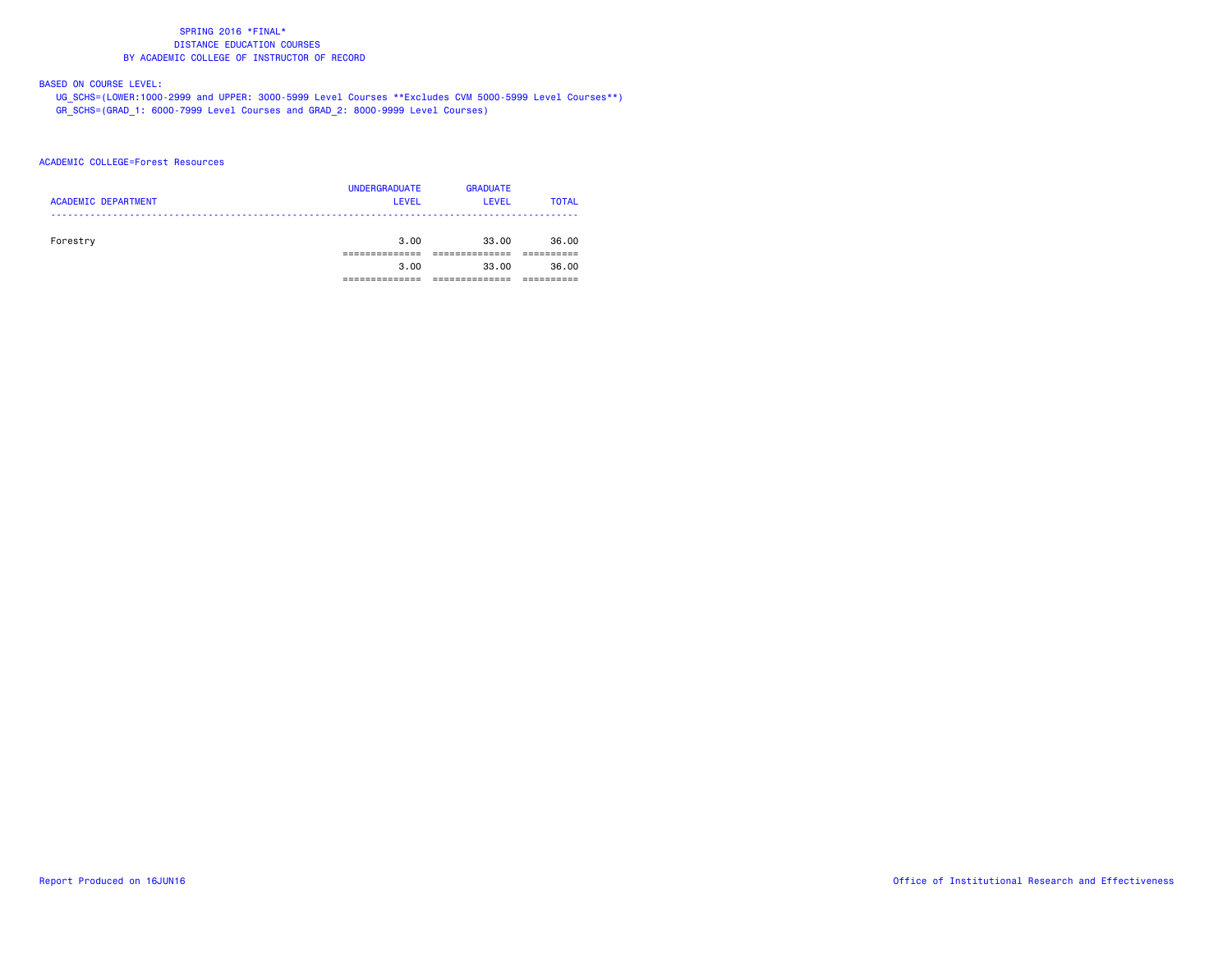SPRING 2016 *FINAL*
DISTANCE EDUCATION COURSES
BY ACADEMIC COLLEGE OF INSTRUCTOR OF RECORD

BASED ON COURSE LEVEL:
UG_SCHS=(LOWER:1000-2999 and UPPER: 3000-5999 Level Courses **Excludes CVM 5000-5999 Level Courses**)
GR_SCHS=(GRAD_1: 6000-7999 Level Courses and GRAD_2: 8000-9999 Level Courses)

ACADEMIC COLLEGE=Forest Resources

| ACADEMIC DEPARTMENT | UNDERGRADUATE LEVEL | GRADUATE LEVEL | TOTAL |
|---|---|---|---|
| Forestry | 3.00 | 33.00 | 36.00 |
| | 3.00 | 33.00 | 36.00 |

Report Produced on 16JUN16 | Office of Institutional Research and Effectiveness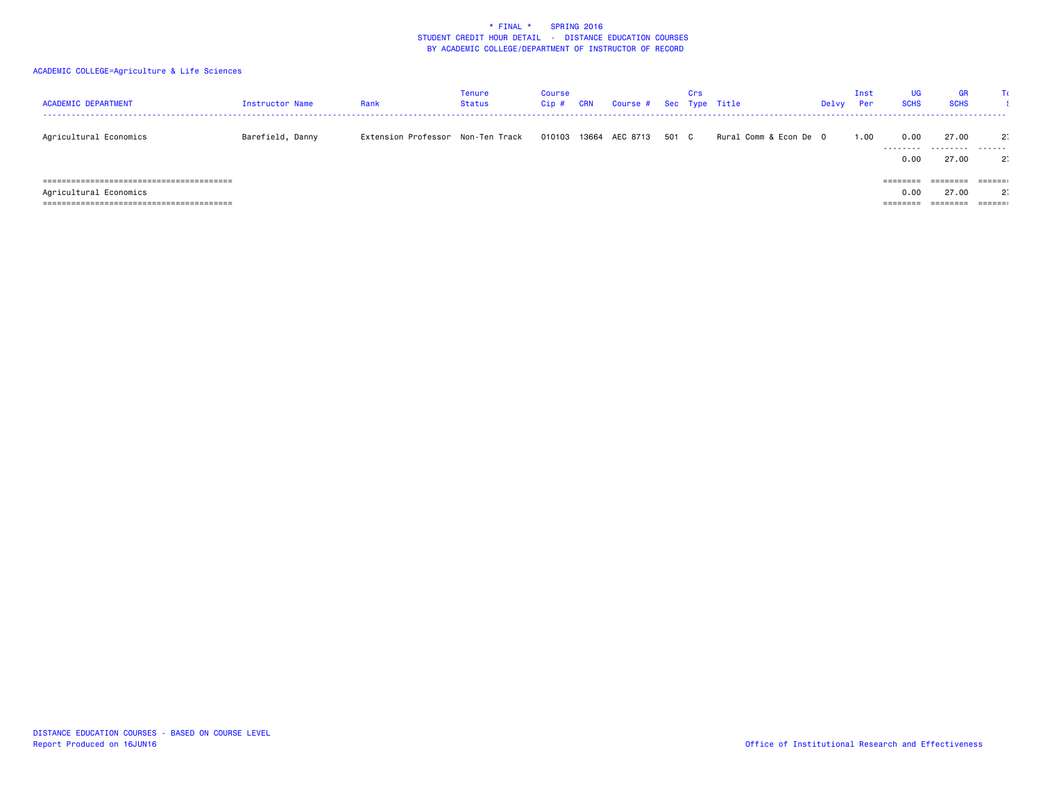\* FINAL \* SPRING 2016
STUDENT CREDIT HOUR DETAIL - DISTANCE EDUCATION COURSES
BY ACADEMIC COLLEGE/DEPARTMENT OF INSTRUCTOR OF RECORD

ACADEMIC COLLEGE=Agriculture & Life Sciences

| ACADEMIC DEPARTMENT | Instructor Name | Rank | Tenure Status | Course Cip # | CRN | Course # | Sec | Crs Type | Title | Delvy | Inst Per | UG SCHS | GR SCHS | To |
|---|---|---|---|---|---|---|---|---|---|---|---|---|---|---|
| Agricultural Economics | Barefield, Danny | Extension Professor | Non-Ten Track | 010103 | 13664 | AEC 8713 | 501 | C | Rural Comm & Econ De | O | 1.00 | 0.00 | 27.00 | 2 |
| | | | | | | | | | | | | 0.00 | 27.00 | 2 |
| Agricultural Economics | | | | | | | | | | | | 0.00 | 27.00 | 2 |

DISTANCE EDUCATION COURSES - BASED ON COURSE LEVEL
Report Produced on 16JUN16

Office of Institutional Research and Effectiveness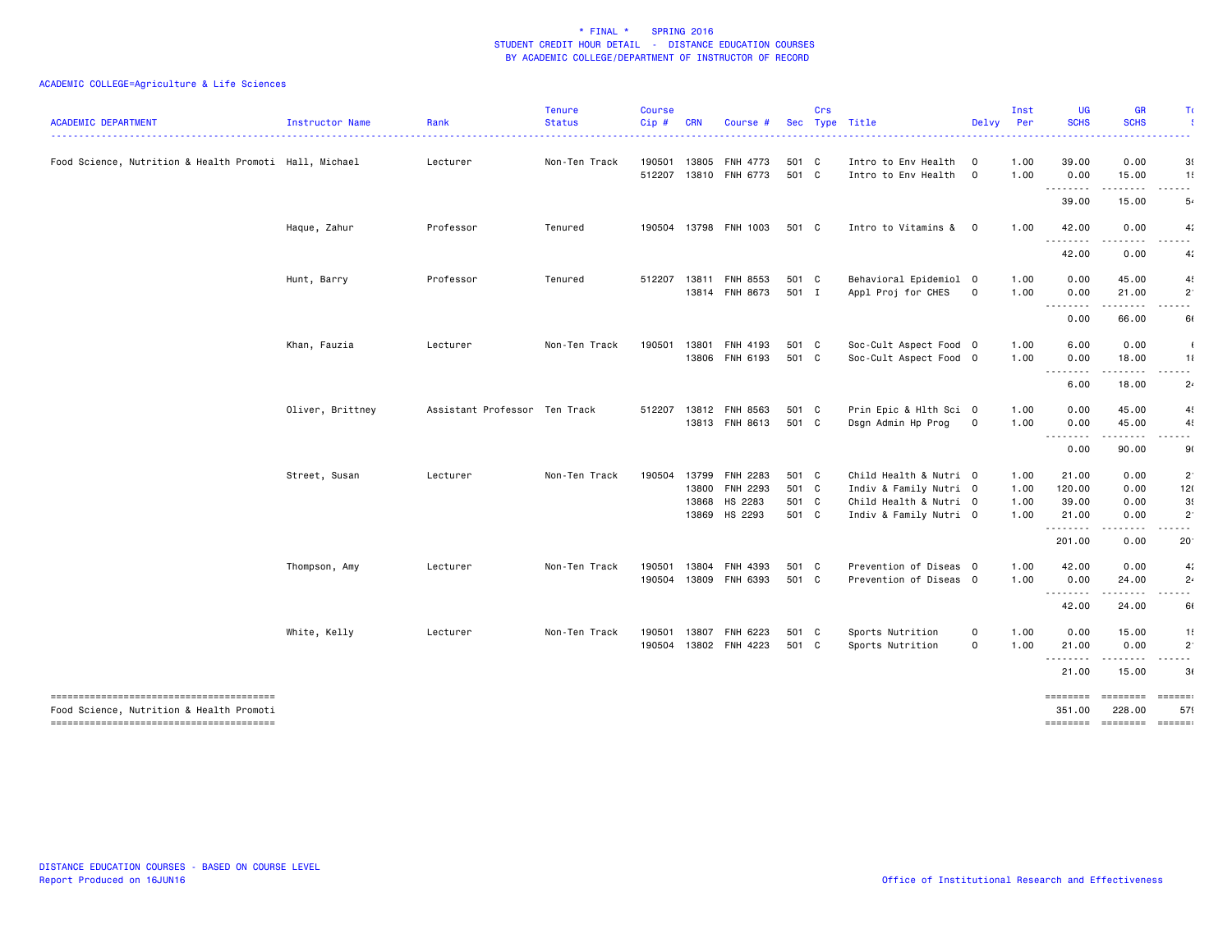\* FINAL \*    SPRING 2016
STUDENT CREDIT HOUR DETAIL - DISTANCE EDUCATION COURSES
BY ACADEMIC COLLEGE/DEPARTMENT OF INSTRUCTOR OF RECORD

ACADEMIC COLLEGE=Agriculture & Life Sciences

| ACADEMIC DEPARTMENT | Instructor Name | Rank | Tenure Status | Course Cip # | CRN | Course # | Sec | Crs Type | Title | Delvy | Inst Per | UG SCHS | GR SCHS | To |
|---|---|---|---|---|---|---|---|---|---|---|---|---|---|---|
| Food Science, Nutrition & Health Promoti | Hall, Michael | Lecturer | Non-Ten Track | 190501 | 13805 | FNH 4773 | 501 | C | Intro to Env Health | O | 1.00 | 39.00 | 0.00 | 3 |
| | | | | 512207 | 13810 | FNH 6773 | 501 | C | Intro to Env Health | O | 1.00 | 0.00 | 15.00 | 1 |
| | | | | | | | | | | | | 39.00 | 15.00 | 5 |
| | Haque, Zahur | Professor | Tenured | 190504 | 13798 | FNH 1003 | 501 | C | Intro to Vitamins & | O | 1.00 | 42.00 | 0.00 | 4 |
| | | | | | | | | | | | | 42.00 | 0.00 | 4 |
| | Hunt, Barry | Professor | Tenured | 512207 | 13811 | FNH 8553 | 501 | C | Behavioral Epidemiol | O | 1.00 | 0.00 | 45.00 | 4 |
| | | | | | 13814 | FNH 8673 | 501 | I | Appl Proj for CHES | O | 1.00 | 0.00 | 21.00 | 2 |
| | | | | | | | | | | | | 0.00 | 66.00 | 6 |
| | Khan, Fauzia | Lecturer | Non-Ten Track | 190501 | 13801 | FNH 4193 | 501 | C | Soc-Cult Aspect Food | O | 1.00 | 6.00 | 0.00 | |
| | | | | | 13806 | FNH 6193 | 501 | C | Soc-Cult Aspect Food | O | 1.00 | 0.00 | 18.00 | 1 |
| | | | | | | | | | | | | 6.00 | 18.00 | 2 |
| | Oliver, Brittney | Assistant Professor | Ten Track | 512207 | 13812 | FNH 8563 | 501 | C | Prin Epic & Hlth Sci | O | 1.00 | 0.00 | 45.00 | 4 |
| | | | | | 13813 | FNH 8613 | 501 | C | Dsgn Admin Hp Prog | O | 1.00 | 0.00 | 45.00 | 4 |
| | | | | | | | | | | | | 0.00 | 90.00 | 9 |
| | Street, Susan | Lecturer | Non-Ten Track | 190504 | 13799 | FNH 2283 | 501 | C | Child Health & Nutri | O | 1.00 | 21.00 | 0.00 | 2 |
| | | | | | 13800 | FNH 2293 | 501 | C | Indiv & Family Nutri | O | 1.00 | 120.00 | 0.00 | 12 |
| | | | | | 13868 | HS 2283 | 501 | C | Child Health & Nutri | O | 1.00 | 39.00 | 0.00 | 3 |
| | | | | | 13869 | HS 2293 | 501 | C | Indiv & Family Nutri | O | 1.00 | 21.00 | 0.00 | 2 |
| | | | | | | | | | | | | 201.00 | 0.00 | 20 |
| | Thompson, Amy | Lecturer | Non-Ten Track | 190501 | 13804 | FNH 4393 | 501 | C | Prevention of Diseas | O | 1.00 | 42.00 | 0.00 | 4 |
| | | | | 190504 | 13809 | FNH 6393 | 501 | C | Prevention of Diseas | O | 1.00 | 0.00 | 24.00 | 2 |
| | | | | | | | | | | | | 42.00 | 24.00 | 6 |
| | White, Kelly | Lecturer | Non-Ten Track | 190501 | 13807 | FNH 6223 | 501 | C | Sports Nutrition | O | 1.00 | 0.00 | 15.00 | 1 |
| | | | | 190504 | 13802 | FNH 4223 | 501 | C | Sports Nutrition | O | 1.00 | 21.00 | 0.00 | 2 |
| | | | | | | | | | | | | 21.00 | 15.00 | 3 |
| Food Science, Nutrition & Health Promoti | | | | | | | | | | | | 351.00 | 228.00 | 57 |

DISTANCE EDUCATION COURSES - BASED ON COURSE LEVEL
Report Produced on 16JUN16

Office of Institutional Research and Effectiveness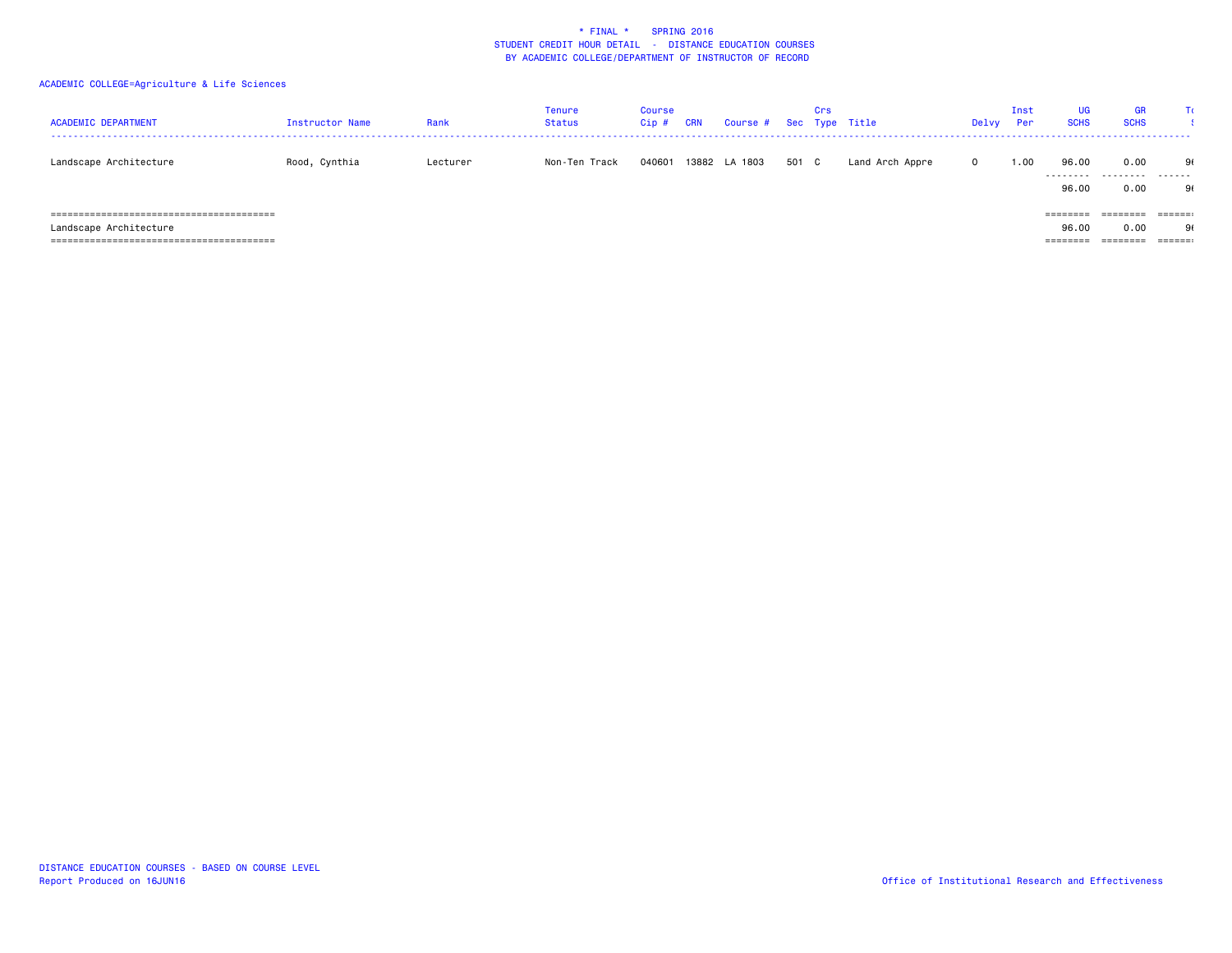* FINAL * SPRING 2016
STUDENT CREDIT HOUR DETAIL - DISTANCE EDUCATION COURSES
BY ACADEMIC COLLEGE/DEPARTMENT OF INSTRUCTOR OF RECORD

ACADEMIC COLLEGE=Agriculture & Life Sciences

| ACADEMIC DEPARTMENT | Instructor Name | Rank | Tenure Status | Course Cip # | CRN | Course # | Sec | Crs Type | Title | Delvy | Inst Per | UG SCHS | GR SCHS | T... |
|---|---|---|---|---|---|---|---|---|---|---|---|---|---|---|
| Landscape Architecture | Rood, Cynthia | Lecturer | Non-Ten Track | 040601 | 13882 | LA 1803 | 501 | C | Land Arch Appre | O | 1.00 | 96.00 | 0.00 | 9... |
| | | | | | | | | | | | | 96.00 | 0.00 | 9... |
| Landscape Architecture | | | | | | | | | | | | 96.00 | 0.00 | 9... |

DISTANCE EDUCATION COURSES - BASED ON COURSE LEVEL
Report Produced on 16JUN16

Office of Institutional Research and Effectiveness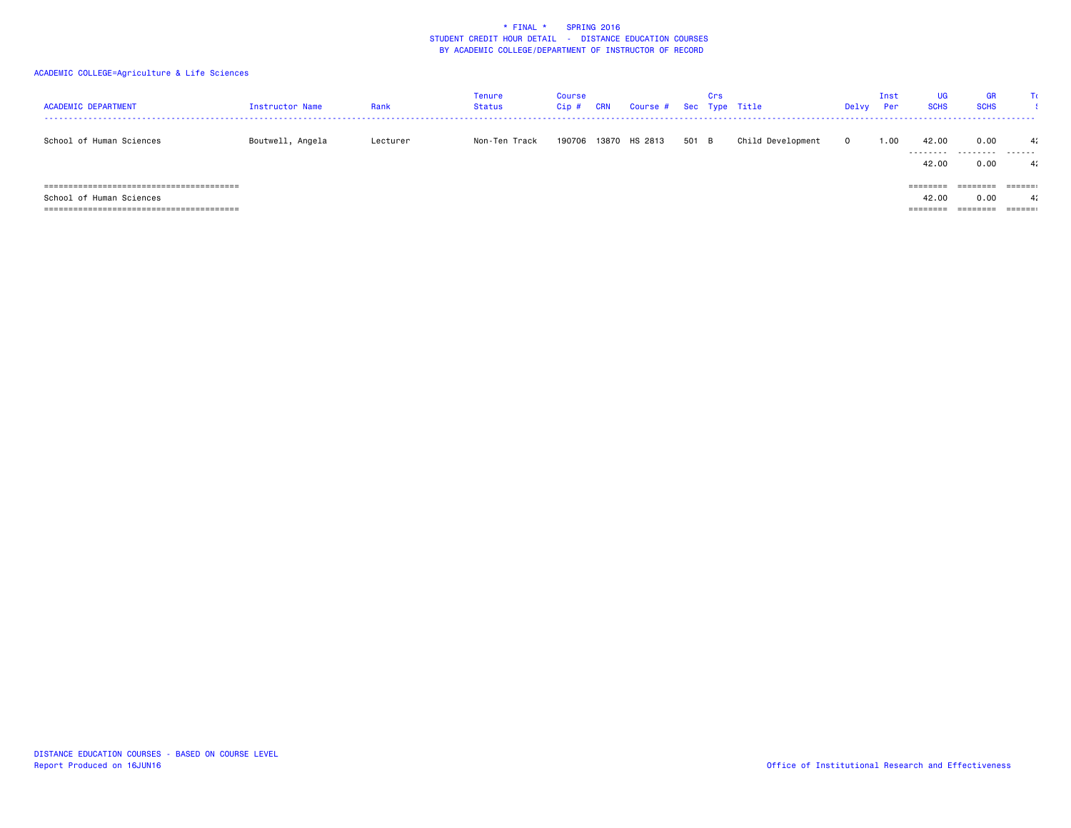\* FINAL \*    SPRING 2016
STUDENT CREDIT HOUR DETAIL - DISTANCE EDUCATION COURSES
BY ACADEMIC COLLEGE/DEPARTMENT OF INSTRUCTOR OF RECORD

ACADEMIC COLLEGE=Agriculture & Life Sciences

| ACADEMIC DEPARTMENT | Instructor Name | Rank | Tenure Status | Course Cip # | CRN | Course # | Sec | Crs Type | Title | Delvy | Inst Per | UG SCHS | GR SCHS | To |
|---|---|---|---|---|---|---|---|---|---|---|---|---|---|---|
| School of Human Sciences | Boutwell, Angela | Lecturer | Non-Ten Track | 190706 | 13870 | HS 2813 | 501 | B | Child Development | O | 1.00 | 42.00 | 0.00 | 4 |
| | | | | | | | | | | | | 42.00 | 0.00 | 4 |
| School of Human Sciences | | | | | | | | | | | | 42.00 | 0.00 | 4 |

DISTANCE EDUCATION COURSES - BASED ON COURSE LEVEL
Report Produced on 16JUN16

Office of Institutional Research and Effectiveness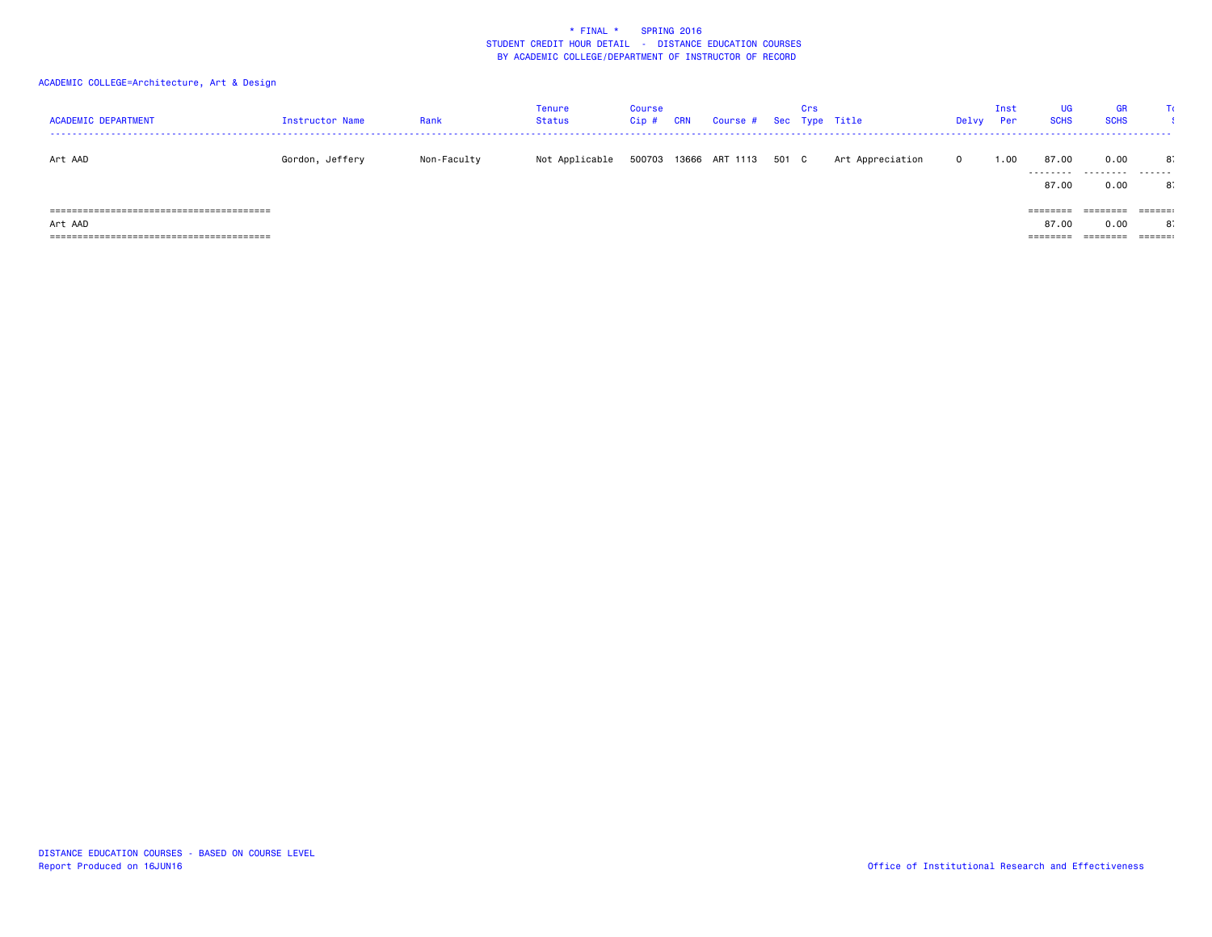\* FINAL \*    SPRING 2016
STUDENT CREDIT HOUR DETAIL - DISTANCE EDUCATION COURSES
BY ACADEMIC COLLEGE/DEPARTMENT OF INSTRUCTOR OF RECORD

ACADEMIC COLLEGE=Architecture, Art & Design

| ACADEMIC DEPARTMENT | Instructor Name | Rank | Tenure Status | Course Cip # | CRN | Course # | Sec | Crs Type | Title | Delvy | Inst Per | UG SCHS | GR SCHS | To |
|---|---|---|---|---|---|---|---|---|---|---|---|---|---|---|
| Art AAD | Gordon, Jeffery | Non-Faculty | Not Applicable | 500703 | 13666 | ART 1113 | 501 | C | Art Appreciation | O | 1.00 | 87.00 | 0.00 | 8 |
| | | | | | | | | | | | | 87.00 | 0.00 | 8 |
| Art AAD | | | | | | | | | | | | 87.00 | 0.00 | 8 |

DISTANCE EDUCATION COURSES - BASED ON COURSE LEVEL
Report Produced on 16JUN16

Office of Institutional Research and Effectiveness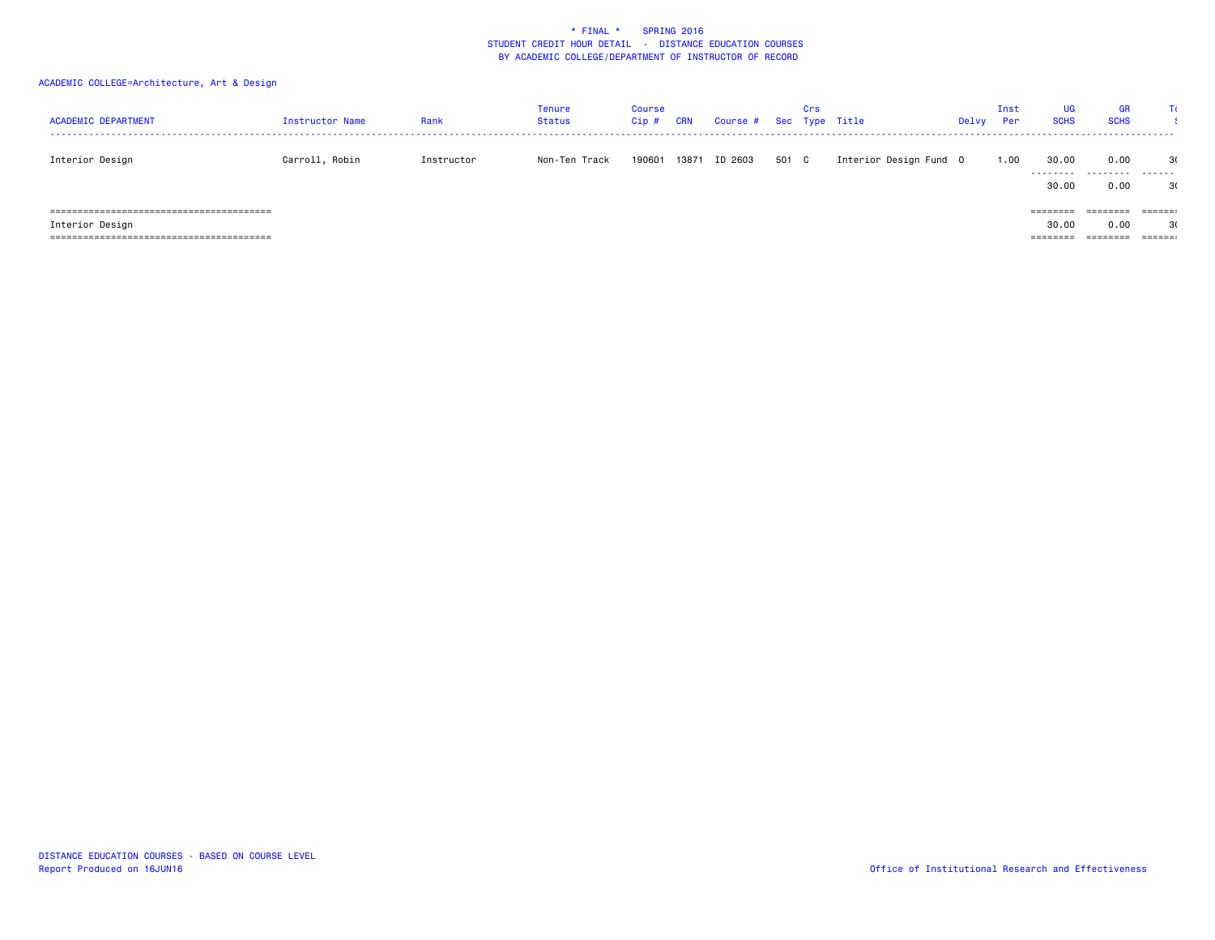\* FINAL \*    SPRING 2016
STUDENT CREDIT HOUR DETAIL  -  DISTANCE EDUCATION COURSES
BY ACADEMIC COLLEGE/DEPARTMENT OF INSTRUCTOR OF RECORD

ACADEMIC COLLEGE=Architecture, Art & Design

| ACADEMIC DEPARTMENT | Instructor Name | Rank | Tenure Status | Course Cip # | CRN | Course # | Sec | Crs Type | Title | Delvy | Inst Per | UG SCHS | GR SCHS | To |
|---|---|---|---|---|---|---|---|---|---|---|---|---|---|---|
| Interior Design | Carroll, Robin | Instructor | Non-Ten Track | 190601 | 13871 | ID 2603 | 501 | C | Interior Design Fund | O | 1.00 | 30.00 | 0.00 | 3( |
| | | | | | | | | | | | | 30.00 | 0.00 | 3( |
| Interior Design | | | | | | | | | | | | 30.00 | 0.00 | 3( |

DISTANCE EDUCATION COURSES - BASED ON COURSE LEVEL
Report Produced on 16JUN16

Office of Institutional Research and Effectiveness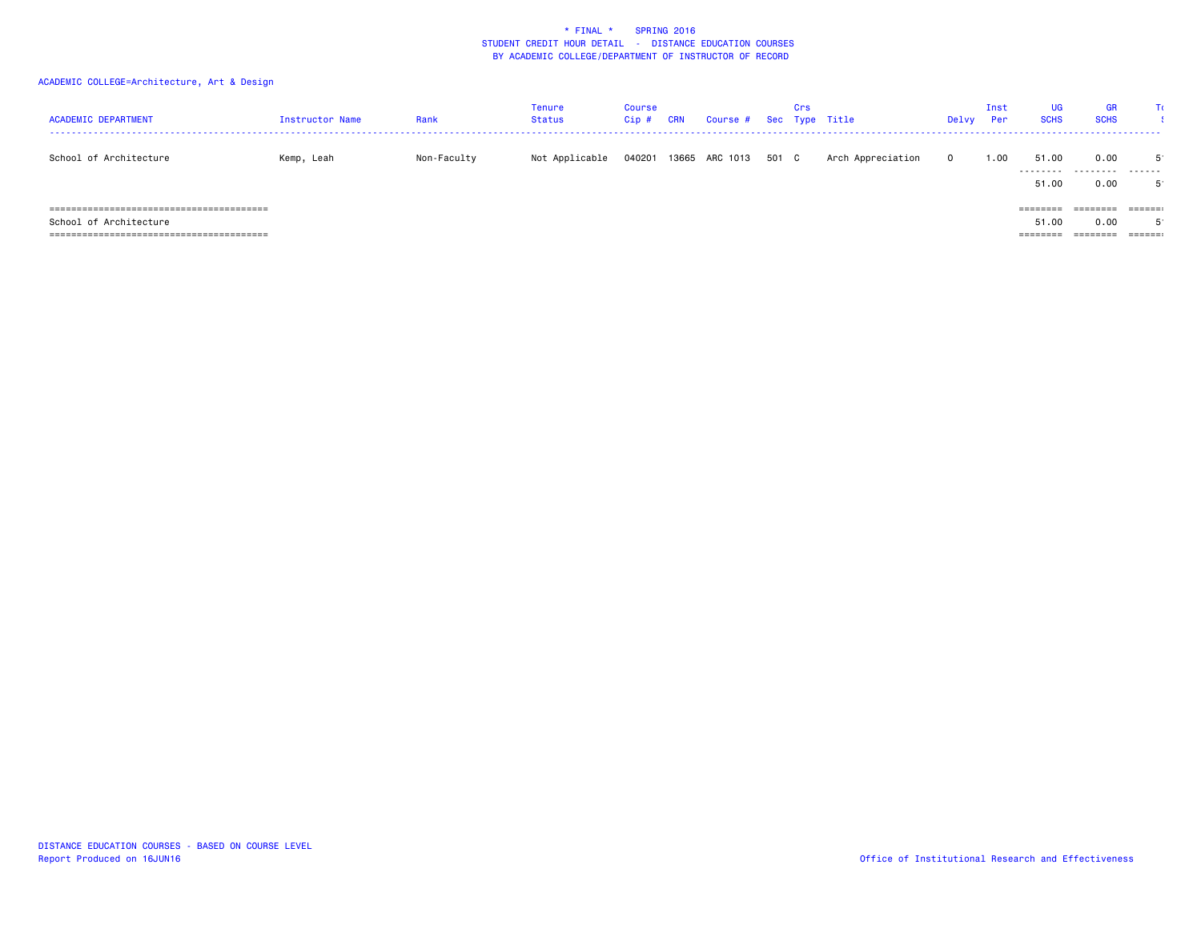# * FINAL * SPRING 2016
## STUDENT CREDIT HOUR DETAIL - DISTANCE EDUCATION COURSES
## BY ACADEMIC COLLEGE/DEPARTMENT OF INSTRUCTOR OF RECORD

ACADEMIC COLLEGE=Architecture, Art & Design

| ACADEMIC DEPARTMENT | Instructor Name | Rank | Tenure Status | Course Cip # | CRN | Course # | Sec | Crs Type | Title | Delvy | Inst Per | UG SCHS | GR SCHS | To |
|---|---|---|---|---|---|---|---|---|---|---|---|---|---|---|
| School of Architecture | Kemp, Leah | Non-Faculty | Not Applicable | 040201 | 13665 | ARC 1013 | 501 | C | Arch Appreciation | O | 1.00 | 51.00 | 0.00 | 5 |
| | | | | | | | | | | | | 51.00 | 0.00 | 5 |
| School of Architecture | | | | | | | | | | | | 51.00 | 0.00 | 5 |

DISTANCE EDUCATION COURSES - BASED ON COURSE LEVEL
Report Produced on 16JUN16

Office of Institutional Research and Effectiveness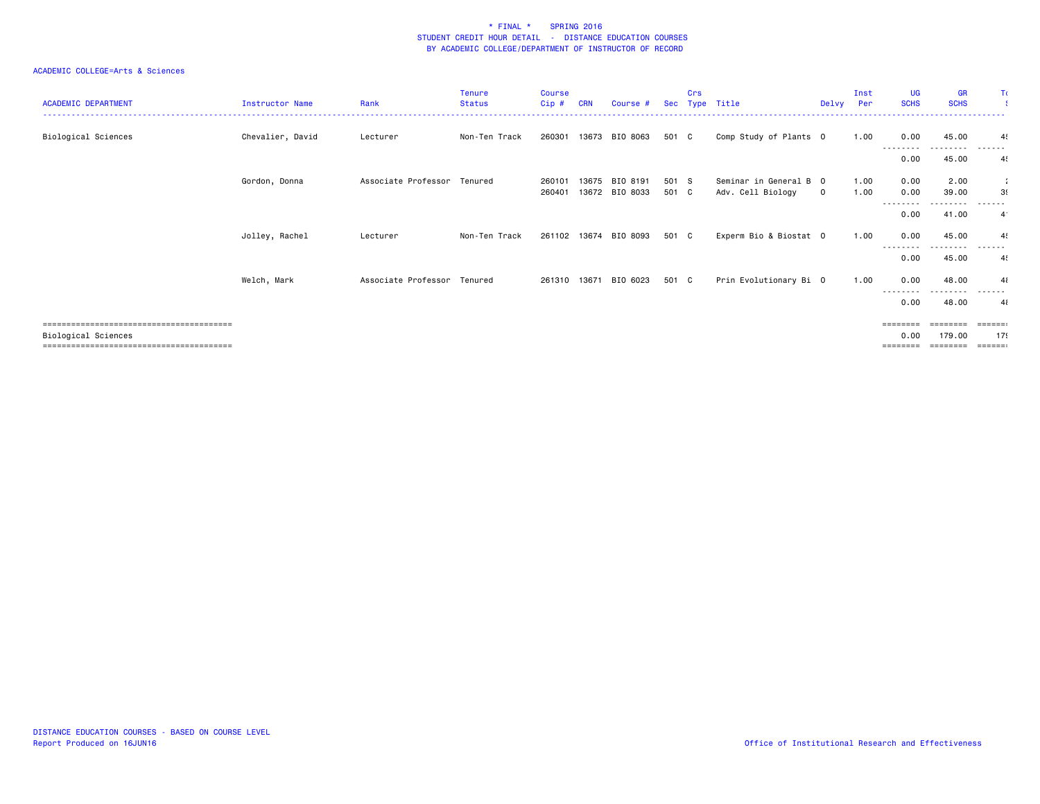# * FINAL * SPRING 2016
## STUDENT CREDIT HOUR DETAIL - DISTANCE EDUCATION COURSES
## BY ACADEMIC COLLEGE/DEPARTMENT OF INSTRUCTOR OF RECORD

ACADEMIC COLLEGE=Arts & Sciences

| ACADEMIC DEPARTMENT | Instructor Name | Rank | Tenure Status | Course Cip # | CRN | Course # | Sec | Crs Type | Title | Delvy | Inst Per | UG SCHS | GR SCHS | Total SCHS |
|---|---|---|---|---|---|---|---|---|---|---|---|---|---|---|
| Biological Sciences | Chevalier, David | Lecturer | Non-Ten Track | 260301 | 13673 | BIO 8063 | 501 | C | Comp Study of Plants | O | 1.00 | 0.00 | 45.00 | 45 |
| | | | | | | | | | | | | 0.00 | 45.00 | 45 |
| | Gordon, Donna | Associate Professor | Tenured | 260101 | 13675 | BIO 8191 | 501 | S | Seminar in General B | O | 1.00 | 0.00 | 2.00 | 2 |
| | | | | 260401 | 13672 | BIO 8033 | 501 | C | Adv. Cell Biology | O | 1.00 | 0.00 | 39.00 | 39 |
| | | | | | | | | | | | | 0.00 | 41.00 | 41 |
| | Jolley, Rachel | Lecturer | Non-Ten Track | 261102 | 13674 | BIO 8093 | 501 | C | Experm Bio & Biostat | O | 1.00 | 0.00 | 45.00 | 45 |
| | | | | | | | | | | | | 0.00 | 45.00 | 45 |
| | Welch, Mark | Associate Professor | Tenured | 261310 | 13671 | BIO 6023 | 501 | C | Prin Evolutionary Bi | O | 1.00 | 0.00 | 48.00 | 48 |
| | | | | | | | | | | | | 0.00 | 48.00 | 48 |
| Biological Sciences | | | | | | | | | | | | 0.00 | 179.00 | 179 |

DISTANCE EDUCATION COURSES - BASED ON COURSE LEVEL
Report Produced on 16JUN16

Office of Institutional Research and Effectiveness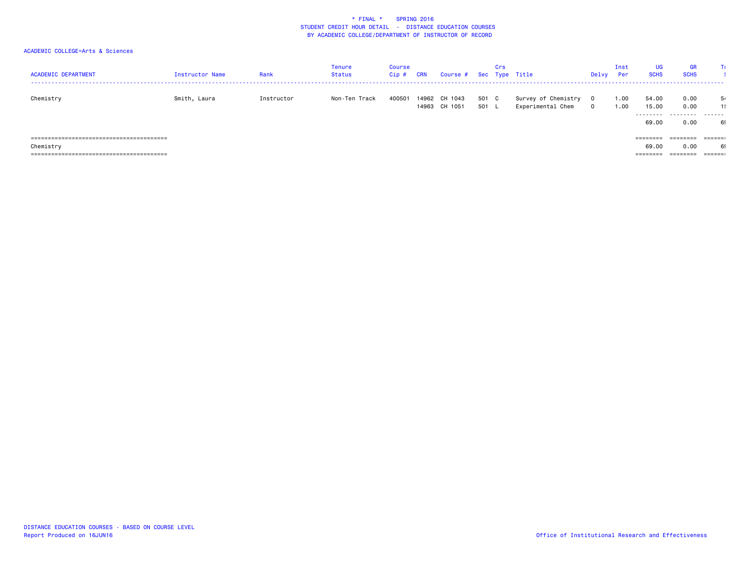# * FINAL * SPRING 2016

## STUDENT CREDIT HOUR DETAIL - DISTANCE EDUCATION COURSES

## BY ACADEMIC COLLEGE/DEPARTMENT OF INSTRUCTOR OF RECORD

ACADEMIC COLLEGE=Arts & Sciences

| ACADEMIC DEPARTMENT | Instructor Name | Rank | Tenure Status | Course Cip # | CRN | Course # | Sec | Crs Type | Title | Delvy | Inst Per | UG SCHS | GR SCHS | To S |
|---|---|---|---|---|---|---|---|---|---|---|---|---|---|---|
| Chemistry | Smith, Laura | Instructor | Non-Ten Track | 400501 | 14962 | CH 1043 | 501 | C | Survey of Chemistry | O | 1.00 | 54.00 | 0.00 | 5 |
| | | | | | 14963 | CH 1051 | 501 | L | Experimental Chem | O | 1.00 | 15.00 | 0.00 | 1 |
| | | | | | | | | | | | | 69.00 | 0.00 | 6 |
| Chemistry | | | | | | | | | | | | 69.00 | 0.00 | 6 |

DISTANCE EDUCATION COURSES - BASED ON COURSE LEVEL
Report Produced on 16JUN16

Office of Institutional Research and Effectiveness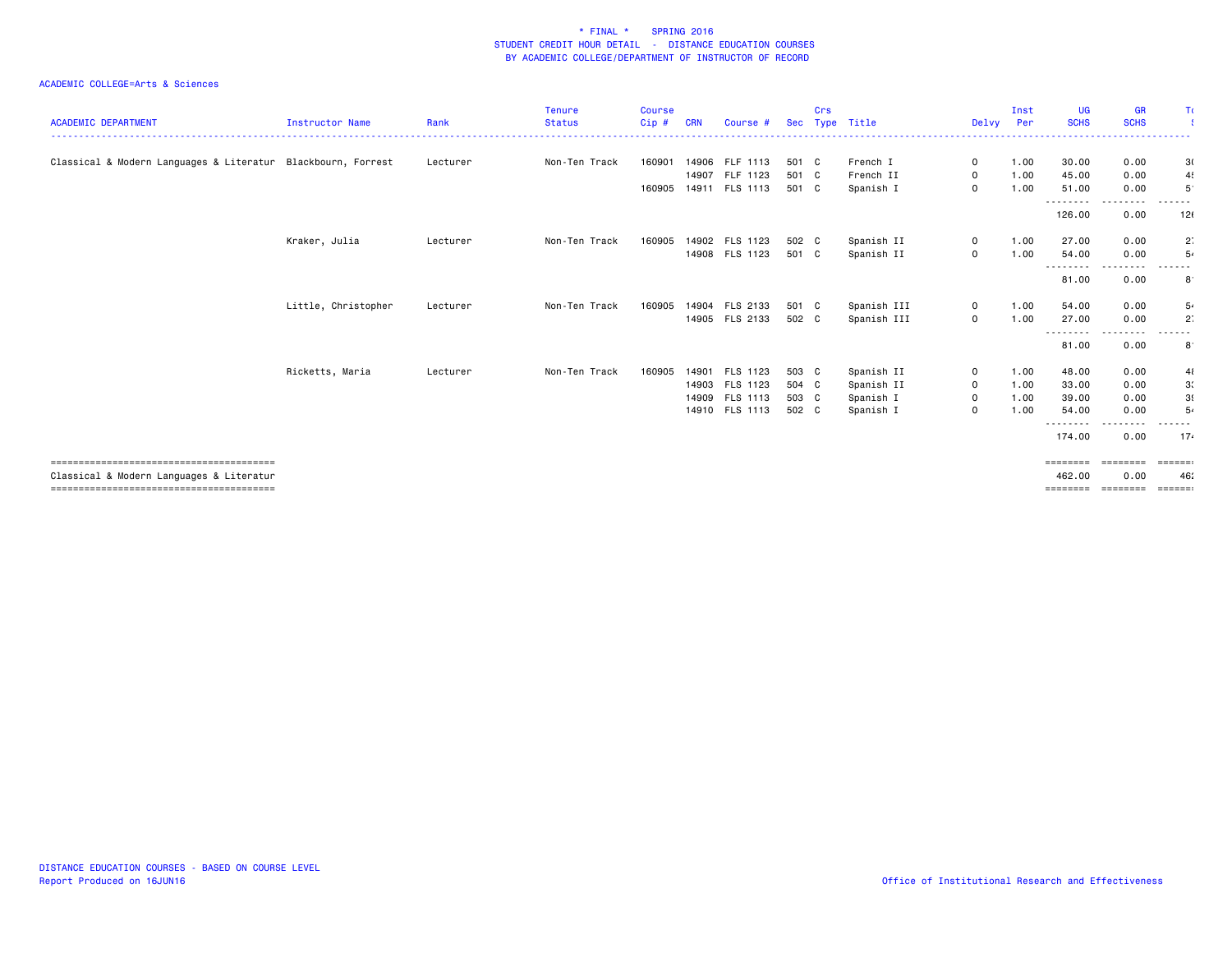# * FINAL * SPRING 2016
## STUDENT CREDIT HOUR DETAIL - DISTANCE EDUCATION COURSES
### BY ACADEMIC COLLEGE/DEPARTMENT OF INSTRUCTOR OF RECORD

ACADEMIC COLLEGE=Arts & Sciences

| ACADEMIC DEPARTMENT | Instructor Name | Rank | Tenure Status | Course Cip # | CRN | Course # | Sec | Crs Type | Title | Delvy | Inst Per | UG SCHS | GR SCHS | T( |
|---|---|---|---|---|---|---|---|---|---|---|---|---|---|---|
| Classical & Modern Languages & Literatur | Blackbourn, Forrest | Lecturer | Non-Ten Track | 160901 | 14906 | FLF 1113 | 501 | C | French I | 0 | 1.00 | 30.00 | 0.00 | 3( |
| | | | | | 14907 | FLF 1123 | 501 | C | French II | 0 | 1.00 | 45.00 | 0.00 | 4! |
| | | | | 160905 | 14911 | FLS 1113 | 501 | C | Spanish I | 0 | 1.00 | 51.00 | 0.00 | 5' |
| | | | | | | | | | | | | 126.00 | 0.00 | 12( |
| | Kraker, Julia | Lecturer | Non-Ten Track | 160905 | 14902 | FLS 1123 | 502 | C | Spanish II | 0 | 1.00 | 27.00 | 0.00 | 2: |
| | | | | | 14908 | FLS 1123 | 501 | C | Spanish II | 0 | 1.00 | 54.00 | 0.00 | 5 |
| | | | | | | | | | | | | 81.00 | 0.00 | 8 |
| | Little, Christopher | Lecturer | Non-Ten Track | 160905 | 14904 | FLS 2133 | 501 | C | Spanish III | 0 | 1.00 | 54.00 | 0.00 | 5 |
| | | | | | 14905 | FLS 2133 | 502 | C | Spanish III | 0 | 1.00 | 27.00 | 0.00 | 2: |
| | | | | | | | | | | | | 81.00 | 0.00 | 8 |
| | Ricketts, Maria | Lecturer | Non-Ten Track | 160905 | 14901 | FLS 1123 | 503 | C | Spanish II | 0 | 1.00 | 48.00 | 0.00 | 4! |
| | | | | | 14903 | FLS 1123 | 504 | C | Spanish II | 0 | 1.00 | 33.00 | 0.00 | 3: |
| | | | | | 14909 | FLS 1113 | 503 | C | Spanish I | 0 | 1.00 | 39.00 | 0.00 | 3! |
| | | | | | 14910 | FLS 1113 | 502 | C | Spanish I | 0 | 1.00 | 54.00 | 0.00 | 5 |
| | | | | | | | | | | | | 174.00 | 0.00 | 17 |
| Classical & Modern Languages & Literatur | | | | | | | | | | | | 462.00 | 0.00 | 46: |

DISTANCE EDUCATION COURSES - BASED ON COURSE LEVEL
Report Produced on 16JUN16

Office of Institutional Research and Effectiveness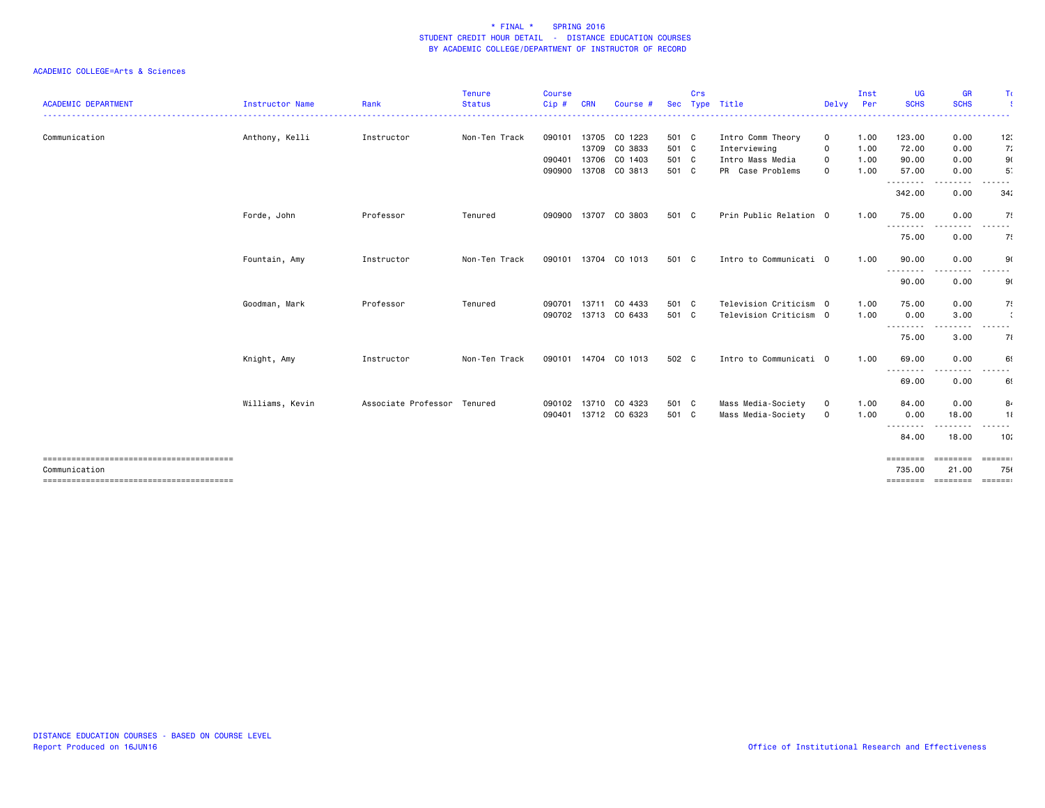# * FINAL * SPRING 2016
## STUDENT CREDIT HOUR DETAIL - DISTANCE EDUCATION COURSES
## BY ACADEMIC COLLEGE/DEPARTMENT OF INSTRUCTOR OF RECORD

ACADEMIC COLLEGE=Arts & Sciences

| ACADEMIC DEPARTMENT | Instructor Name | Rank | Tenure Status | Course Cip # | CRN | Course # | Sec | Crs Type | Title | Delvy | Inst Per | UG SCHS | GR SCHS | To |
|---|---|---|---|---|---|---|---|---|---|---|---|---|---|---|
| Communication | Anthony, Kelli | Instructor | Non-Ten Track | 090101 | 13705 | CO 1223 | 501 | C | Intro Comm Theory | O | 1.00 | 123.00 | 0.00 | 12 |
| | | | | | 13709 | CO 3833 | 501 | C | Interviewing | O | 1.00 | 72.00 | 0.00 | 7 |
| | | | | 090401 | 13706 | CO 1403 | 501 | C | Intro Mass Media | O | 1.00 | 90.00 | 0.00 | 9 |
| | | | | 090900 | 13708 | CO 3813 | 501 | C | PR Case Problems | O | 1.00 | 57.00 | 0.00 | 5 |
| | | | | | | | | | | | | 342.00 | 0.00 | 34 |
| | Forde, John | Professor | Tenured | 090900 | 13707 | CO 3803 | 501 | C | Prin Public Relation | O | 1.00 | 75.00 | 0.00 | 7 |
| | | | | | | | | | | | | 75.00 | 0.00 | 7 |
| | Fountain, Amy | Instructor | Non-Ten Track | 090101 | 13704 | CO 1013 | 501 | C | Intro to Communicati | O | 1.00 | 90.00 | 0.00 | 9 |
| | | | | | | | | | | | | 90.00 | 0.00 | 9 |
| | Goodman, Mark | Professor | Tenured | 090701 | 13711 | CO 4433 | 501 | C | Television Criticism | O | 1.00 | 75.00 | 0.00 | 7 |
| | | | | 090702 | 13713 | CO 6433 | 501 | C | Television Criticism | O | 1.00 | 0.00 | 3.00 | |
| | | | | | | | | | | | | 75.00 | 3.00 | 7 |
| | Knight, Amy | Instructor | Non-Ten Track | 090101 | 14704 | CO 1013 | 502 | C | Intro to Communicati | O | 1.00 | 69.00 | 0.00 | 6 |
| | | | | | | | | | | | | 69.00 | 0.00 | 6 |
| | Williams, Kevin | Associate Professor | Tenured | 090102 | 13710 | CO 4323 | 501 | C | Mass Media-Society | O | 1.00 | 84.00 | 0.00 | 8 |
| | | | | 090401 | 13712 | CO 6323 | 501 | C | Mass Media-Society | O | 1.00 | 0.00 | 18.00 | 1 |
| | | | | | | | | | | | | 84.00 | 18.00 | 10 |
| Communication | | | | | | | | | | | | 735.00 | 21.00 | 75 |

DISTANCE EDUCATION COURSES - BASED ON COURSE LEVEL
Report Produced on 16JUN16

Office of Institutional Research and Effectiveness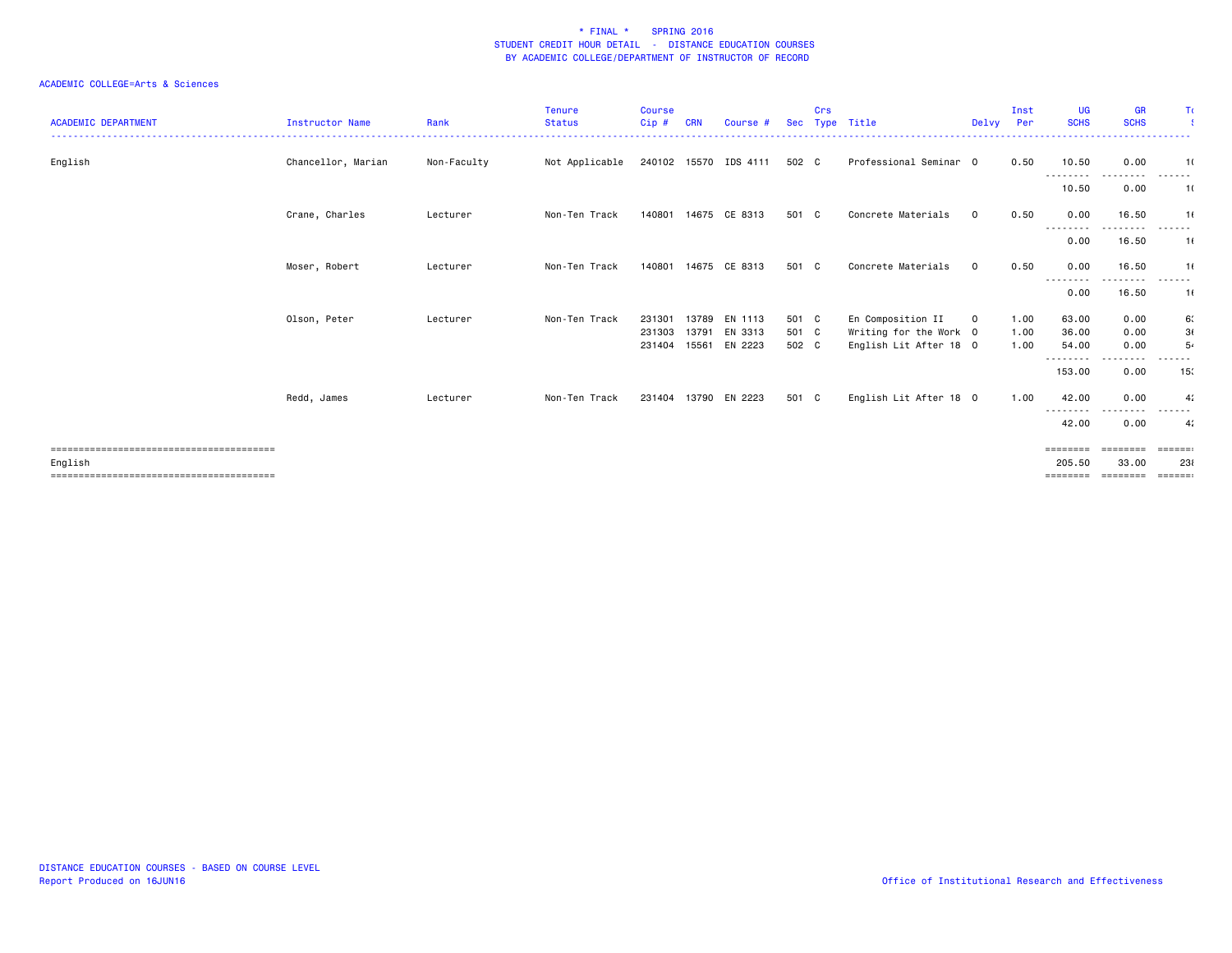# * FINAL * SPRING 2016
## STUDENT CREDIT HOUR DETAIL - DISTANCE EDUCATION COURSES
### BY ACADEMIC COLLEGE/DEPARTMENT OF INSTRUCTOR OF RECORD

ACADEMIC COLLEGE=Arts & Sciences

| ACADEMIC DEPARTMENT | Instructor Name | Rank | Tenure Status | Course Cip # | CRN | Course # | Sec | Crs Type | Title | Delvy | Inst Per | UG SCHS | GR SCHS | To |
|---|---|---|---|---|---|---|---|---|---|---|---|---|---|---|
| English | Chancellor, Marian | Non-Faculty | Not Applicable | 240102 | 15570 | IDS 4111 | 502 | C | Professional Seminar | O | 0.50 | 10.50 | 0.00 | 1( |
| | | | | | | | | | | | | 10.50 | 0.00 | 1( |
| | Crane, Charles | Lecturer | Non-Ten Track | 140801 | 14675 | CE 8313 | 501 | C | Concrete Materials | O | 0.50 | 0.00 | 16.50 | 1( |
| | | | | | | | | | | | | 0.00 | 16.50 | 1( |
| | Moser, Robert | Lecturer | Non-Ten Track | 140801 | 14675 | CE 8313 | 501 | C | Concrete Materials | O | 0.50 | 0.00 | 16.50 | 1( |
| | | | | | | | | | | | | 0.00 | 16.50 | 1( |
| | Olson, Peter | Lecturer | Non-Ten Track | 231301 | 13789 | EN 1113 | 501 | C | En Composition II | O | 1.00 | 63.00 | 0.00 | 6: |
| | | | | 231303 | 13791 | EN 3313 | 501 | C | Writing for the Work | O | 1.00 | 36.00 | 0.00 | 3( |
| | | | | 231404 | 15561 | EN 2223 | 502 | C | English Lit After 18 | O | 1.00 | 54.00 | 0.00 | 5 |
| | | | | | | | | | | | | 153.00 | 0.00 | 15: |
| | Redd, James | Lecturer | Non-Ten Track | 231404 | 13790 | EN 2223 | 501 | C | English Lit After 18 | O | 1.00 | 42.00 | 0.00 | 4: |
| | | | | | | | | | | | | 42.00 | 0.00 | 4: |
| English | | | | | | | | | | | | 205.50 | 33.00 | 23( |

DISTANCE EDUCATION COURSES - BASED ON COURSE LEVEL
Report Produced on 16JUN16

Office of Institutional Research and Effectiveness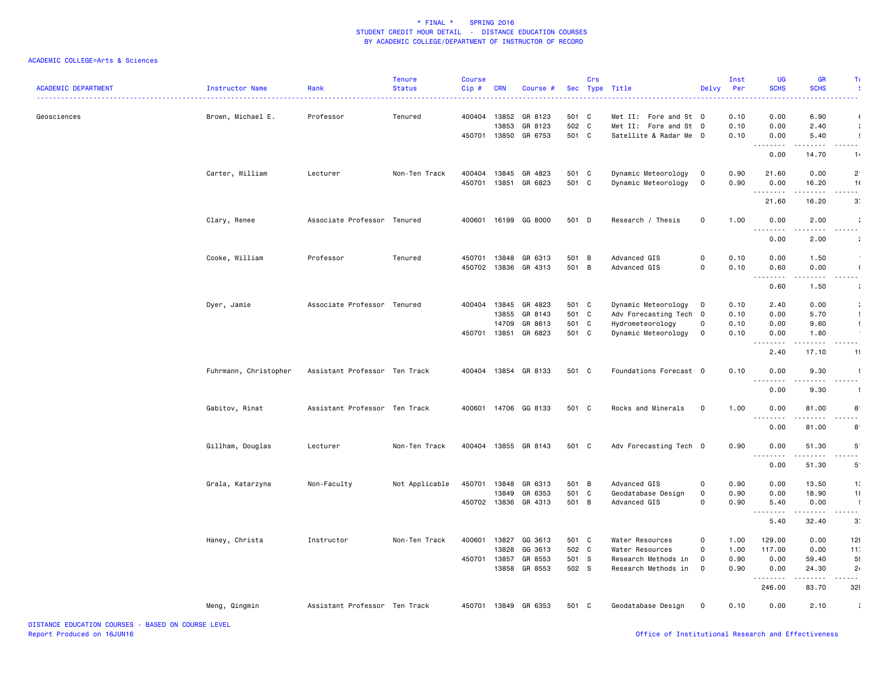\* FINAL \* SPRING 2016
STUDENT CREDIT HOUR DETAIL - DISTANCE EDUCATION COURSES
BY ACADEMIC COLLEGE/DEPARTMENT OF INSTRUCTOR OF RECORD

ACADEMIC COLLEGE=Arts & Sciences

| ACADEMIC DEPARTMENT | Instructor Name | Rank | Tenure Status | Course Cip # | CRN | Course # | Sec | Crs Type | Title | Delvy | Inst Per | UG SCHS | GR SCHS | T |
|---|---|---|---|---|---|---|---|---|---|---|---|---|---|---|
| Geosciences | Brown, Michael E. | Professor | Tenured | 400404 | 13852 | GR 8123 | 501 | C | Met II: Fore and St | O | 0.10 | 0.00 | 6.90 | |
| | | | | | 13853 | GR 8123 | 502 | C | Met II: Fore and St | O | 0.10 | 0.00 | 2.40 | |
| | | | | 450701 | 13850 | GR 6753 | 501 | C | Satellite & Radar Me | O | 0.10 | 0.00 | 5.40 | |
| | | | | | | | | | | | | 0.00 | 14.70 | 1 |
| | Carter, William | Lecturer | Non-Ten Track | 400404 | 13845 | GR 4823 | 501 | C | Dynamic Meteorology | O | 0.90 | 21.60 | 0.00 | 2 |
| | | | | 450701 | 13851 | GR 6823 | 501 | C | Dynamic Meteorology | O | 0.90 | 0.00 | 16.20 | 1 |
| | | | | | | | | | | | | 21.60 | 16.20 | 3 |
| | Clary, Renee | Associate Professor | Tenured | 400601 | 16199 | GG 8000 | 501 | D | Research / Thesis | O | 1.00 | 0.00 | 2.00 | |
| | | | | | | | | | | | | 0.00 | 2.00 | |
| | Cooke, William | Professor | Tenured | 450701 | 13848 | GR 6313 | 501 | B | Advanced GIS | O | 0.10 | 0.00 | 1.50 | |
| | | | | 450702 | 13836 | GR 4313 | 501 | B | Advanced GIS | O | 0.10 | 0.60 | 0.00 | |
| | | | | | | | | | | | | 0.60 | 1.50 | |
| | Dyer, Jamie | Associate Professor | Tenured | 400404 | 13845 | GR 4823 | 501 | C | Dynamic Meteorology | O | 0.10 | 2.40 | 0.00 | |
| | | | | | 13855 | GR 8143 | 501 | C | Adv Forecasting Tech | O | 0.10 | 0.00 | 5.70 | |
| | | | | | 14709 | GR 8613 | 501 | C | Hydrometeorology | O | 0.10 | 0.00 | 9.60 | |
| | | | | 450701 | 13851 | GR 6823 | 501 | C | Dynamic Meteorology | O | 0.10 | 0.00 | 1.80 | |
| | | | | | | | | | | | | 2.40 | 17.10 | 1 |
| | Fuhrmann, Christopher | Assistant Professor | Ten Track | 400404 | 13854 | GR 8133 | 501 | C | Foundations Forecast | O | 0.10 | 0.00 | 9.30 | |
| | | | | | | | | | | | | 0.00 | 9.30 | |
| | Gabitov, Rinat | Assistant Professor | Ten Track | 400601 | 14706 | GG 8133 | 501 | C | Rocks and Minerals | O | 1.00 | 0.00 | 81.00 | 8 |
| | | | | | | | | | | | | 0.00 | 81.00 | 8 |
| | Gillham, Douglas | Lecturer | Non-Ten Track | 400404 | 13855 | GR 8143 | 501 | C | Adv Forecasting Tech | O | 0.90 | 0.00 | 51.30 | 5 |
| | | | | | | | | | | | | 0.00 | 51.30 | 5 |
| | Grala, Katarzyna | Non-Faculty | Not Applicable | 450701 | 13848 | GR 6313 | 501 | B | Advanced GIS | O | 0.90 | 0.00 | 13.50 | 1 |
| | | | | | 13849 | GR 6353 | 501 | C | Geodatabase Design | O | 0.90 | 0.00 | 18.90 | 1 |
| | | | | 450702 | 13836 | GR 4313 | 501 | B | Advanced GIS | O | 0.90 | 5.40 | 0.00 | |
| | | | | | | | | | | | | 5.40 | 32.40 | 3 |
| | Haney, Christa | Instructor | Non-Ten Track | 400601 | 13827 | GG 3613 | 501 | C | Water Resources | O | 1.00 | 129.00 | 0.00 | 12 |
| | | | | | 13828 | GG 3613 | 502 | C | Water Resources | O | 1.00 | 117.00 | 0.00 | 11 |
| | | | | 450701 | 13857 | GR 8553 | 501 | S | Research Methods in | O | 0.90 | 0.00 | 59.40 | 5 |
| | | | | | 13858 | GR 8553 | 502 | S | Research Methods in | O | 0.90 | 0.00 | 24.30 | 2 |
| | | | | | | | | | | | | 246.00 | 83.70 | 32 |
| | Meng, Qingmin | Assistant Professor | Ten Track | 450701 | 13849 | GR 6353 | 501 | C | Geodatabase Design | O | 0.10 | 0.00 | 2.10 | |

DISTANCE EDUCATION COURSES - BASED ON COURSE LEVEL
Report Produced on 16JUN16

Office of Institutional Research and Effectiveness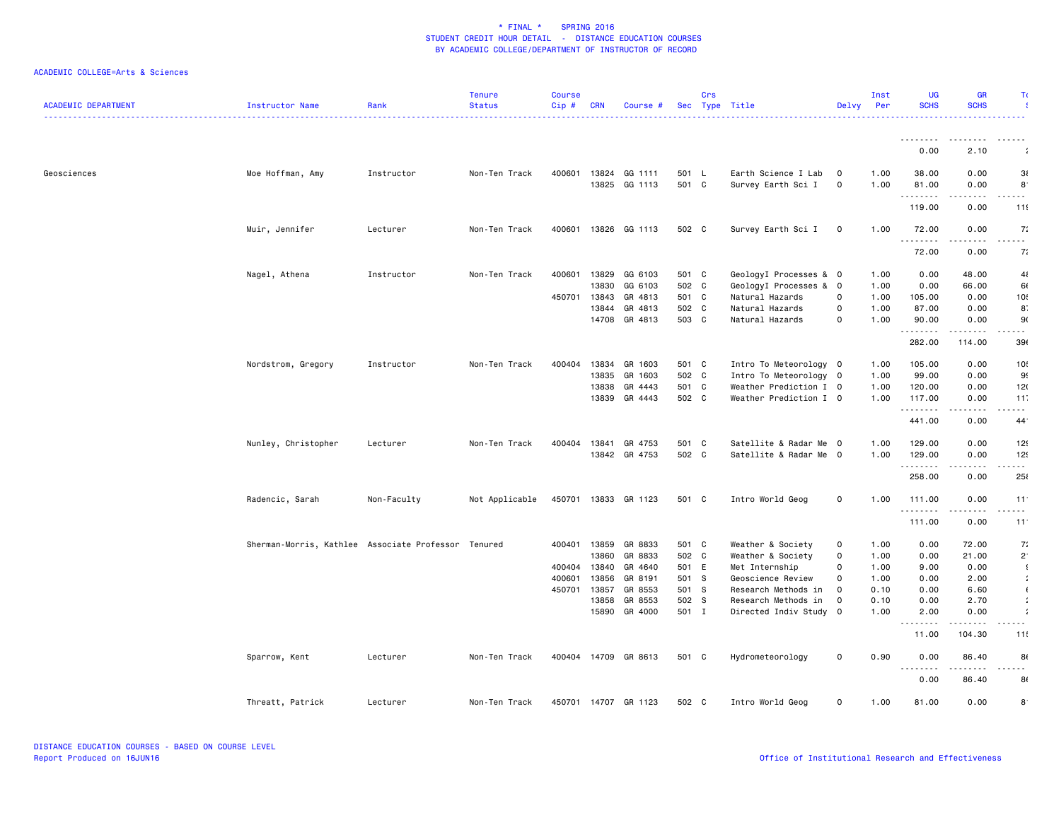\* FINAL \*  SPRING 2016
STUDENT CREDIT HOUR DETAIL - DISTANCE EDUCATION COURSES
BY ACADEMIC COLLEGE/DEPARTMENT OF INSTRUCTOR OF RECORD

ACADEMIC COLLEGE=Arts & Sciences

| ACADEMIC DEPARTMENT | Instructor Name | Rank | Tenure Status | Course Cip # | CRN | Course # | Sec | Crs Type | Title | Delvy | Inst Per | UG SCHS | GR SCHS | T |
|---|---|---|---|---|---|---|---|---|---|---|---|---|---|---|
| | | | | | | | | | | | | 0.00 | 2.10 | |
| Geosciences | Moe Hoffman, Amy | Instructor | Non-Ten Track | 400601 | 13824 | GG 1111 | 501 | L | Earth Science I Lab | O | 1.00 | 38.00 | 0.00 | 3 |
| | | | | | 13825 | GG 1113 | 501 | C | Survey Earth Sci I | O | 1.00 | 81.00 | 0.00 | 8 |
| | | | | | | | | | | | | 119.00 | 0.00 | 11 |
| | Muir, Jennifer | Lecturer | Non-Ten Track | 400601 | 13826 | GG 1113 | 502 | C | Survey Earth Sci I | O | 1.00 | 72.00 | 0.00 | 7 |
| | | | | | | | | | | | | 72.00 | 0.00 | 7 |
| | Nagel, Athena | Instructor | Non-Ten Track | 400601 | 13829 | GG 6103 | 501 | C | GeologyI Processes & | O | 1.00 | 0.00 | 48.00 | 4 |
| | | | | | 13830 | GG 6103 | 502 | C | GeologyI Processes & | O | 1.00 | 0.00 | 66.00 | 6 |
| | | | | 450701 | 13843 | GR 4813 | 501 | C | Natural Hazards | O | 1.00 | 105.00 | 0.00 | 10 |
| | | | | | 13844 | GR 4813 | 502 | C | Natural Hazards | O | 1.00 | 87.00 | 0.00 | 8 |
| | | | | | 14708 | GR 4813 | 503 | C | Natural Hazards | O | 1.00 | 90.00 | 0.00 | 9 |
| | | | | | | | | | | | | 282.00 | 114.00 | 39 |
| | Nordstrom, Gregory | Instructor | Non-Ten Track | 400404 | 13834 | GR 1603 | 501 | C | Intro To Meteorology | O | 1.00 | 105.00 | 0.00 | 10 |
| | | | | | 13835 | GR 1603 | 502 | C | Intro To Meteorology | O | 1.00 | 99.00 | 0.00 | 9 |
| | | | | | 13838 | GR 4443 | 501 | C | Weather Prediction I | O | 1.00 | 120.00 | 0.00 | 12 |
| | | | | | 13839 | GR 4443 | 502 | C | Weather Prediction I | O | 1.00 | 117.00 | 0.00 | 11 |
| | | | | | | | | | | | | 441.00 | 0.00 | 44 |
| | Nunley, Christopher | Lecturer | Non-Ten Track | 400404 | 13841 | GR 4753 | 501 | C | Satellite & Radar Me | O | 1.00 | 129.00 | 0.00 | 12 |
| | | | | | 13842 | GR 4753 | 502 | C | Satellite & Radar Me | O | 1.00 | 129.00 | 0.00 | 12 |
| | | | | | | | | | | | | 258.00 | 0.00 | 25 |
| | Radencic, Sarah | Non-Faculty | Not Applicable | 450701 | 13833 | GR 1123 | 501 | C | Intro World Geog | O | 1.00 | 111.00 | 0.00 | 11 |
| | | | | | | | | | | | | 111.00 | 0.00 | 11 |
| | Sherman-Morris, Kathlee | Associate Professor | Tenured | 400401 | 13859 | GR 8833 | 501 | C | Weather & Society | O | 1.00 | 0.00 | 72.00 | 7 |
| | | | | | 13860 | GR 8833 | 502 | C | Weather & Society | O | 1.00 | 0.00 | 21.00 | 2 |
| | | | | 400404 | 13840 | GR 4640 | 501 | E | Met Internship | O | 1.00 | 9.00 | 0.00 | |
| | | | | 400601 | 13856 | GR 8191 | 501 | S | Geoscience Review | O | 1.00 | 0.00 | 2.00 | |
| | | | | 450701 | 13857 | GR 8553 | 501 | S | Research Methods in | O | 0.10 | 0.00 | 6.60 | |
| | | | | | 13858 | GR 8553 | 502 | S | Research Methods in | O | 0.10 | 0.00 | 2.70 | |
| | | | | | 15890 | GR 4000 | 501 | I | Directed Indiv Study | O | 1.00 | 2.00 | 0.00 | |
| | | | | | | | | | | | | 11.00 | 104.30 | 11 |
| | Sparrow, Kent | Lecturer | Non-Ten Track | 400404 | 14709 | GR 8613 | 501 | C | Hydrometeorology | O | 0.90 | 0.00 | 86.40 | 8 |
| | | | | | | | | | | | | 0.00 | 86.40 | 8 |
| | Threatt, Patrick | Lecturer | Non-Ten Track | 450701 | 14707 | GR 1123 | 502 | C | Intro World Geog | O | 1.00 | 81.00 | 0.00 | 8 |

DISTANCE EDUCATION COURSES - BASED ON COURSE LEVEL
Report Produced on 16JUN16

Office of Institutional Research and Effectiveness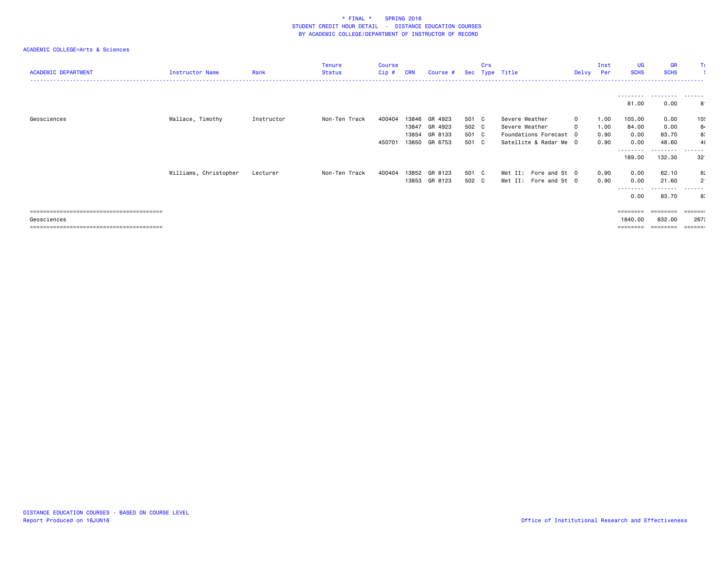\* FINAL \*    SPRING 2016
STUDENT CREDIT HOUR DETAIL - DISTANCE EDUCATION COURSES
BY ACADEMIC COLLEGE/DEPARTMENT OF INSTRUCTOR OF RECORD

ACADEMIC COLLEGE=Arts & Sciences

| ACADEMIC DEPARTMENT | Instructor Name | Rank | Tenure Status | Course Cip # | CRN | Course # | Sec | Crs Type | Title | Delvy | Inst Per | UG SCHS | GR SCHS | To S |
|---|---|---|---|---|---|---|---|---|---|---|---|---|---|---|
| | | | | | | | | | | | | -------- | -------- | ------ |
| | | | | | | | | | | | | 81.00 | 0.00 | 8 |
| Geosciences | Wallace, Timothy | Instructor | Non-Ten Track | 400404 | 13846 | GR 4923 | 501 | C | Severe Weather | O | 1.00 | 105.00 | 0.00 | 10 |
| | | | | | 13847 | GR 4923 | 502 | C | Severe Weather | O | 1.00 | 84.00 | 0.00 | 8 |
| | | | | | 13854 | GR 8133 | 501 | C | Foundations Forecast | O | 0.90 | 0.00 | 83.70 | 8 |
| | | | | 450701 | 13850 | GR 6753 | 501 | C | Satellite & Radar Me | O | 0.90 | 0.00 | 48.60 | 4 |
| | | | | | | | | | | | | -------- | -------- | ------ |
| | | | | | | | | | | | | 189.00 | 132.30 | 32 |
| | Williams, Christopher | Lecturer | Non-Ten Track | 400404 | 13852 | GR 8123 | 501 | C | Met II: Fore and St | O | 0.90 | 0.00 | 62.10 | 6 |
| | | | | | 13853 | GR 8123 | 502 | C | Met II: Fore and St | O | 0.90 | 0.00 | 21.60 | 2 |
| | | | | | | | | | | | | -------- | -------- | ------ |
| | | | | | | | | | | | | 0.00 | 83.70 | 8 |
| ======================================== | | | | | | | | | | | | ======== | ======== | ====== |
| Geosciences | | | | | | | | | | | | 1840.00 | 832.00 | 267 |
| ======================================== | | | | | | | | | | | | ======== | ======== | ====== |

DISTANCE EDUCATION COURSES - BASED ON COURSE LEVEL
Report Produced on 16JUN16

Office of Institutional Research and Effectiveness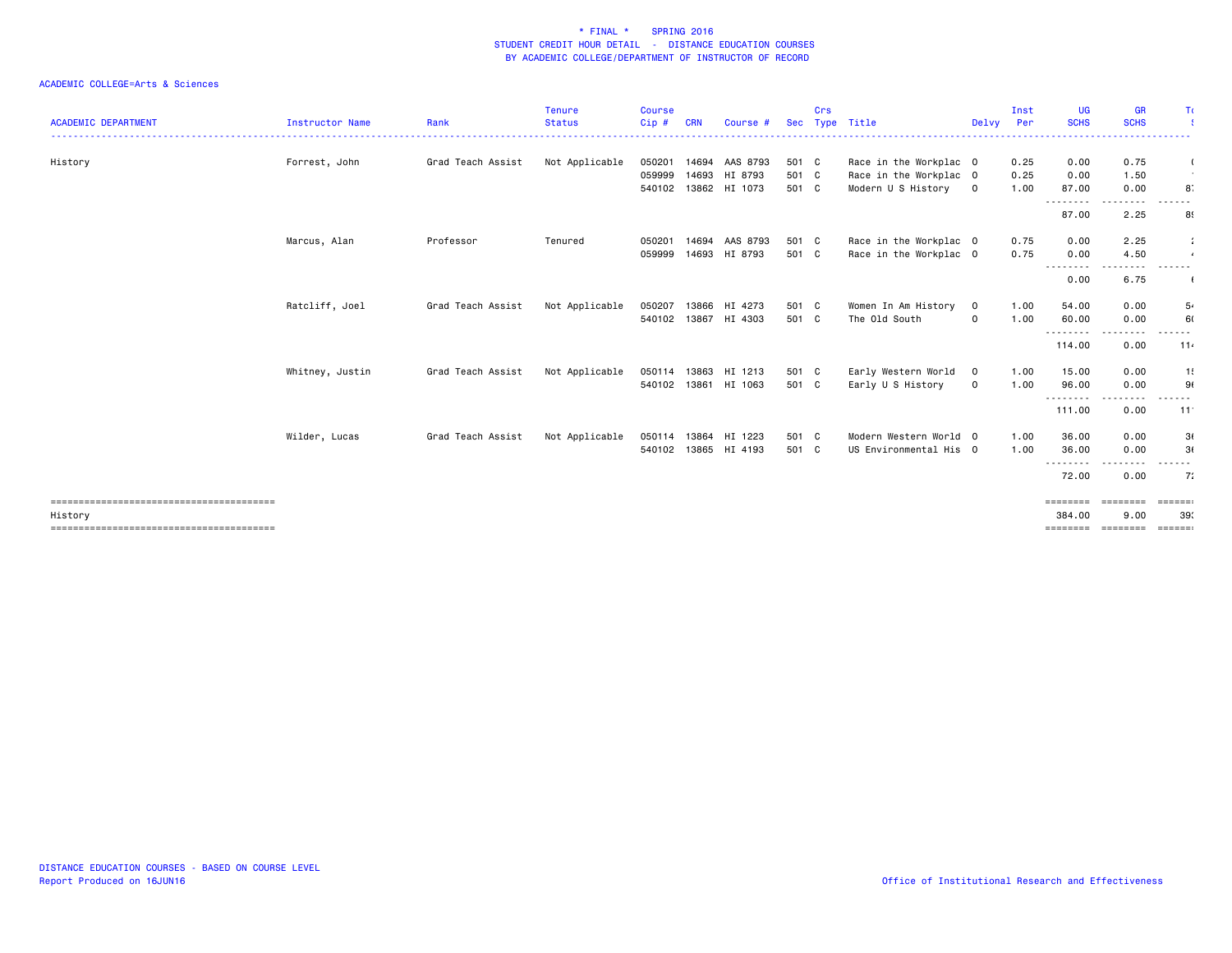\* FINAL \* SPRING 2016
STUDENT CREDIT HOUR DETAIL - DISTANCE EDUCATION COURSES
BY ACADEMIC COLLEGE/DEPARTMENT OF INSTRUCTOR OF RECORD

ACADEMIC COLLEGE=Arts & Sciences

| ACADEMIC DEPARTMENT | Instructor Name | Rank | Tenure Status | Course Cip # | CRN | Course # | Sec | Crs Type | Title | Delvy | Inst Per | UG SCHS | GR SCHS | To... |
|---|---|---|---|---|---|---|---|---|---|---|---|---|---|---|
| History | Forrest, John | Grad Teach Assist | Not Applicable | 050201 | 14694 | AAS 8793 | 501 | C | Race in the Workplac | O | 0.25 | 0.00 | 0.75 | ( |
| | | | | 059999 | 14693 | HI 8793 | 501 | C | Race in the Workplac | O | 0.25 | 0.00 | 1.50 | ' |
| | | | | 540102 | 13862 | HI 1073 | 501 | C | Modern U S History | O | 1.00 | 87.00 | 0.00 | 8 |
| | | | | | | | | | | | | 87.00 | 2.25 | 8 |
| | Marcus, Alan | Professor | Tenured | 050201 | 14694 | AAS 8793 | 501 | C | Race in the Workplac | O | 0.75 | 0.00 | 2.25 | |
| | | | | 059999 | 14693 | HI 8793 | 501 | C | Race in the Workplac | O | 0.75 | 0.00 | 4.50 | |
| | | | | | | | | | | | | 0.00 | 6.75 | |
| | Ratcliff, Joel | Grad Teach Assist | Not Applicable | 050207 | 13866 | HI 4273 | 501 | C | Women In Am History | O | 1.00 | 54.00 | 0.00 | 5 |
| | | | | 540102 | 13867 | HI 4303 | 501 | C | The Old South | O | 1.00 | 60.00 | 0.00 | 6 |
| | | | | | | | | | | | | 114.00 | 0.00 | 11 |
| | Whitney, Justin | Grad Teach Assist | Not Applicable | 050114 | 13863 | HI 1213 | 501 | C | Early Western World | O | 1.00 | 15.00 | 0.00 | 1 |
| | | | | 540102 | 13861 | HI 1063 | 501 | C | Early U S History | O | 1.00 | 96.00 | 0.00 | 9 |
| | | | | | | | | | | | | 111.00 | 0.00 | 11 |
| | Wilder, Lucas | Grad Teach Assist | Not Applicable | 050114 | 13864 | HI 1223 | 501 | C | Modern Western World | O | 1.00 | 36.00 | 0.00 | 3 |
| | | | | 540102 | 13865 | HI 4193 | 501 | C | US Environmental His | O | 1.00 | 36.00 | 0.00 | 3 |
| | | | | | | | | | | | | 72.00 | 0.00 | 7 |
| History | | | | | | | | | | | | 384.00 | 9.00 | 39 |

DISTANCE EDUCATION COURSES - BASED ON COURSE LEVEL
Report Produced on 16JUN16

Office of Institutional Research and Effectiveness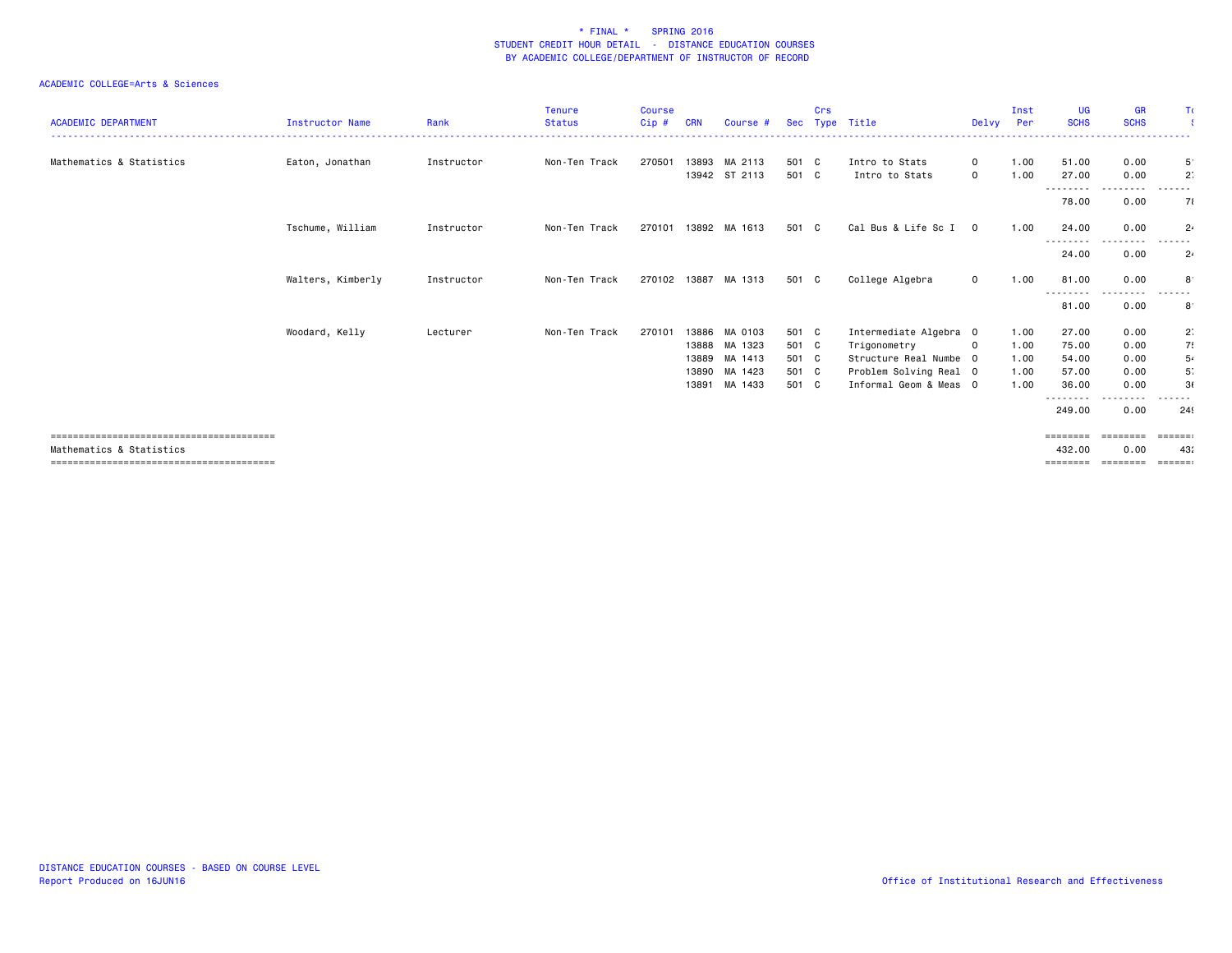\* FINAL \*    SPRING 2016
STUDENT CREDIT HOUR DETAIL - DISTANCE EDUCATION COURSES
BY ACADEMIC COLLEGE/DEPARTMENT OF INSTRUCTOR OF RECORD

ACADEMIC COLLEGE=Arts & Sciences

| ACADEMIC DEPARTMENT | Instructor Name | Rank | Tenure Status | Course Cip # | CRN | Course # | Sec | Crs Type | Title | Delvy | Inst Per | UG SCHS | GR SCHS | T... |
|---|---|---|---|---|---|---|---|---|---|---|---|---|---|---|
| Mathematics & Statistics | Eaton, Jonathan | Instructor | Non-Ten Track | 270501 | 13893 | MA 2113 | 501 | C | Intro to Stats | O | 1.00 | 51.00 | 0.00 | 5 |
| | | | | | 13942 | ST 2113 | 501 | C | Intro to Stats | O | 1.00 | 27.00 | 0.00 | 2 |
| | | | | | | | | | | | | 78.00 | 0.00 | 7 |
| | Tschume, William | Instructor | Non-Ten Track | 270101 | 13892 | MA 1613 | 501 | C | Cal Bus & Life Sc I | O | 1.00 | 24.00 | 0.00 | 2 |
| | | | | | | | | | | | | 24.00 | 0.00 | 2 |
| | Walters, Kimberly | Instructor | Non-Ten Track | 270102 | 13887 | MA 1313 | 501 | C | College Algebra | O | 1.00 | 81.00 | 0.00 | 8 |
| | | | | | | | | | | | | 81.00 | 0.00 | 8 |
| | Woodard, Kelly | Lecturer | Non-Ten Track | 270101 | 13886 | MA 0103 | 501 | C | Intermediate Algebra | O | 1.00 | 27.00 | 0.00 | 2 |
| | | | | | 13888 | MA 1323 | 501 | C | Trigonometry | O | 1.00 | 75.00 | 0.00 | 7 |
| | | | | | 13889 | MA 1413 | 501 | C | Structure Real Numbe | O | 1.00 | 54.00 | 0.00 | 5 |
| | | | | | 13890 | MA 1423 | 501 | C | Problem Solving Real | O | 1.00 | 57.00 | 0.00 | 5 |
| | | | | | 13891 | MA 1433 | 501 | C | Informal Geom & Meas | O | 1.00 | 36.00 | 0.00 | 3 |
| | | | | | | | | | | | | 249.00 | 0.00 | 24 |
| Mathematics & Statistics | | | | | | | | | | | | 432.00 | 0.00 | 43 |

DISTANCE EDUCATION COURSES - BASED ON COURSE LEVEL
Report Produced on 16JUN16

Office of Institutional Research and Effectiveness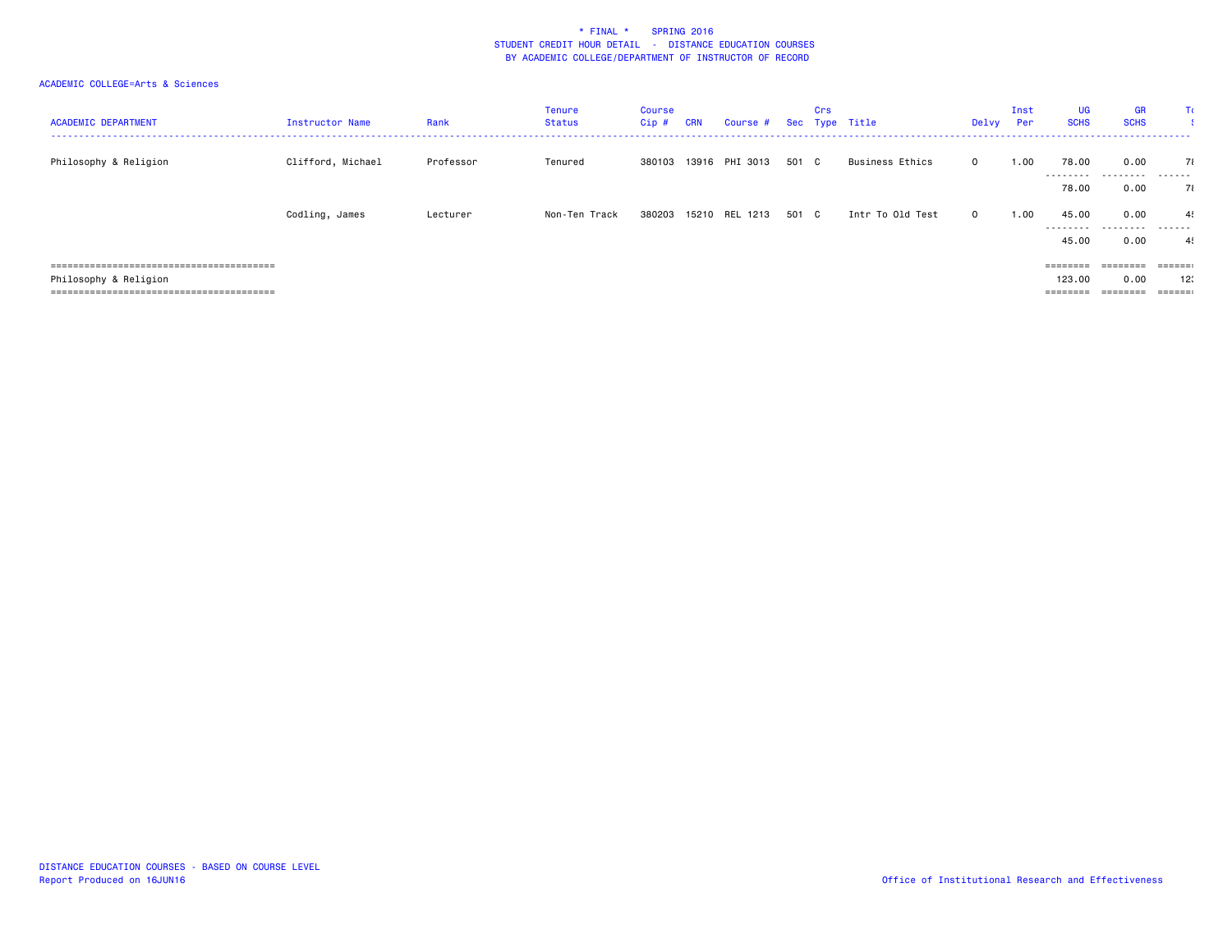# * FINAL * SPRING 2016
## STUDENT CREDIT HOUR DETAIL - DISTANCE EDUCATION COURSES
## BY ACADEMIC COLLEGE/DEPARTMENT OF INSTRUCTOR OF RECORD

ACADEMIC COLLEGE=Arts & Sciences

| ACADEMIC DEPARTMENT | Instructor Name | Rank | Tenure Status | Course Cip # | CRN | Course # | Sec | Crs Type | Title | Delvy | Inst Per | UG SCHS | GR SCHS | To S |
|---|---|---|---|---|---|---|---|---|---|---|---|---|---|---|
| Philosophy & Religion | Clifford, Michael | Professor | Tenured | 380103 | 13916 | PHI 3013 | 501 | C | Business Ethics | O | 1.00 | 78.00 | 0.00 | 7( |
| | | | | | | | | | | | | 78.00 | 0.00 | 7( |
| | Codling, James | Lecturer | Non-Ten Track | 380203 | 15210 | REL 1213 | 501 | C | Intr To Old Test | O | 1.00 | 45.00 | 0.00 | 4! |
| | | | | | | | | | | | | 45.00 | 0.00 | 4! |
| Philosophy & Religion | | | | | | | | | | | | 123.00 | 0.00 | 12: |

DISTANCE EDUCATION COURSES - BASED ON COURSE LEVEL
Report Produced on 16JUN16

Office of Institutional Research and Effectiveness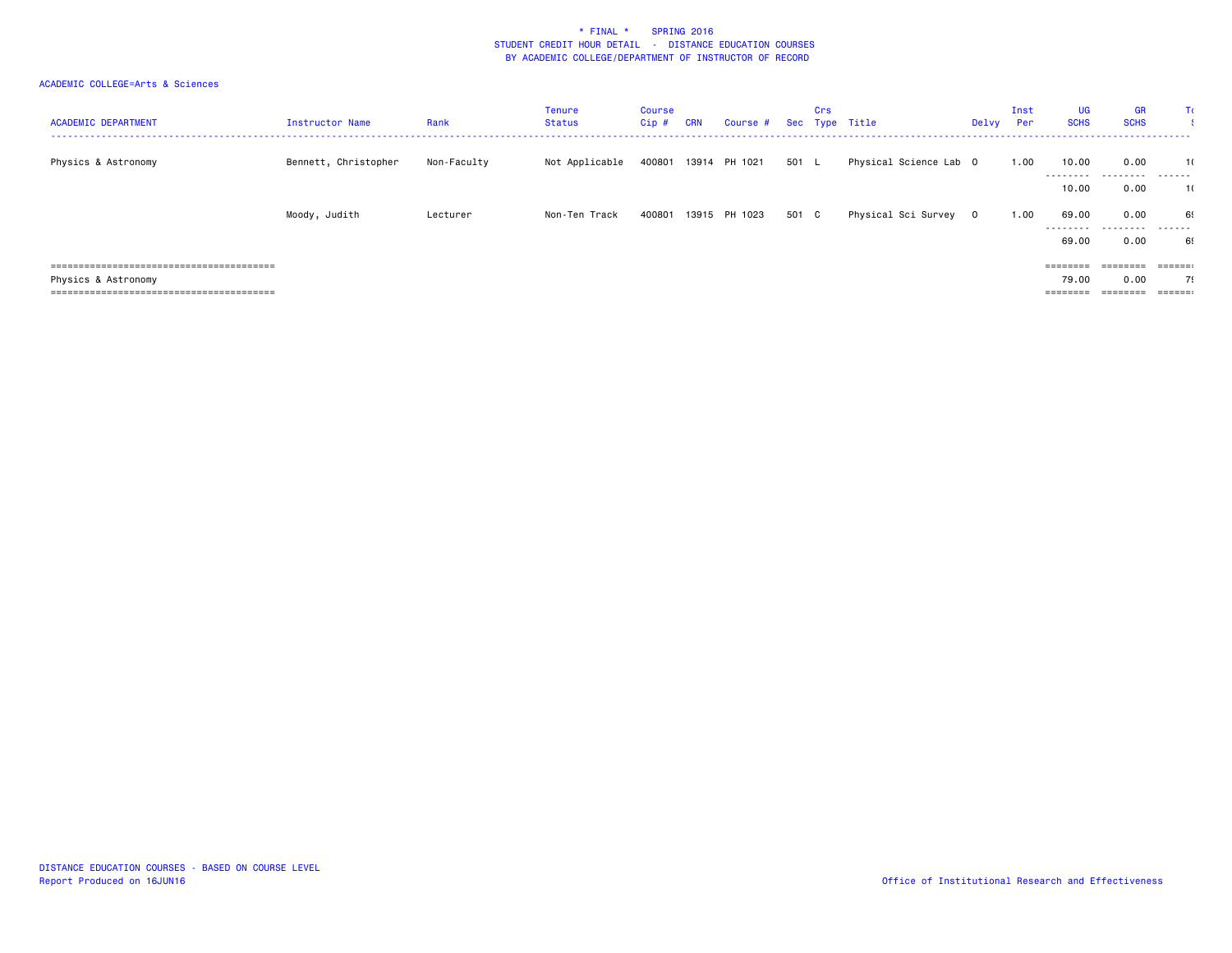\* FINAL \* SPRING 2016
STUDENT CREDIT HOUR DETAIL - DISTANCE EDUCATION COURSES
BY ACADEMIC COLLEGE/DEPARTMENT OF INSTRUCTOR OF RECORD

ACADEMIC COLLEGE=Arts & Sciences

| ACADEMIC DEPARTMENT | Instructor Name | Rank | Tenure Status | Course Cip # | CRN | Course # | Sec | Crs Type | Title | Delvy | Inst Per | UG SCHS | GR SCHS | To |
|---|---|---|---|---|---|---|---|---|---|---|---|---|---|---|
| Physics & Astronomy | Bennett, Christopher | Non-Faculty | Not Applicable | 400801 | 13914 | PH 1021 | 501 | L | Physical Science Lab | O | 1.00 | 10.00 | 0.00 | 1( |
| | | | | | | | | | | | | 10.00 | 0.00 | 1( |
| | Moody, Judith | Lecturer | Non-Ten Track | 400801 | 13915 | PH 1023 | 501 | C | Physical Sci Survey | O | 1.00 | 69.00 | 0.00 | 6 |
| | | | | | | | | | | | | 69.00 | 0.00 | 6 |
| Physics & Astronomy | | | | | | | | | | | | 79.00 | 0.00 | 7 |

DISTANCE EDUCATION COURSES - BASED ON COURSE LEVEL
Report Produced on 16JUN16

Office of Institutional Research and Effectiveness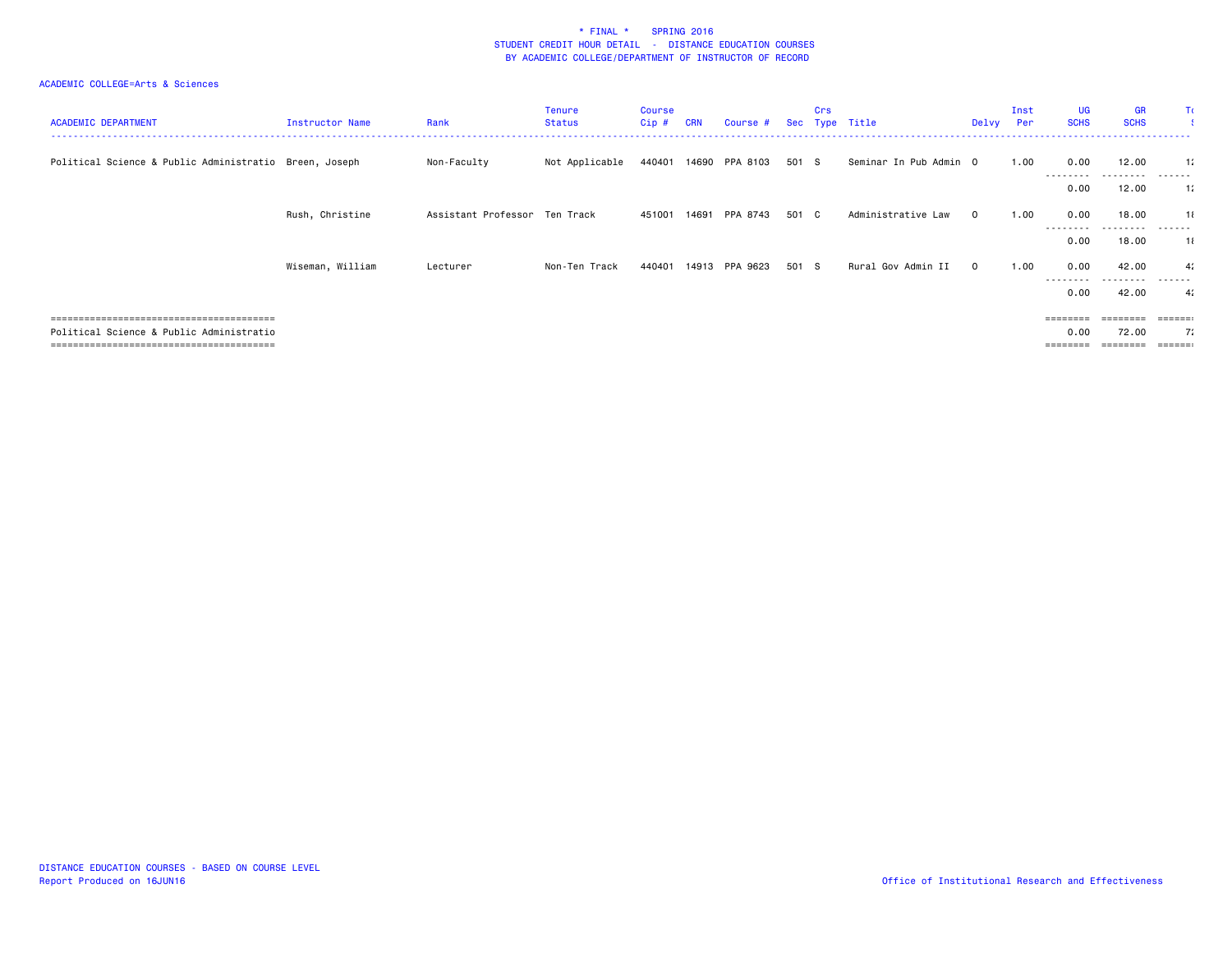\* FINAL \*    SPRING 2016
STUDENT CREDIT HOUR DETAIL - DISTANCE EDUCATION COURSES
BY ACADEMIC COLLEGE/DEPARTMENT OF INSTRUCTOR OF RECORD

ACADEMIC COLLEGE=Arts & Sciences

| ACADEMIC DEPARTMENT | Instructor Name | Rank | Tenure Status | Course Cip # | CRN | Course # | Sec | Crs Type | Title | Delvy | Inst Per | UG SCHS | GR SCHS | To |
|---|---|---|---|---|---|---|---|---|---|---|---|---|---|---|
| Political Science & Public Administratio | Breen, Joseph | Non-Faculty | Not Applicable | 440401 | 14690 | PPA 8103 | 501 | S | Seminar In Pub Admin | O | 1.00 | 0.00 | 12.00 | 1 |
| | | | | | | | | | | | | 0.00 | 12.00 | 1 |
| | Rush, Christine | Assistant Professor | Ten Track | 451001 | 14691 | PPA 8743 | 501 | C | Administrative Law | O | 1.00 | 0.00 | 18.00 | 1 |
| | | | | | | | | | | | | 0.00 | 18.00 | 1 |
| | Wiseman, William | Lecturer | Non-Ten Track | 440401 | 14913 | PPA 9623 | 501 | S | Rural Gov Admin II | O | 1.00 | 0.00 | 42.00 | 4 |
| | | | | | | | | | | | | 0.00 | 42.00 | 4 |
| Political Science & Public Administratio | | | | | | | | | | | | 0.00 | 72.00 | 7 |

DISTANCE EDUCATION COURSES - BASED ON COURSE LEVEL
Report Produced on 16JUN16

Office of Institutional Research and Effectiveness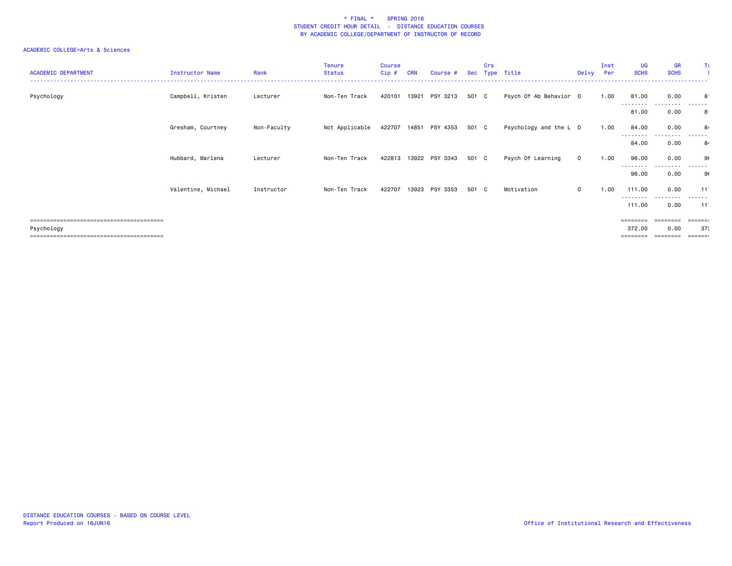\* FINAL \* SPRING 2016
STUDENT CREDIT HOUR DETAIL - DISTANCE EDUCATION COURSES
BY ACADEMIC COLLEGE/DEPARTMENT OF INSTRUCTOR OF RECORD

ACADEMIC COLLEGE=Arts & Sciences

| ACADEMIC DEPARTMENT | Instructor Name | Rank | Tenure Status | Course Cip # | CRN | Course # | Sec | Crs Type | Title | Delvy | Inst Per | UG SCHS | GR SCHS | T |
|---|---|---|---|---|---|---|---|---|---|---|---|---|---|---|
| Psychology | Campbell, Kristen | Lecturer | Non-Ten Track | 420101 | 13921 | PSY 3213 | 501 | C | Psych Of Ab Behavior | O | 1.00 | 81.00 | 0.00 | 8 |
| | | | | | | | | | | | | 81.00 | 0.00 | 8 |
| | Gresham, Courtney | Non-Faculty | Not Applicable | 422707 | 14851 | PSY 4353 | 501 | C | Psychology and the L | O | 1.00 | 84.00 | 0.00 | 8 |
| | | | | | | | | | | | | 84.00 | 0.00 | 8 |
| | Hubbard, Marlena | Lecturer | Non-Ten Track | 422813 | 13922 | PSY 3343 | 501 | C | Psych Of Learning | O | 1.00 | 96.00 | 0.00 | 9 |
| | | | | | | | | | | | | 96.00 | 0.00 | 9 |
| | Valentine, Michael | Instructor | Non-Ten Track | 422707 | 13923 | PSY 3353 | 501 | C | Motivation | O | 1.00 | 111.00 | 0.00 | 11 |
| | | | | | | | | | | | | 111.00 | 0.00 | 11 |
| Psychology | | | | | | | | | | | | 372.00 | 0.00 | 37 |

DISTANCE EDUCATION COURSES - BASED ON COURSE LEVEL
Report Produced on 16JUN16

Office of Institutional Research and Effectiveness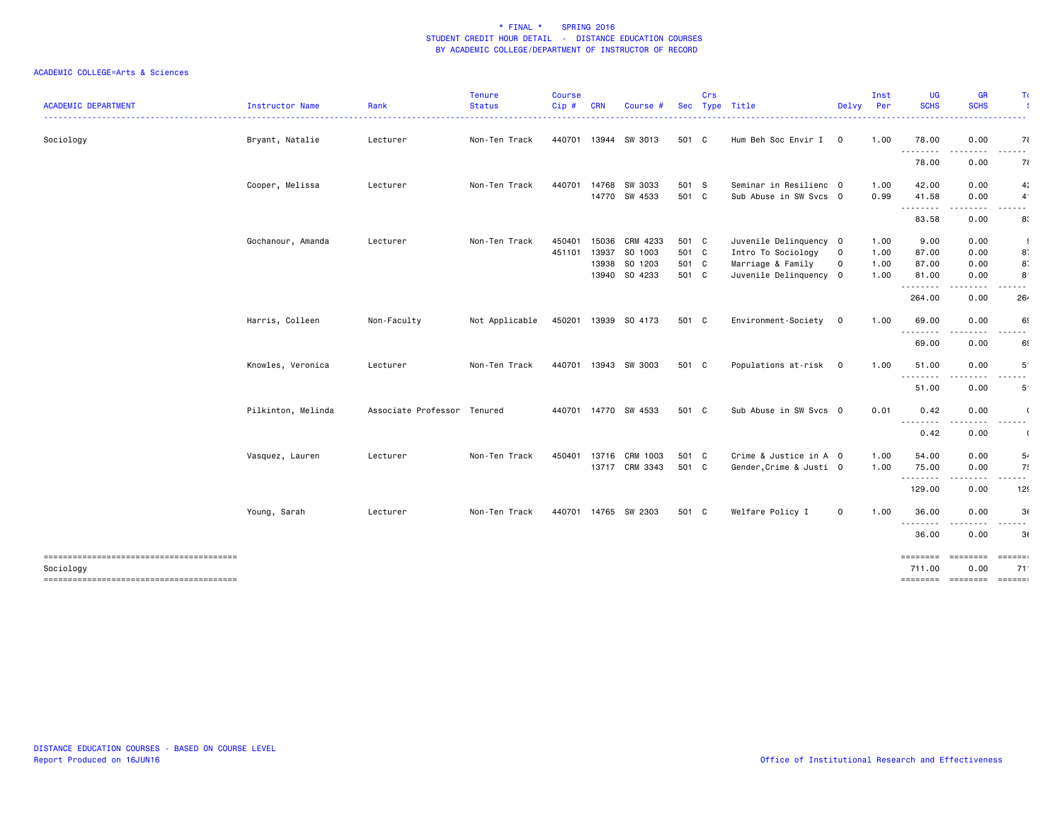\* FINAL \* SPRING 2016
STUDENT CREDIT HOUR DETAIL - DISTANCE EDUCATION COURSES
BY ACADEMIC COLLEGE/DEPARTMENT OF INSTRUCTOR OF RECORD

ACADEMIC COLLEGE=Arts & Sciences

| ACADEMIC DEPARTMENT | Instructor Name | Rank | Tenure Status | Course Cip # | CRN | Course # | Sec | Crs Type | Title | Delvy | Inst Per | UG SCHS | GR SCHS | T |
|---|---|---|---|---|---|---|---|---|---|---|---|---|---|---|
| Sociology | Bryant, Natalie | Lecturer | Non-Ten Track | 440701 | 13944 | SW 3013 | 501 | C | Hum Beh Soc Envir I | O | 1.00 | 78.00 | 0.00 | 7 |
| | | | | | | | | | | | | 78.00 | 0.00 | 7 |
| | Cooper, Melissa | Lecturer | Non-Ten Track | 440701 | 14768 | SW 3033 | 501 | S | Seminar in Resilienc | O | 1.00 | 42.00 | 0.00 | 4 |
| | | | | | 14770 | SW 4533 | 501 | C | Sub Abuse in SW Svcs | O | 0.99 | 41.58 | 0.00 | 4 |
| | | | | | | | | | | | | 83.58 | 0.00 | 8 |
| | Gochanour, Amanda | Lecturer | Non-Ten Track | 450401 | 15036 | CRM 4233 | 501 | C | Juvenile Delinquency | O | 1.00 | 9.00 | 0.00 | |
| | | | | 451101 | 13937 | SO 1003 | 501 | C | Intro To Sociology | O | 1.00 | 87.00 | 0.00 | 8 |
| | | | | | 13938 | SO 1203 | 501 | C | Marriage & Family | O | 1.00 | 87.00 | 0.00 | 8 |
| | | | | | 13940 | SO 4233 | 501 | C | Juvenile Delinquency | O | 1.00 | 81.00 | 0.00 | 8 |
| | | | | | | | | | | | | 264.00 | 0.00 | 26 |
| | Harris, Colleen | Non-Faculty | Not Applicable | 450201 | 13939 | SO 4173 | 501 | C | Environment-Society | O | 1.00 | 69.00 | 0.00 | 6 |
| | | | | | | | | | | | | 69.00 | 0.00 | 6 |
| | Knowles, Veronica | Lecturer | Non-Ten Track | 440701 | 13943 | SW 3003 | 501 | C | Populations at-risk | O | 1.00 | 51.00 | 0.00 | 5 |
| | | | | | | | | | | | | 51.00 | 0.00 | 5 |
| | Pilkinton, Melinda | Associate Professor | Tenured | 440701 | 14770 | SW 4533 | 501 | C | Sub Abuse in SW Svcs | O | 0.01 | 0.42 | 0.00 | |
| | | | | | | | | | | | | 0.42 | 0.00 | |
| | Vasquez, Lauren | Lecturer | Non-Ten Track | 450401 | 13716 | CRM 1003 | 501 | C | Crime & Justice in A | O | 1.00 | 54.00 | 0.00 | 5 |
| | | | | | 13717 | CRM 3343 | 501 | C | Gender,Crime & Justi | O | 1.00 | 75.00 | 0.00 | 7 |
| | | | | | | | | | | | | 129.00 | 0.00 | 12 |
| | Young, Sarah | Lecturer | Non-Ten Track | 440701 | 14765 | SW 2303 | 501 | C | Welfare Policy I | O | 1.00 | 36.00 | 0.00 | 3 |
| | | | | | | | | | | | | 36.00 | 0.00 | 3 |
| Sociology | | | | | | | | | | | | 711.00 | 0.00 | 71 |

DISTANCE EDUCATION COURSES - BASED ON COURSE LEVEL
Report Produced on 16JUN16

Office of Institutional Research and Effectiveness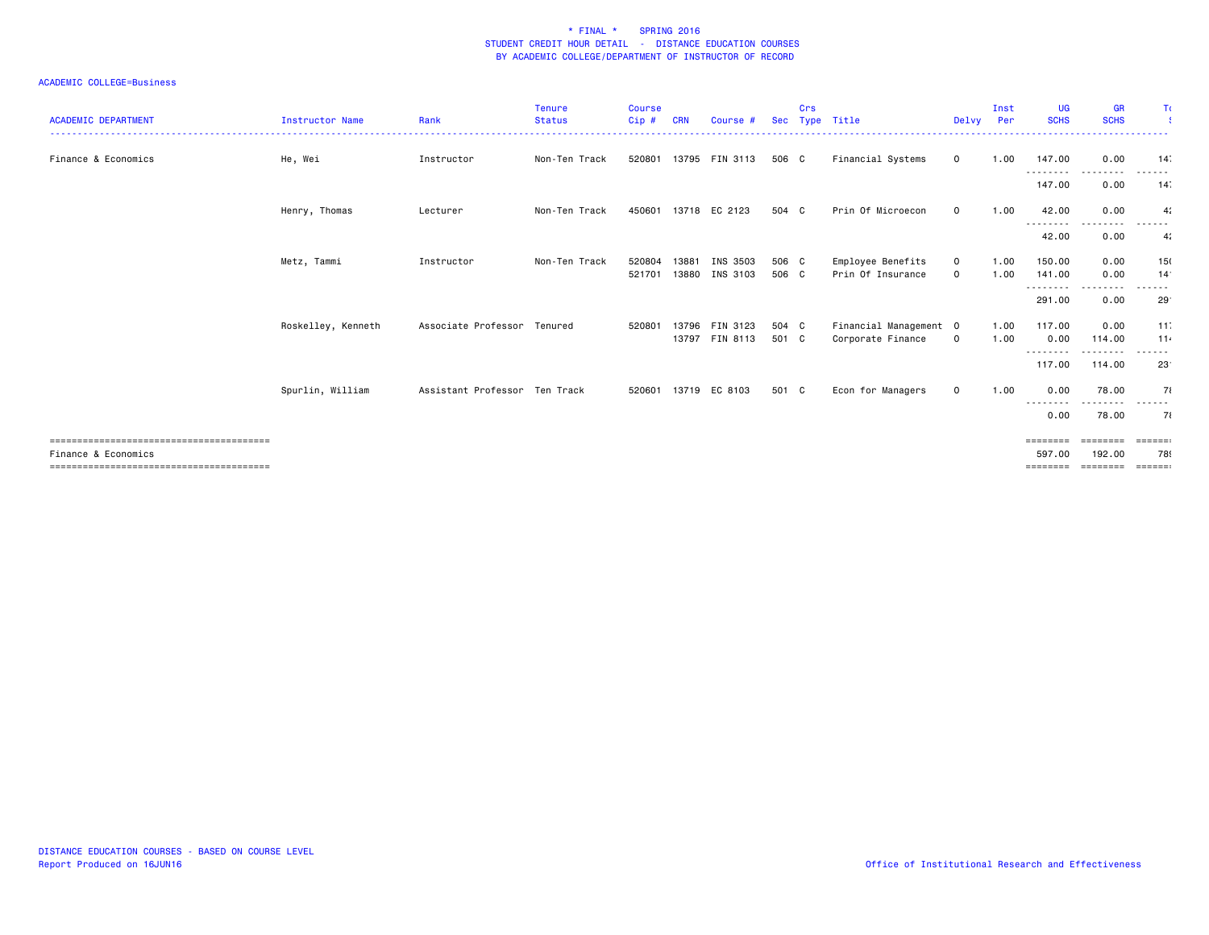\* FINAL \* SPRING 2016
STUDENT CREDIT HOUR DETAIL - DISTANCE EDUCATION COURSES
BY ACADEMIC COLLEGE/DEPARTMENT OF INSTRUCTOR OF RECORD

ACADEMIC COLLEGE=Business

| ACADEMIC DEPARTMENT | Instructor Name | Rank | Tenure Status | Course Cip # | CRN | Course # | Sec | Crs Type | Title | Delvy | Inst Per | UG SCHS | GR SCHS | To |
|---|---|---|---|---|---|---|---|---|---|---|---|---|---|---|
| Finance & Economics | He, Wei | Instructor | Non-Ten Track | 520801 | 13795 | FIN 3113 | 506 | C | Financial Systems | 0 | 1.00 | 147.00 | 0.00 | 14 |
| | | | | | | | | | | | | 147.00 | 0.00 | 14 |
| | Henry, Thomas | Lecturer | Non-Ten Track | 450601 | 13718 | EC 2123 | 504 | C | Prin Of Microecon | 0 | 1.00 | 42.00 | 0.00 | 4 |
| | | | | | | | | | | | | 42.00 | 0.00 | 4 |
| | Metz, Tammi | Instructor | Non-Ten Track | 520804 | 13881 | INS 3503 | 506 | C | Employee Benefits | 0 | 1.00 | 150.00 | 0.00 | 15 |
| | | | | 521701 | 13880 | INS 3103 | 506 | C | Prin Of Insurance | 0 | 1.00 | 141.00 | 0.00 | 14 |
| | | | | | | | | | | | | 291.00 | 0.00 | 29 |
| | Roskelley, Kenneth | Associate Professor | Tenured | 520801 | 13796 | FIN 3123 | 504 | C | Financial Management | 0 | 1.00 | 117.00 | 0.00 | 11 |
| | | | | | 13797 | FIN 8113 | 501 | C | Corporate Finance | 0 | 1.00 | 0.00 | 114.00 | 11 |
| | | | | | | | | | | | | 117.00 | 114.00 | 23 |
| | Spurlin, William | Assistant Professor | Ten Track | 520601 | 13719 | EC 8103 | 501 | C | Econ for Managers | 0 | 1.00 | 0.00 | 78.00 | 7 |
| | | | | | | | | | | | | 0.00 | 78.00 | 7 |
| Finance & Economics | | | | | | | | | | | | 597.00 | 192.00 | 78 |

DISTANCE EDUCATION COURSES - BASED ON COURSE LEVEL
Report Produced on 16JUN16

Office of Institutional Research and Effectiveness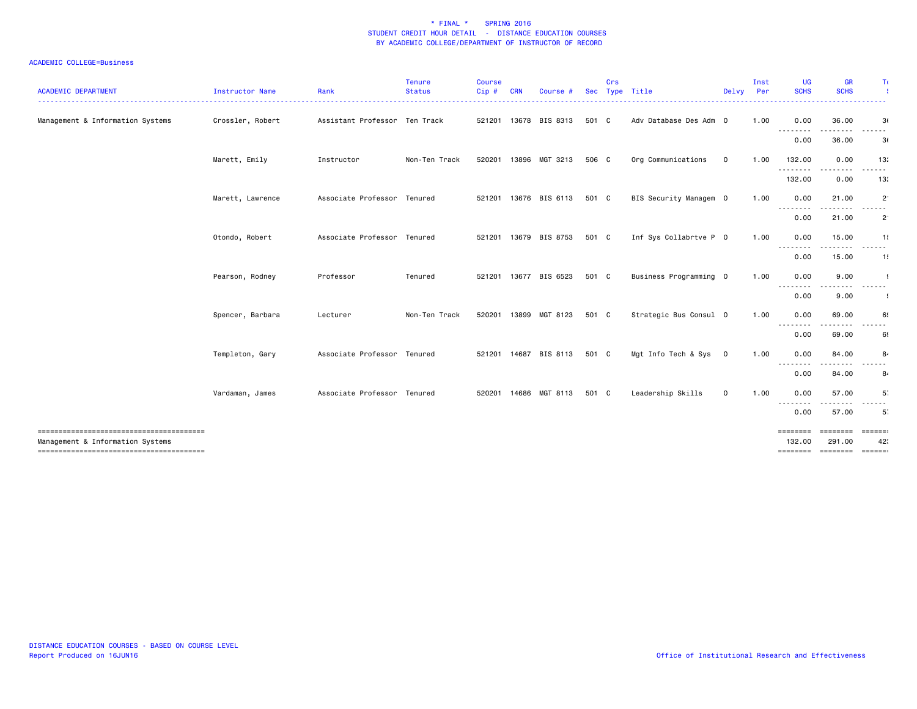# * FINAL * SPRING 2016
## STUDENT CREDIT HOUR DETAIL - DISTANCE EDUCATION COURSES
## BY ACADEMIC COLLEGE/DEPARTMENT OF INSTRUCTOR OF RECORD

ACADEMIC COLLEGE=Business

| ACADEMIC DEPARTMENT | Instructor Name | Rank | Tenure Status | Course Cip # | CRN | Course # | Sec | Crs Type | Title | Delvy | Inst Per | UG SCHS | GR SCHS | To |
|---|---|---|---|---|---|---|---|---|---|---|---|---|---|---|
| Management & Information Systems | Crossler, Robert | Assistant Professor | Ten Track | 521201 | 13678 | BIS 8313 | 501 | C | Adv Database Des Adm | O | 1.00 | 0.00 | 36.00 | 3( |
| | | | | | | | | | | | | 0.00 | 36.00 | 3( |
| | Marett, Emily | Instructor | Non-Ten Track | 520201 | 13896 | MGT 3213 | 506 | C | Org Communications | O | 1.00 | 132.00 | 0.00 | 13: |
| | | | | | | | | | | | | 132.00 | 0.00 | 13: |
| | Marett, Lawrence | Associate Professor | Tenured | 521201 | 13676 | BIS 6113 | 501 | C | BIS Security Managem | O | 1.00 | 0.00 | 21.00 | 2 |
| | | | | | | | | | | | | 0.00 | 21.00 | 2 |
| | Otondo, Robert | Associate Professor | Tenured | 521201 | 13679 | BIS 8753 | 501 | C | Inf Sys Collabrtve P | O | 1.00 | 0.00 | 15.00 | 1 |
| | | | | | | | | | | | | 0.00 | 15.00 | 1 |
| | Pearson, Rodney | Professor | Tenured | 521201 | 13677 | BIS 6523 | 501 | C | Business Programming | O | 1.00 | 0.00 | 9.00 | |
| | | | | | | | | | | | | 0.00 | 9.00 | |
| | Spencer, Barbara | Lecturer | Non-Ten Track | 520201 | 13899 | MGT 8123 | 501 | C | Strategic Bus Consul | O | 1.00 | 0.00 | 69.00 | 6 |
| | | | | | | | | | | | | 0.00 | 69.00 | 6 |
| | Templeton, Gary | Associate Professor | Tenured | 521201 | 14687 | BIS 8113 | 501 | C | Mgt Info Tech & Sys | O | 1.00 | 0.00 | 84.00 | 8 |
| | | | | | | | | | | | | 0.00 | 84.00 | 8 |
| | Vardaman, James | Associate Professor | Tenured | 520201 | 14686 | MGT 8113 | 501 | C | Leadership Skills | O | 1.00 | 0.00 | 57.00 | 5 |
| | | | | | | | | | | | | 0.00 | 57.00 | 5 |
| Management & Information Systems | | | | | | | | | | | | 132.00 | 291.00 | 42 |

DISTANCE EDUCATION COURSES - BASED ON COURSE LEVEL
Report Produced on 16JUN16

Office of Institutional Research and Effectiveness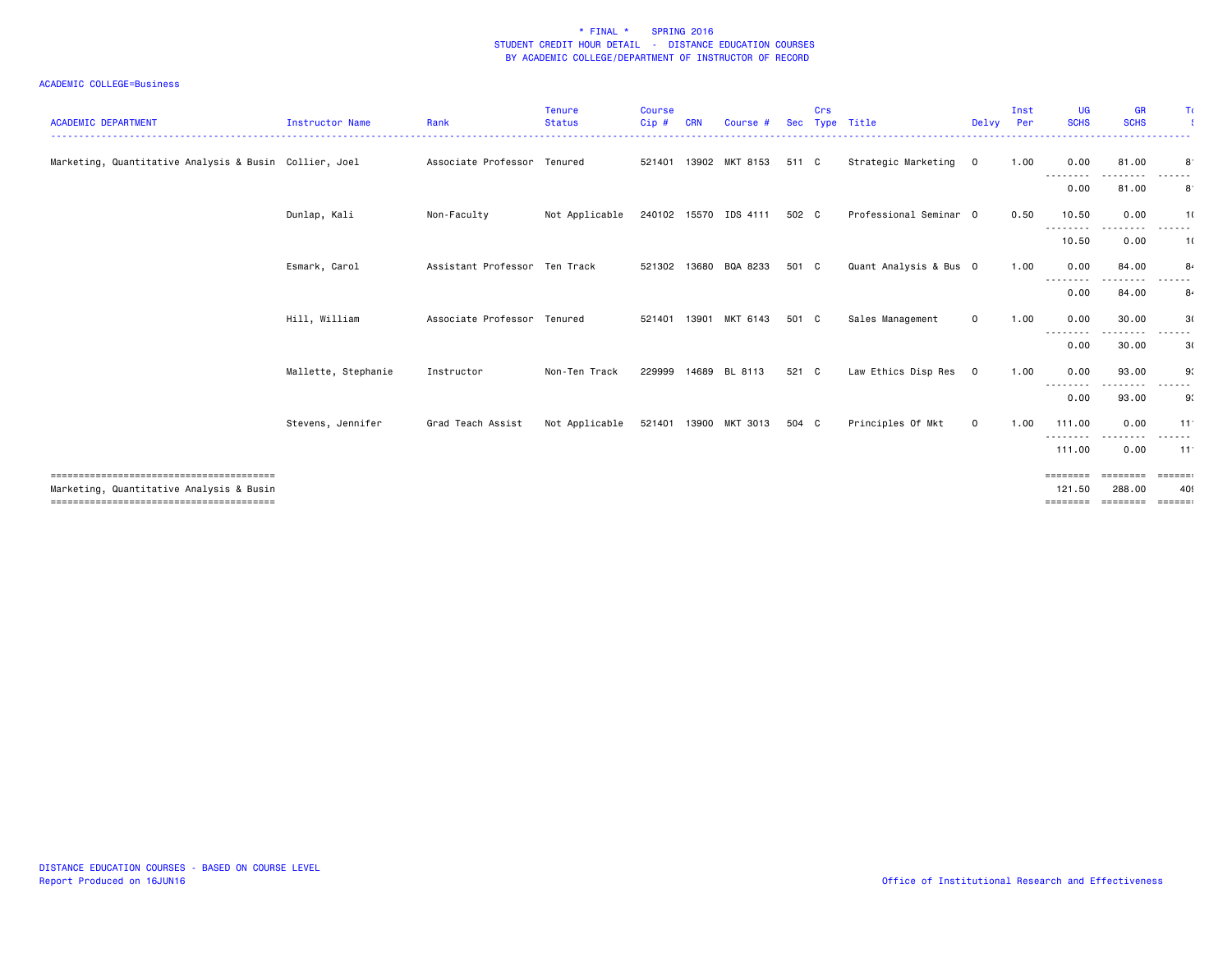\* FINAL \* SPRING 2016
STUDENT CREDIT HOUR DETAIL - DISTANCE EDUCATION COURSES
BY ACADEMIC COLLEGE/DEPARTMENT OF INSTRUCTOR OF RECORD

ACADEMIC COLLEGE=Business

| ACADEMIC DEPARTMENT | Instructor Name | Rank | Tenure Status | Course Cip # | CRN | Course # | Sec | Crs Type | Title | Delvy | Inst Per | UG SCHS | GR SCHS | To |
|---|---|---|---|---|---|---|---|---|---|---|---|---|---|---|
| Marketing, Quantitative Analysis & Busin | Collier, Joel | Associate Professor | Tenured | 521401 | 13902 | MKT 8153 | 511 | C | Strategic Marketing | O | 1.00 | 0.00 | 81.00 | 8 |
| | | | | | | | | | | | | 0.00 | 81.00 | 8 |
| | Dunlap, Kali | Non-Faculty | Not Applicable | 240102 | 15570 | IDS 4111 | 502 | C | Professional Seminar | O | 0.50 | 10.50 | 0.00 | 1 |
| | | | | | | | | | | | | 10.50 | 0.00 | 1 |
| | Esmark, Carol | Assistant Professor | Ten Track | 521302 | 13680 | BQA 8233 | 501 | C | Quant Analysis & Bus | O | 1.00 | 0.00 | 84.00 | 8 |
| | | | | | | | | | | | | 0.00 | 84.00 | 8 |
| | Hill, William | Associate Professor | Tenured | 521401 | 13901 | MKT 6143 | 501 | C | Sales Management | O | 1.00 | 0.00 | 30.00 | 3 |
| | | | | | | | | | | | | 0.00 | 30.00 | 3 |
| | Mallette, Stephanie | Instructor | Non-Ten Track | 229999 | 14689 | BL 8113 | 521 | C | Law Ethics Disp Res | O | 1.00 | 0.00 | 93.00 | 9 |
| | | | | | | | | | | | | 0.00 | 93.00 | 9 |
| | Stevens, Jennifer | Grad Teach Assist | Not Applicable | 521401 | 13900 | MKT 3013 | 504 | C | Principles Of Mkt | O | 1.00 | 111.00 | 0.00 | 11 |
| | | | | | | | | | | | | 111.00 | 0.00 | 11 |
| Marketing, Quantitative Analysis & Busin | | | | | | | | | | | | 121.50 | 288.00 | 40 |

DISTANCE EDUCATION COURSES - BASED ON COURSE LEVEL
Report Produced on 16JUN16

Office of Institutional Research and Effectiveness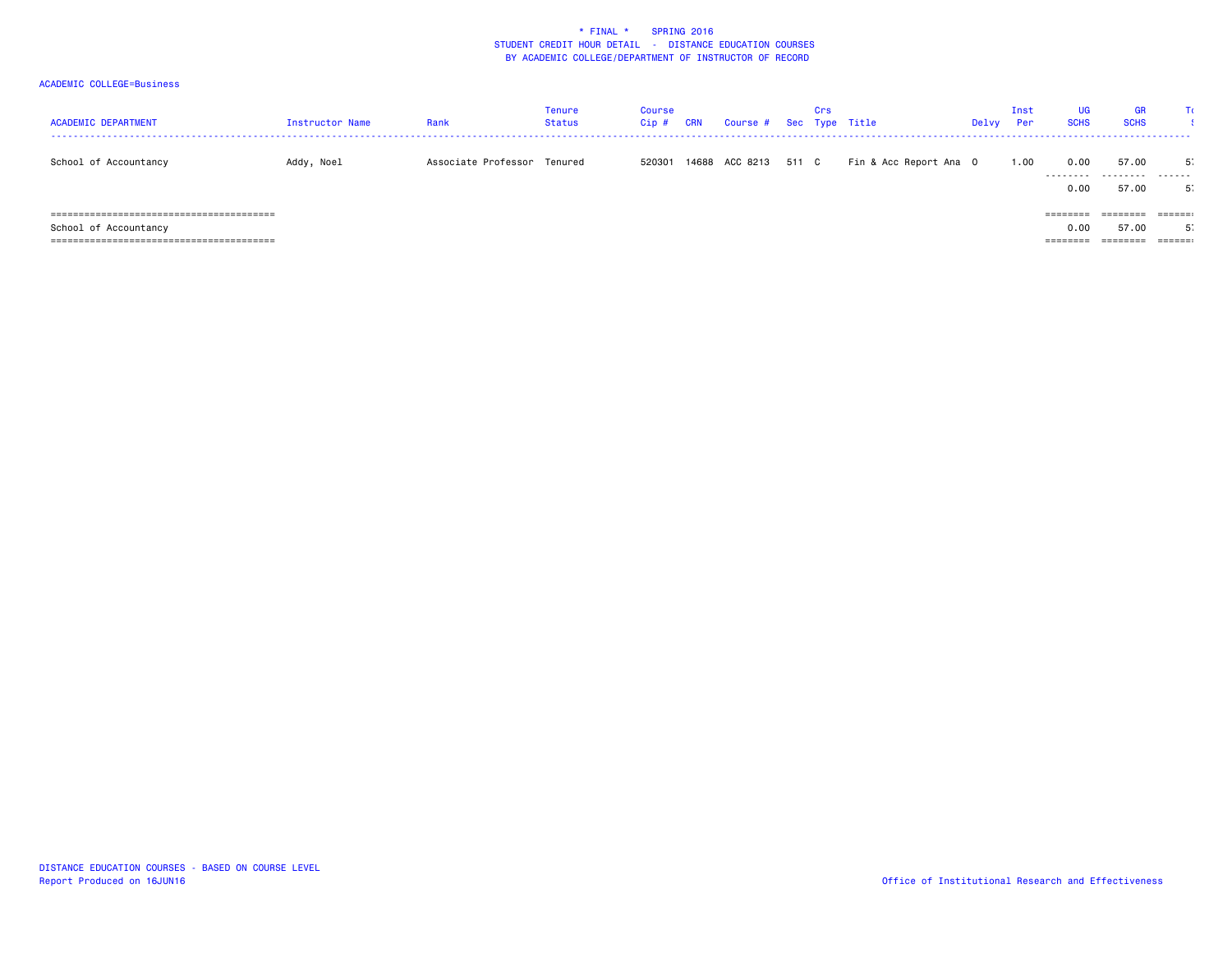# * FINAL * SPRING 2016
## STUDENT CREDIT HOUR DETAIL - DISTANCE EDUCATION COURSES
## BY ACADEMIC COLLEGE/DEPARTMENT OF INSTRUCTOR OF RECORD

ACADEMIC COLLEGE=Business

| ACADEMIC DEPARTMENT | Instructor Name | Rank | Tenure Status | Course Cip # | CRN | Course # | Sec | Crs Type | Title | Delvy | Inst Per | UG SCHS | GR SCHS | To |
|---|---|---|---|---|---|---|---|---|---|---|---|---|---|---|
| School of Accountancy | Addy, Noel | Associate Professor | Tenured | 520301 | 14688 | ACC 8213 | 511 | C | Fin & Acc Report Ana | O | 1.00 | 0.00 | 57.00 | 5 |
| | | | | | | | | | | | | 0.00 | 57.00 | 5 |
| School of Accountancy | | | | | | | | | | | | 0.00 | 57.00 | 5 |

DISTANCE EDUCATION COURSES - BASED ON COURSE LEVEL
Report Produced on 16JUN16

Office of Institutional Research and Effectiveness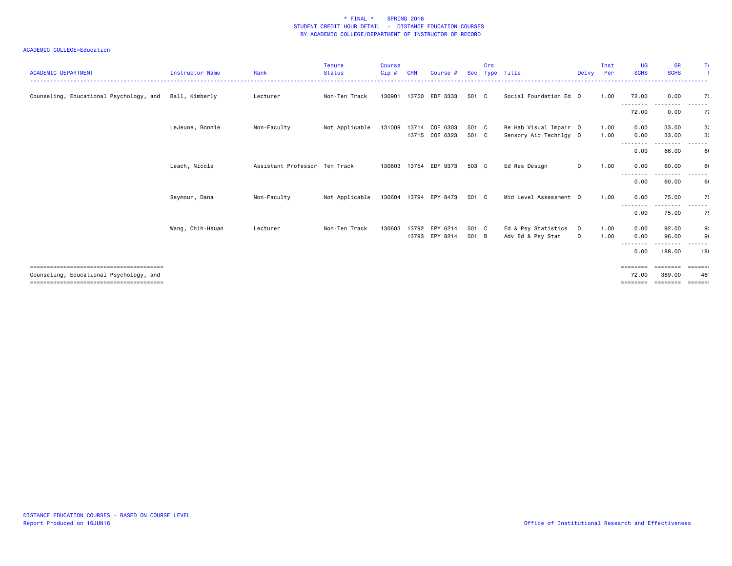# * FINAL * SPRING 2016
## STUDENT CREDIT HOUR DETAIL - DISTANCE EDUCATION COURSES
## BY ACADEMIC COLLEGE/DEPARTMENT OF INSTRUCTOR OF RECORD

ACADEMIC COLLEGE=Education

| ACADEMIC DEPARTMENT | Instructor Name | Rank | Tenure Status | Course Cip # | CRN | Course # | Sec | Crs Type | Title | Delvy | Inst Per | UG SCHS | GR SCHS | To |
|---|---|---|---|---|---|---|---|---|---|---|---|---|---|---|
| Counseling, Educational Psychology, and | Ball, Kimberly | Lecturer | Non-Ten Track | 130901 | 13750 | EDF 3333 | 501 | C | Social Foundation Ed | O | 1.00 | 72.00 | 0.00 | 7 |
| | | | | | | | | | | | | 72.00 | 0.00 | 7 |
| | LeJeune, Bonnie | Non-Faculty | Not Applicable | 131009 | 13714 | COE 6303 | 501 | C | Re Hab Visual Impair | O | 1.00 | 0.00 | 33.00 | 3 |
| | | | | | 13715 | COE 6323 | 501 | C | Sensory Aid Technlgy | O | 1.00 | 0.00 | 33.00 | 3 |
| | | | | | | | | | | | | 0.00 | 66.00 | 6 |
| | Leach, Nicole | Assistant Professor | Ten Track | 130603 | 13754 | EDF 9373 | 503 | C | Ed Res Design | O | 1.00 | 0.00 | 60.00 | 6 |
| | | | | | | | | | | | | 0.00 | 60.00 | 6 |
| | Seymour, Dana | Non-Faculty | Not Applicable | 130604 | 13794 | EPY 8473 | 501 | C | Mid Level Assessment | O | 1.00 | 0.00 | 75.00 | 7 |
| | | | | | | | | | | | | 0.00 | 75.00 | 7 |
| | Wang, Chih-Hsuan | Lecturer | Non-Ten Track | 130603 | 13792 | EPY 6214 | 501 | C | Ed & Psy Statistics | O | 1.00 | 0.00 | 92.00 | 9 |
| | | | | | 13793 | EPY 8214 | 501 | B | Adv Ed & Psy Stat | O | 1.00 | 0.00 | 96.00 | 9 |
| | | | | | | | | | | | | 0.00 | 188.00 | 18 |
| Counseling, Educational Psychology, and | | | | | | | | | | | | 72.00 | 389.00 | 46 |

DISTANCE EDUCATION COURSES - BASED ON COURSE LEVEL
Report Produced on 16JUN16

Office of Institutional Research and Effectiveness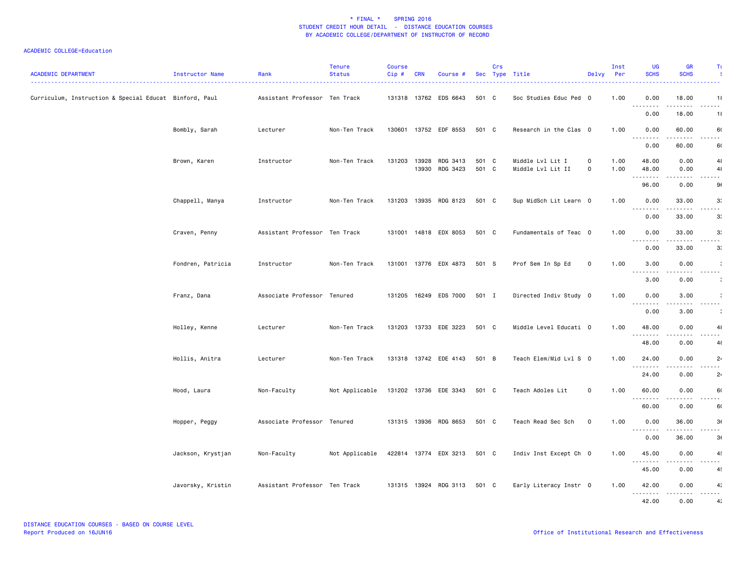\* FINAL \*    SPRING 2016
STUDENT CREDIT HOUR DETAIL - DISTANCE EDUCATION COURSES
BY ACADEMIC COLLEGE/DEPARTMENT OF INSTRUCTOR OF RECORD

ACADEMIC COLLEGE=Education

| ACADEMIC DEPARTMENT | Instructor Name | Rank | Tenure Status | Course Cip # | CRN | Course # | Sec | Crs Type | Title | Delvy | Inst Per | UG SCHS | GR SCHS | T |
|---|---|---|---|---|---|---|---|---|---|---|---|---|---|---|
| Curriculum, Instruction & Special Educat | Binford, Paul | Assistant Professor | Ten Track | 131318 | 13762 | EDS 6643 | 501 | C | Soc Studies Educ Ped | O | 1.00 | 0.00 | 18.00 | 1 |
| | | | | | | | | | | | | 0.00 | 18.00 | 1 |
| | Bombly, Sarah | Lecturer | Non-Ten Track | 130601 | 13752 | EDF 8553 | 501 | C | Research in the Clas | O | 1.00 | 0.00 | 60.00 | 6 |
| | | | | | | | | | | | | 0.00 | 60.00 | 6 |
| | Brown, Karen | Instructor | Non-Ten Track | 131203 | 13928 | RDG 3413 | 501 | C | Middle Lvl Lit I | O | 1.00 | 48.00 | 0.00 | 4 |
| | | | | | 13930 | RDG 3423 | 501 | C | Middle Lvl Lit II | O | 1.00 | 48.00 | 0.00 | 4 |
| | | | | | | | | | | | | 96.00 | 0.00 | 9 |
| | Chappell, Manya | Instructor | Non-Ten Track | 131203 | 13935 | RDG 8123 | 501 | C | Sup MidSch Lit Learn | O | 1.00 | 0.00 | 33.00 | 3 |
| | | | | | | | | | | | | 0.00 | 33.00 | 3 |
| | Craven, Penny | Assistant Professor | Ten Track | 131001 | 14818 | EDX 8053 | 501 | C | Fundamentals of Teac | O | 1.00 | 0.00 | 33.00 | 3 |
| | | | | | | | | | | | | 0.00 | 33.00 | 3 |
| | Fondren, Patricia | Instructor | Non-Ten Track | 131001 | 13776 | EDX 4873 | 501 | S | Prof Sem In Sp Ed | O | 1.00 | 3.00 | 0.00 | |
| | | | | | | | | | | | | 3.00 | 0.00 | |
| | Franz, Dana | Associate Professor | Tenured | 131205 | 16249 | EDS 7000 | 501 | I | Directed Indiv Study | O | 1.00 | 0.00 | 3.00 | |
| | | | | | | | | | | | | 0.00 | 3.00 | |
| | Holley, Kenne | Lecturer | Non-Ten Track | 131203 | 13733 | EDE 3223 | 501 | C | Middle Level Educati | O | 1.00 | 48.00 | 0.00 | 4 |
| | | | | | | | | | | | | 48.00 | 0.00 | 4 |
| | Hollis, Anitra | Lecturer | Non-Ten Track | 131318 | 13742 | EDE 4143 | 501 | B | Teach Elem/Mid Lvl S | O | 1.00 | 24.00 | 0.00 | 2 |
| | | | | | | | | | | | | 24.00 | 0.00 | 2 |
| | Hood, Laura | Non-Faculty | Not Applicable | 131202 | 13736 | EDE 3343 | 501 | C | Teach Adoles Lit | O | 1.00 | 60.00 | 0.00 | 6 |
| | | | | | | | | | | | | 60.00 | 0.00 | 6 |
| | Hopper, Peggy | Associate Professor | Tenured | 131315 | 13936 | RDG 8653 | 501 | C | Teach Read Sec Sch | O | 1.00 | 0.00 | 36.00 | 3 |
| | | | | | | | | | | | | 0.00 | 36.00 | 3 |
| | Jackson, Krystjan | Non-Faculty | Not Applicable | 422814 | 13774 | EDX 3213 | 501 | C | Indiv Inst Except Ch | O | 1.00 | 45.00 | 0.00 | 4 |
| | | | | | | | | | | | | 45.00 | 0.00 | 4 |
| | Javorsky, Kristin | Assistant Professor | Ten Track | 131315 | 13924 | RDG 3113 | 501 | C | Early Literacy Instr | O | 1.00 | 42.00 | 0.00 | 4 |
| | | | | | | | | | | | | 42.00 | 0.00 | 4 |

DISTANCE EDUCATION COURSES - BASED ON COURSE LEVEL
Report Produced on 16JUN16
Office of Institutional Research and Effectiveness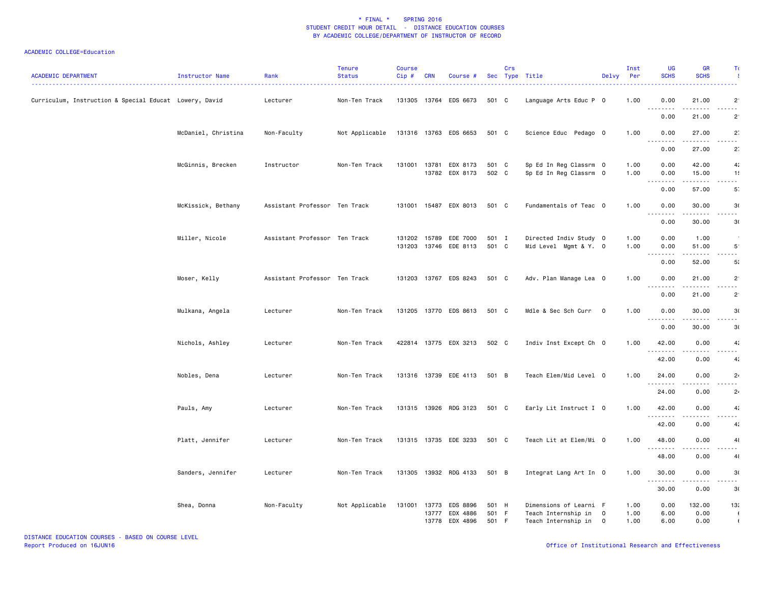# * FINAL * SPRING 2016
## STUDENT CREDIT HOUR DETAIL - DISTANCE EDUCATION COURSES
## BY ACADEMIC COLLEGE/DEPARTMENT OF INSTRUCTOR OF RECORD

ACADEMIC COLLEGE=Education

| ACADEMIC DEPARTMENT | Instructor Name | Rank | Tenure Status | Course Cip # | CRN | Course # | Sec | Crs Type | Title | Delvy | Inst Per | UG SCHS | GR SCHS | T |
|---|---|---|---|---|---|---|---|---|---|---|---|---|---|---|
| Curriculum, Instruction & Special Educat | Lowery, David | Lecturer | Non-Ten Track | 131305 | 13764 | EDS 6673 | 501 | C | Language Arts Educ P | O | 1.00 | 0.00 | 21.00 | 2 |
| | | | | | | | | | | | | 0.00 | 21.00 | 2 |
| | McDaniel, Christina | Non-Faculty | Not Applicable | 131316 | 13763 | EDS 6653 | 501 | C | Science Educ Pedago | O | 1.00 | 0.00 | 27.00 | 2 |
| | | | | | | | | | | | | 0.00 | 27.00 | 2 |
| | McGinnis, Brecken | Instructor | Non-Ten Track | 131001 | 13781 | EDX 8173 | 501 | C | Sp Ed In Reg Classrm | O | 1.00 | 0.00 | 42.00 | 4 |
| | | | | | 13782 | EDX 8173 | 502 | C | Sp Ed In Reg Classrm | O | 1.00 | 0.00 | 15.00 | 1 |
| | | | | | | | | | | | | 0.00 | 57.00 | 5 |
| | McKissick, Bethany | Assistant Professor | Ten Track | 131001 | 15487 | EDX 8013 | 501 | C | Fundamentals of Teac | O | 1.00 | 0.00 | 30.00 | 3 |
| | | | | | | | | | | | | 0.00 | 30.00 | 3 |
| | Miller, Nicole | Assistant Professor | Ten Track | 131202 | 15789 | EDE 7000 | 501 | I | Directed Indiv Study | O | 1.00 | 0.00 | 1.00 | |
| | | | | 131203 | 13746 | EDE 8113 | 501 | C | Mid Level Mgmt & Y. | O | 1.00 | 0.00 | 51.00 | 5 |
| | | | | | | | | | | | | 0.00 | 52.00 | 5 |
| | Moser, Kelly | Assistant Professor | Ten Track | 131203 | 13767 | EDS 8243 | 501 | C | Adv. Plan Manage Lea | O | 1.00 | 0.00 | 21.00 | 2 |
| | | | | | | | | | | | | 0.00 | 21.00 | 2 |
| | Mulkana, Angela | Lecturer | Non-Ten Track | 131205 | 13770 | EDS 8613 | 501 | C | Mdle & Sec Sch Curr | O | 1.00 | 0.00 | 30.00 | 3 |
| | | | | | | | | | | | | 0.00 | 30.00 | 3 |
| | Nichols, Ashley | Lecturer | Non-Ten Track | 422814 | 13775 | EDX 3213 | 502 | C | Indiv Inst Except Ch | O | 1.00 | 42.00 | 0.00 | 4 |
| | | | | | | | | | | | | 42.00 | 0.00 | 4 |
| | Nobles, Dena | Lecturer | Non-Ten Track | 131316 | 13739 | EDE 4113 | 501 | B | Teach Elem/Mid Level | O | 1.00 | 24.00 | 0.00 | 2 |
| | | | | | | | | | | | | 24.00 | 0.00 | 2 |
| | Pauls, Amy | Lecturer | Non-Ten Track | 131315 | 13926 | RDG 3123 | 501 | C | Early Lit Instruct I | O | 1.00 | 42.00 | 0.00 | 4 |
| | | | | | | | | | | | | 42.00 | 0.00 | 4 |
| | Platt, Jennifer | Lecturer | Non-Ten Track | 131315 | 13735 | EDE 3233 | 501 | C | Teach Lit at Elem/Mi | O | 1.00 | 48.00 | 0.00 | 4 |
| | | | | | | | | | | | | 48.00 | 0.00 | 4 |
| | Sanders, Jennifer | Lecturer | Non-Ten Track | 131305 | 13932 | RDG 4133 | 501 | B | Integrat Lang Art In | O | 1.00 | 30.00 | 0.00 | 3 |
| | | | | | | | | | | | | 30.00 | 0.00 | 3 |
| | Shea, Donna | Non-Faculty | Not Applicable | 131001 | 13773 | EDS 8896 | 501 | H | Dimensions of Learni | F | 1.00 | 0.00 | 132.00 | 13 |
| | | | | | 13777 | EDX 4886 | 501 | F | Teach Internship in | O | 1.00 | 6.00 | 0.00 | |
| | | | | | 13778 | EDX 4896 | 501 | F | Teach Internship in | O | 1.00 | 6.00 | 0.00 | |

DISTANCE EDUCATION COURSES - BASED ON COURSE LEVEL
Report Produced on 16JUN16

Office of Institutional Research and Effectiveness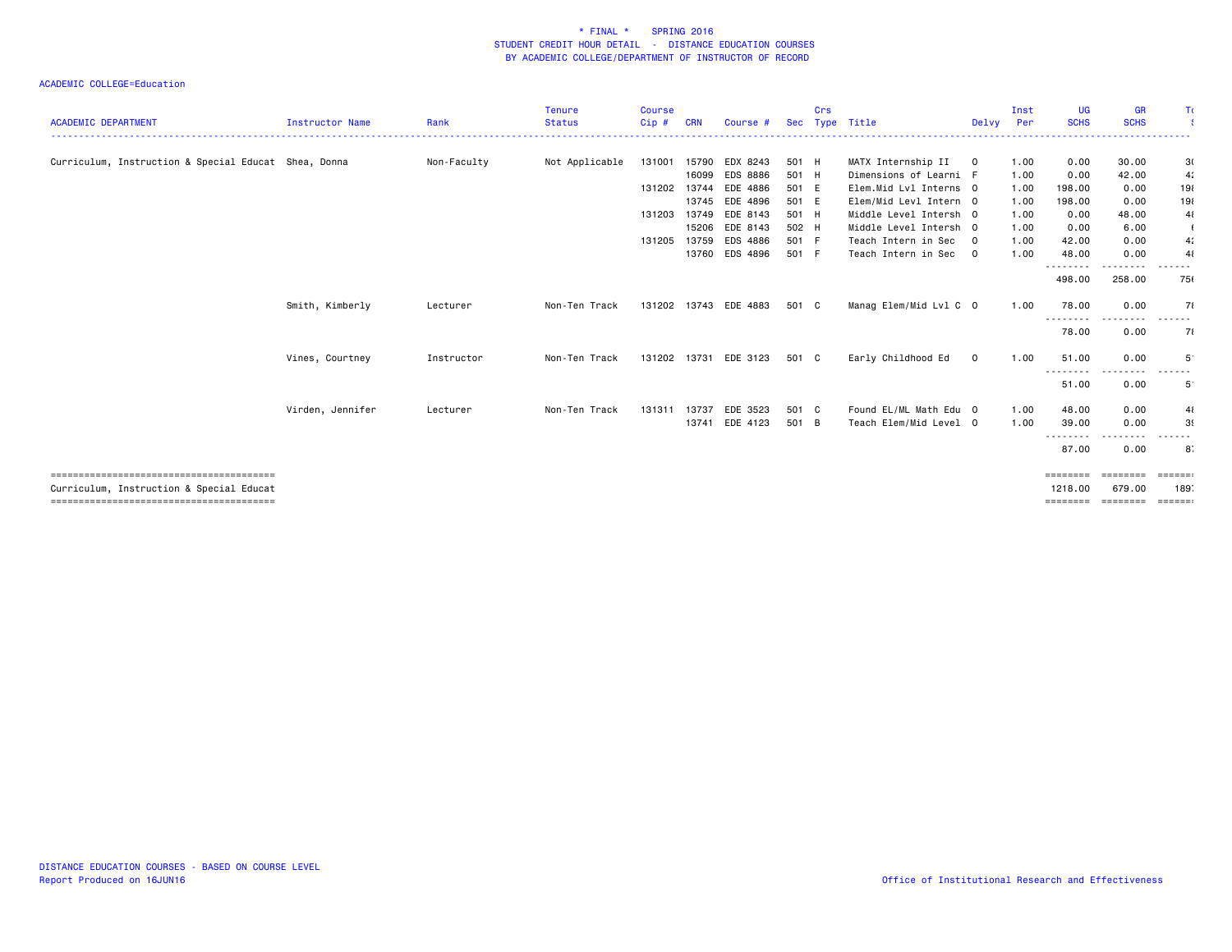\* FINAL \* SPRING 2016
STUDENT CREDIT HOUR DETAIL - DISTANCE EDUCATION COURSES
BY ACADEMIC COLLEGE/DEPARTMENT OF INSTRUCTOR OF RECORD

ACADEMIC COLLEGE=Education

| ACADEMIC DEPARTMENT | Instructor Name | Rank | Tenure Status | Course Cip # | CRN | Course # | Sec | Crs Type | Title | Delvy | Inst Per | UG SCHS | GR SCHS | T( |
|---|---|---|---|---|---|---|---|---|---|---|---|---|---|---|
| Curriculum, Instruction & Special Educat | Shea, Donna | Non-Faculty | Not Applicable | 131001 | 15790 | EDX 8243 | 501 | H | MATX Internship II | O | 1.00 | 0.00 | 30.00 | 3( |
| | | | | | 16099 | EDS 8886 | 501 | H | Dimensions of Learni | F | 1.00 | 0.00 | 42.00 | 4: |
| | | | | 131202 | 13744 | EDE 4886 | 501 | E | Elem.Mid Lvl Interns | O | 1.00 | 198.00 | 0.00 | 19( |
| | | | | | 13745 | EDE 4896 | 501 | E | Elem/Mid Levl Intern | O | 1.00 | 198.00 | 0.00 | 19( |
| | | | | 131203 | 13749 | EDE 8143 | 501 | H | Middle Level Intersh | O | 1.00 | 0.00 | 48.00 | 4( |
| | | | | | 15206 | EDE 8143 | 502 | H | Middle Level Intersh | O | 1.00 | 0.00 | 6.00 | ( |
| | | | | 131205 | 13759 | EDS 4886 | 501 | F | Teach Intern in Sec | O | 1.00 | 42.00 | 0.00 | 4: |
| | | | | | 13760 | EDS 4896 | 501 | F | Teach Intern in Sec | O | 1.00 | 48.00 | 0.00 | 4( |
| | | | | | | | | | | | | 498.00 | 258.00 | 75( |
| | Smith, Kimberly | Lecturer | Non-Ten Track | 131202 | 13743 | EDE 4883 | 501 | C | Manag Elem/Mid Lvl C | O | 1.00 | 78.00 | 0.00 | 7( |
| | | | | | | | | | | | | 78.00 | 0.00 | 7( |
| | Vines, Courtney | Instructor | Non-Ten Track | 131202 | 13731 | EDE 3123 | 501 | C | Early Childhood Ed | O | 1.00 | 51.00 | 0.00 | 5 |
| | | | | | | | | | | | | 51.00 | 0.00 | 5 |
| | Virden, Jennifer | Lecturer | Non-Ten Track | 131311 | 13737 | EDE 3523 | 501 | C | Found EL/ML Math Edu | O | 1.00 | 48.00 | 0.00 | 4( |
| | | | | | 13741 | EDE 4123 | 501 | B | Teach Elem/Mid Level | O | 1.00 | 39.00 | 0.00 | 3( |
| | | | | | | | | | | | | 87.00 | 0.00 | 8 |
| Curriculum, Instruction & Special Educat | | | | | | | | | | | | 1218.00 | 679.00 | 189 |

DISTANCE EDUCATION COURSES - BASED ON COURSE LEVEL
Report Produced on 16JUN16

Office of Institutional Research and Effectiveness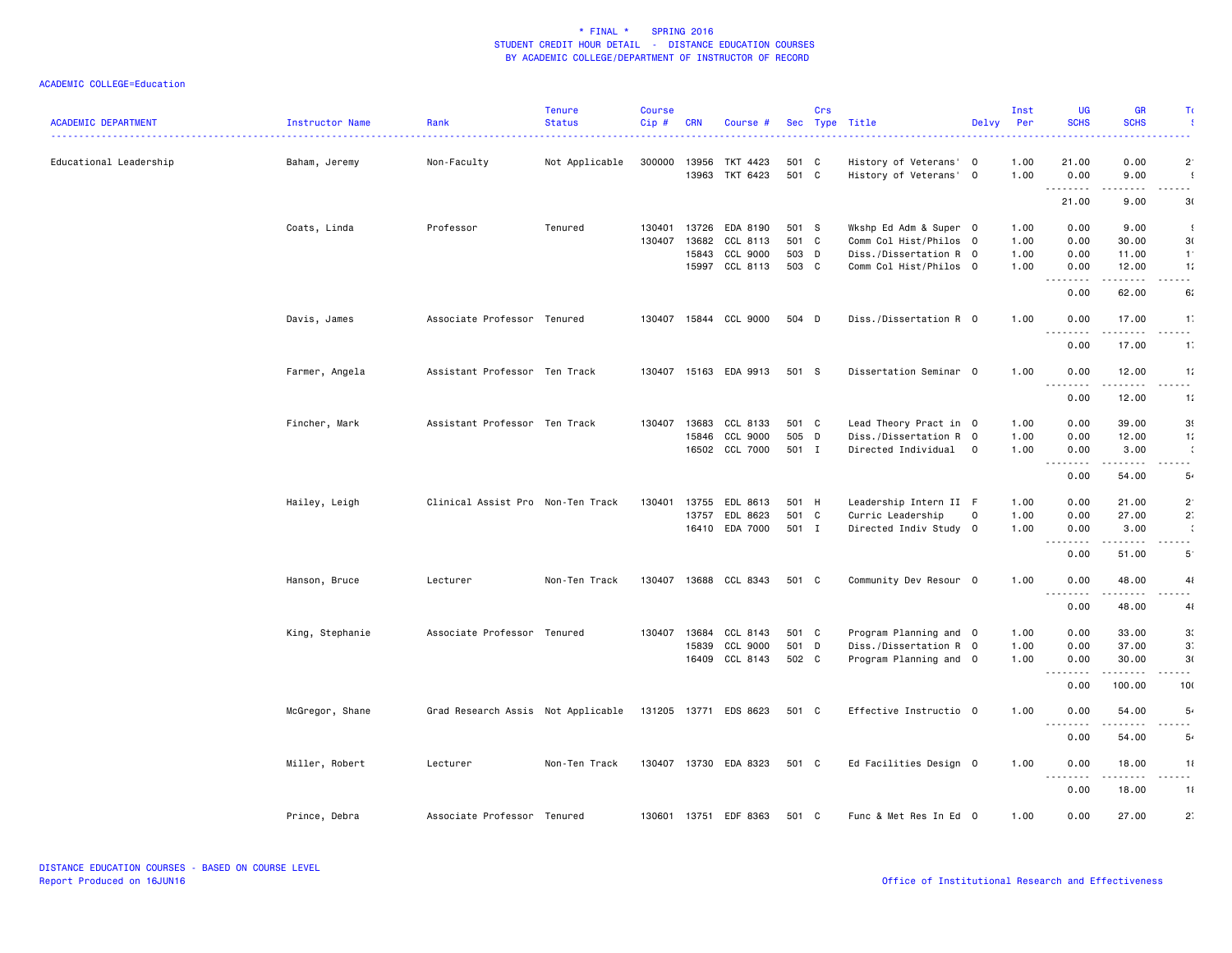# * FINAL * SPRING 2016
## STUDENT CREDIT HOUR DETAIL - DISTANCE EDUCATION COURSES
## BY ACADEMIC COLLEGE/DEPARTMENT OF INSTRUCTOR OF RECORD

ACADEMIC COLLEGE=Education

| ACADEMIC DEPARTMENT | Instructor Name | Rank | Tenure Status | Course Cip # | CRN | Course # | Sec | Crs Type | Title | Delvy | Inst Per | UG SCHS | GR SCHS | T |
|---|---|---|---|---|---|---|---|---|---|---|---|---|---|---|
| Educational Leadership | Baham, Jeremy | Non-Faculty | Not Applicable | 300000 | 13956 | TKT 4423 | 501 | C | History of Veterans' | O | 1.00 | 21.00 | 0.00 | 2 |
| | | | | | 13963 | TKT 6423 | 501 | C | History of Veterans' | O | 1.00 | 0.00 | 9.00 | |
| | | | | | | | | | | | | 21.00 | 9.00 | 3 |
| | Coats, Linda | Professor | Tenured | 130401 | 13726 | EDA 8190 | 501 | S | Wkshp Ed Adm & Super | O | 1.00 | 0.00 | 9.00 | |
| | | | | 130407 | 13682 | CCL 8113 | 501 | C | Comm Col Hist/Philos | O | 1.00 | 0.00 | 30.00 | 3 |
| | | | | | 15843 | CCL 9000 | 503 | D | Diss./Dissertation R | O | 1.00 | 0.00 | 11.00 | 1 |
| | | | | | 15997 | CCL 8113 | 503 | C | Comm Col Hist/Philos | O | 1.00 | 0.00 | 12.00 | 1 |
| | | | | | | | | | | | | 0.00 | 62.00 | 6 |
| | Davis, James | Associate Professor | Tenured | 130407 | 15844 | CCL 9000 | 504 | D | Diss./Dissertation R | O | 1.00 | 0.00 | 17.00 | 1 |
| | | | | | | | | | | | | 0.00 | 17.00 | 1 |
| | Farmer, Angela | Assistant Professor | Ten Track | 130407 | 15163 | EDA 9913 | 501 | S | Dissertation Seminar | O | 1.00 | 0.00 | 12.00 | 1 |
| | | | | | | | | | | | | 0.00 | 12.00 | 1 |
| | Fincher, Mark | Assistant Professor | Ten Track | 130407 | 13683 | CCL 8133 | 501 | C | Lead Theory Pract in | O | 1.00 | 0.00 | 39.00 | 3 |
| | | | | | 15846 | CCL 9000 | 505 | D | Diss./Dissertation R | O | 1.00 | 0.00 | 12.00 | 1 |
| | | | | | 16502 | CCL 7000 | 501 | I | Directed Individual | O | 1.00 | 0.00 | 3.00 | |
| | | | | | | | | | | | | 0.00 | 54.00 | 5 |
| | Hailey, Leigh | Clinical Assist Pro | Non-Ten Track | 130401 | 13755 | EDL 8613 | 501 | H | Leadership Intern II | F | 1.00 | 0.00 | 21.00 | 2 |
| | | | | | 13757 | EDL 8623 | 501 | C | Curric Leadership | O | 1.00 | 0.00 | 27.00 | 2 |
| | | | | | 16410 | EDA 7000 | 501 | I | Directed Indiv Study | O | 1.00 | 0.00 | 3.00 | |
| | | | | | | | | | | | | 0.00 | 51.00 | 5 |
| | Hanson, Bruce | Lecturer | Non-Ten Track | 130407 | 13688 | CCL 8343 | 501 | C | Community Dev Resour | O | 1.00 | 0.00 | 48.00 | 4 |
| | | | | | | | | | | | | 0.00 | 48.00 | 4 |
| | King, Stephanie | Associate Professor | Tenured | 130407 | 13684 | CCL 8143 | 501 | C | Program Planning and | O | 1.00 | 0.00 | 33.00 | 3 |
| | | | | | 15839 | CCL 9000 | 501 | D | Diss./Dissertation R | O | 1.00 | 0.00 | 37.00 | 3 |
| | | | | | 16409 | CCL 8143 | 502 | C | Program Planning and | O | 1.00 | 0.00 | 30.00 | 3 |
| | | | | | | | | | | | | 0.00 | 100.00 | 10 |
| | McGregor, Shane | Grad Research Assis | Not Applicable | 131205 | 13771 | EDS 8623 | 501 | C | Effective Instructio | O | 1.00 | 0.00 | 54.00 | 5 |
| | | | | | | | | | | | | 0.00 | 54.00 | 5 |
| | Miller, Robert | Lecturer | Non-Ten Track | 130407 | 13730 | EDA 8323 | 501 | C | Ed Facilities Design | O | 1.00 | 0.00 | 18.00 | 1 |
| | | | | | | | | | | | | 0.00 | 18.00 | 1 |
| | Prince, Debra | Associate Professor | Tenured | 130601 | 13751 | EDF 8363 | 501 | C | Func & Met Res In Ed | O | 1.00 | 0.00 | 27.00 | 2 |

DISTANCE EDUCATION COURSES - BASED ON COURSE LEVEL
Report Produced on 16JUN16

Office of Institutional Research and Effectiveness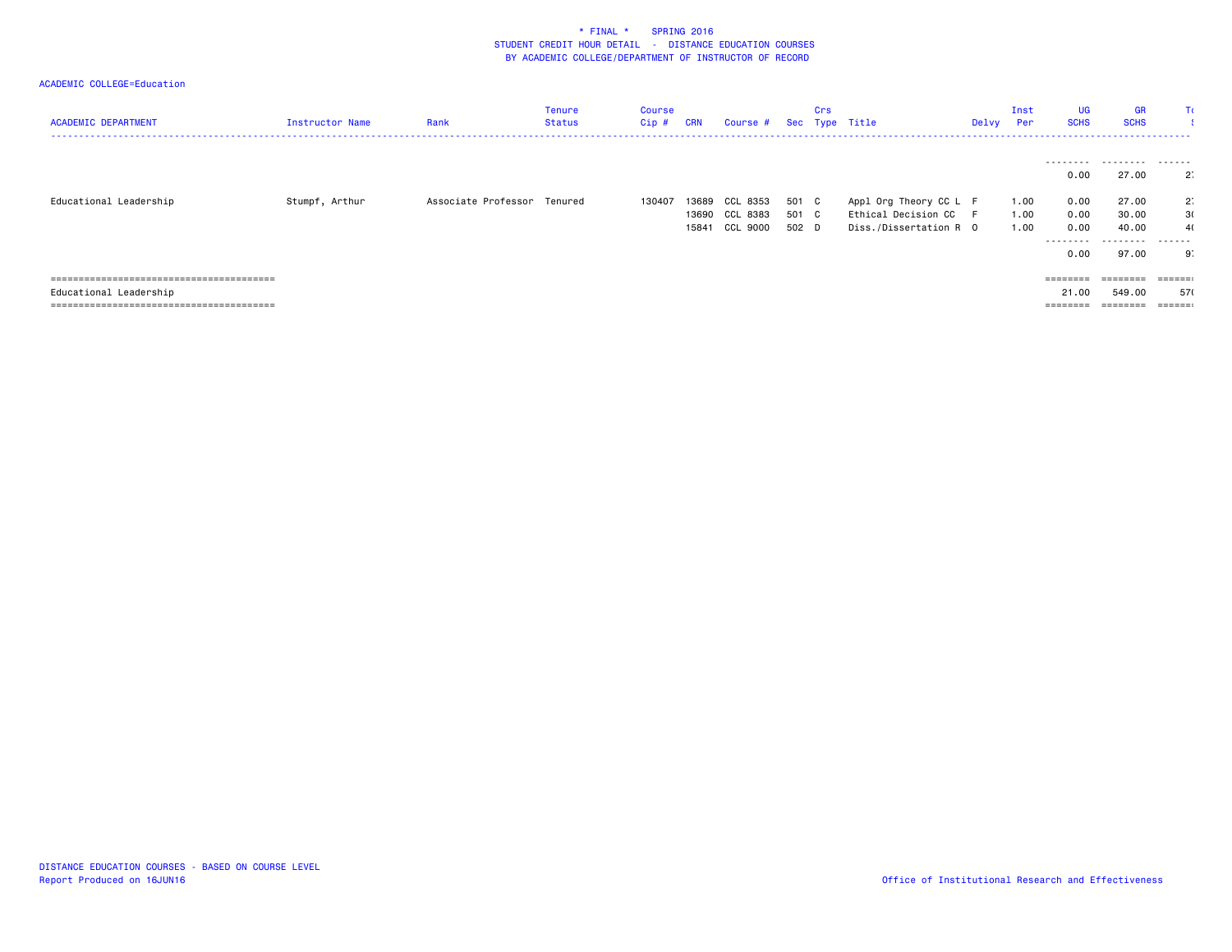\* FINAL \* SPRING 2016
STUDENT CREDIT HOUR DETAIL - DISTANCE EDUCATION COURSES
BY ACADEMIC COLLEGE/DEPARTMENT OF INSTRUCTOR OF RECORD

ACADEMIC COLLEGE=Education

| ACADEMIC DEPARTMENT | Instructor Name | Rank | Tenure Status | Course Cip # | CRN | Course # | Sec | Crs Type | Title | Delvy | Inst Per | UG SCHS | GR SCHS | To |
|---|---|---|---|---|---|---|---|---|---|---|---|---|---|---|
| | | | | | | | | | | | | -------- | -------- | ------ |
| | | | | | | | | | | | | 0.00 | 27.00 | 2 |
| Educational Leadership | Stumpf, Arthur | Associate Professor | Tenured | 130407 | 13689 | CCL 8353 | 501 | C | Appl Org Theory CC L | F | 1.00 | 0.00 | 27.00 | 2 |
| | | | | | 13690 | CCL 8383 | 501 | C | Ethical Decision CC | F | 1.00 | 0.00 | 30.00 | 3 |
| | | | | | 15841 | CCL 9000 | 502 | D | Diss./Dissertation R | O | 1.00 | 0.00 | 40.00 | 4 |
| | | | | | | | | | | | | -------- | -------- | ------ |
| | | | | | | | | | | | | 0.00 | 97.00 | 9 |
| ======================================== | | | | | | | | | | | | ======== | ======== | ====== |
| Educational Leadership | | | | | | | | | | | | 21.00 | 549.00 | 57 |
| ======================================== | | | | | | | | | | | | ======== | ======== | ====== |

DISTANCE EDUCATION COURSES - BASED ON COURSE LEVEL
Report Produced on 16JUN16

Office of Institutional Research and Effectiveness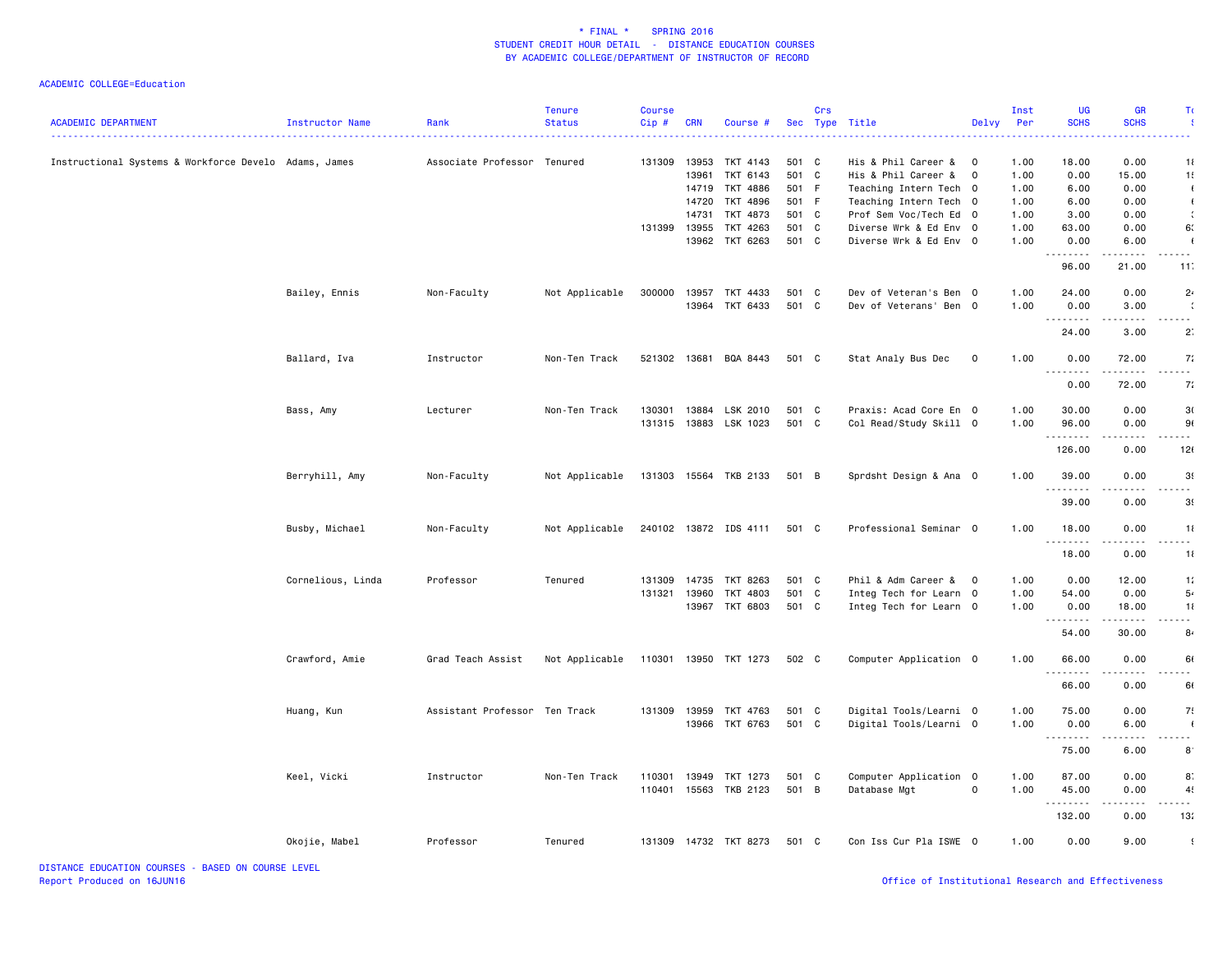* FINAL * SPRING 2016
STUDENT CREDIT HOUR DETAIL - DISTANCE EDUCATION COURSES
BY ACADEMIC COLLEGE/DEPARTMENT OF INSTRUCTOR OF RECORD

ACADEMIC COLLEGE=Education

| ACADEMIC DEPARTMENT | Instructor Name | Rank | Tenure Status | Course Cip # | CRN | Course # | Sec | Crs Type | Title | Delvy | Inst Per | UG SCHS | GR SCHS | T |
|---|---|---|---|---|---|---|---|---|---|---|---|---|---|---|
| Instructional Systems & Workforce Develo | Adams, James | Associate Professor | Tenured | 131309 | 13953 | TKT 4143 | 501 | C | His & Phil Career & | O | 1.00 | 18.00 | 0.00 | 1 |
| | | | | | 13961 | TKT 6143 | 501 | C | His & Phil Career & | O | 1.00 | 0.00 | 15.00 | 1 |
| | | | | | 14719 | TKT 4886 | 501 | F | Teaching Intern Tech | O | 1.00 | 6.00 | 0.00 | |
| | | | | | 14720 | TKT 4896 | 501 | F | Teaching Intern Tech | O | 1.00 | 6.00 | 0.00 | |
| | | | | | 14731 | TKT 4873 | 501 | C | Prof Sem Voc/Tech Ed | O | 1.00 | 3.00 | 0.00 | |
| | | | | 131399 | 13955 | TKT 4263 | 501 | C | Diverse Wrk & Ed Env | O | 1.00 | 63.00 | 0.00 | 6 |
| | | | | | 13962 | TKT 6263 | 501 | C | Diverse Wrk & Ed Env | O | 1.00 | 0.00 | 6.00 | |
| | | | | | | | | | | | | 96.00 | 21.00 | 11 |
| | Bailey, Ennis | Non-Faculty | Not Applicable | 300000 | 13957 | TKT 4433 | 501 | C | Dev of Veteran's Ben | O | 1.00 | 24.00 | 0.00 | 2 |
| | | | | | 13964 | TKT 6433 | 501 | C | Dev of Veterans' Ben | O | 1.00 | 0.00 | 3.00 | |
| | | | | | | | | | | | | 24.00 | 3.00 | 2 |
| | Ballard, Iva | Instructor | Non-Ten Track | 521302 | 13681 | BQA 8443 | 501 | C | Stat Analy Bus Dec | O | 1.00 | 0.00 | 72.00 | 7 |
| | | | | | | | | | | | | 0.00 | 72.00 | 7 |
| | Bass, Amy | Lecturer | Non-Ten Track | 130301 | 13884 | LSK 2010 | 501 | C | Praxis: Acad Core En | O | 1.00 | 30.00 | 0.00 | 3 |
| | | | | 131315 | 13883 | LSK 1023 | 501 | C | Col Read/Study Skill | O | 1.00 | 96.00 | 0.00 | 9 |
| | | | | | | | | | | | | 126.00 | 0.00 | 12 |
| | Berryhill, Amy | Non-Faculty | Not Applicable | 131303 | 15564 | TKB 2133 | 501 | B | Sprdsht Design & Ana | O | 1.00 | 39.00 | 0.00 | 3 |
| | | | | | | | | | | | | 39.00 | 0.00 | 3 |
| | Busby, Michael | Non-Faculty | Not Applicable | 240102 | 13872 | IDS 4111 | 501 | C | Professional Seminar | O | 1.00 | 18.00 | 0.00 | 1 |
| | | | | | | | | | | | | 18.00 | 0.00 | 1 |
| | Cornelious, Linda | Professor | Tenured | 131309 | 14735 | TKT 8263 | 501 | C | Phil & Adm Career & | O | 1.00 | 0.00 | 12.00 | 1 |
| | | | | 131321 | 13960 | TKT 4803 | 501 | C | Integ Tech for Learn | O | 1.00 | 54.00 | 0.00 | 5 |
| | | | | | 13967 | TKT 6803 | 501 | C | Integ Tech for Learn | O | 1.00 | 0.00 | 18.00 | 1 |
| | | | | | | | | | | | | 54.00 | 30.00 | 8 |
| | Crawford, Amie | Grad Teach Assist | Not Applicable | 110301 | 13950 | TKT 1273 | 502 | C | Computer Application | O | 1.00 | 66.00 | 0.00 | 6 |
| | | | | | | | | | | | | 66.00 | 0.00 | 6 |
| | Huang, Kun | Assistant Professor | Ten Track | 131309 | 13959 | TKT 4763 | 501 | C | Digital Tools/Learni | O | 1.00 | 75.00 | 0.00 | 7 |
| | | | | | 13966 | TKT 6763 | 501 | C | Digital Tools/Learni | O | 1.00 | 0.00 | 6.00 | |
| | | | | | | | | | | | | 75.00 | 6.00 | 8 |
| | Keel, Vicki | Instructor | Non-Ten Track | 110301 | 13949 | TKT 1273 | 501 | C | Computer Application | O | 1.00 | 87.00 | 0.00 | 8 |
| | | | | 110401 | 15563 | TKB 2123 | 501 | B | Database Mgt | O | 1.00 | 45.00 | 0.00 | 4 |
| | | | | | | | | | | | | 132.00 | 0.00 | 13 |
| | Okojie, Mabel | Professor | Tenured | 131309 | 14732 | TKT 8273 | 501 | C | Con Iss Cur Pla ISWE | O | 1.00 | 0.00 | 9.00 | |

DISTANCE EDUCATION COURSES - BASED ON COURSE LEVEL
Report Produced on 16JUN16

Office of Institutional Research and Effectiveness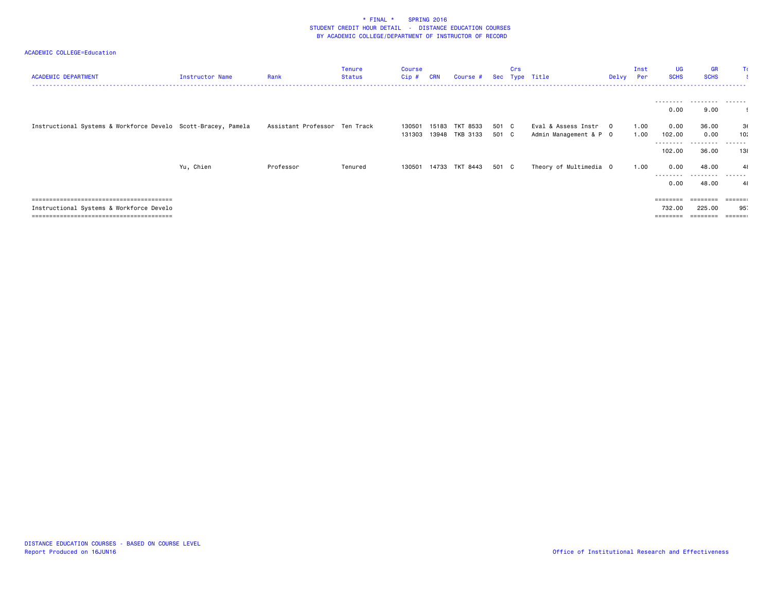\* FINAL \*    SPRING 2016
STUDENT CREDIT HOUR DETAIL - DISTANCE EDUCATION COURSES
BY ACADEMIC COLLEGE/DEPARTMENT OF INSTRUCTOR OF RECORD

ACADEMIC COLLEGE=Education

| ACADEMIC DEPARTMENT | Instructor Name | Rank | Tenure Status | Course Cip # | CRN | Course # | Sec | Crs Type | Title | Delvy | Inst Per | UG SCHS | GR SCHS | To |
|---|---|---|---|---|---|---|---|---|---|---|---|---|---|---|
| | | | | | | | | | | | | 0.00 | 9.00 | 9 |
| Instructional Systems & Workforce Develo | Scott-Bracey, Pamela | Assistant Professor | Ten Track | 130501 | 15183 | TKT 8533 | 501 | C | Eval & Assess Instr | O | 1.00 | 0.00 | 36.00 | 36 |
| | | | | 131303 | 13948 | TKB 3133 | 501 | C | Admin Management & P | O | 1.00 | 102.00 | 0.00 | 102 |
| | | | | | | | | | | | | 102.00 | 36.00 | 138 |
| | Yu, Chien | Professor | Tenured | 130501 | 14733 | TKT 8443 | 501 | C | Theory of Multimedia | O | 1.00 | 0.00 | 48.00 | 48 |
| | | | | | | | | | | | | 0.00 | 48.00 | 48 |
| Instructional Systems & Workforce Develo | | | | | | | | | | | | 732.00 | 225.00 | 957 |

DISTANCE EDUCATION COURSES - BASED ON COURSE LEVEL
Report Produced on 16JUN16

Office of Institutional Research and Effectiveness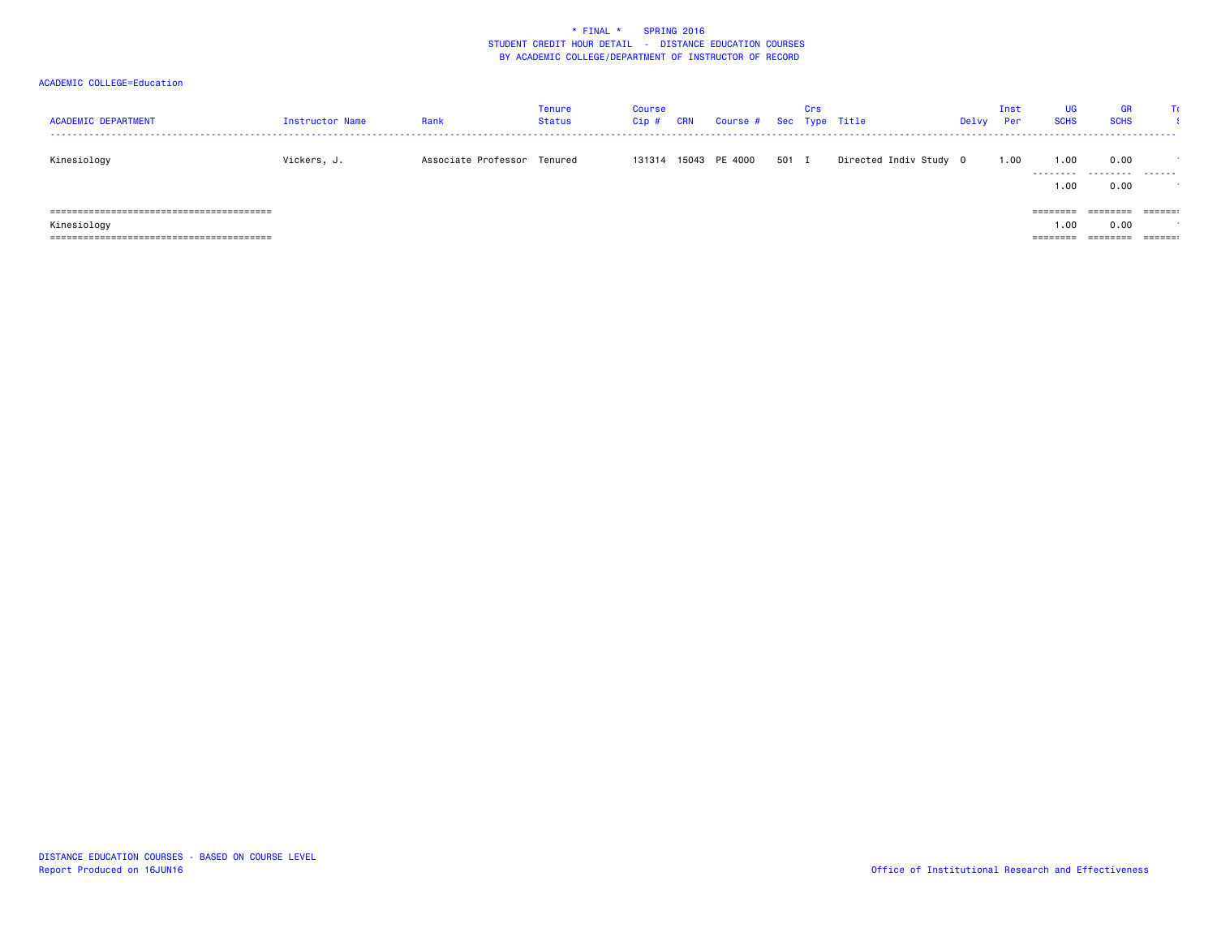\* FINAL \*    SPRING 2016
STUDENT CREDIT HOUR DETAIL - DISTANCE EDUCATION COURSES
BY ACADEMIC COLLEGE/DEPARTMENT OF INSTRUCTOR OF RECORD

ACADEMIC COLLEGE=Education

| ACADEMIC DEPARTMENT | Instructor Name | Rank | Tenure Status | Course Cip # | CRN | Course # | Sec | Crs Type | Title | Delvy | Inst Per | UG SCHS | GR SCHS | To |
|---|---|---|---|---|---|---|---|---|---|---|---|---|---|---|
| Kinesiology | Vickers, J. | Associate Professor | Tenured | 131314 | 15043 | PE 4000 | 501 | I | Directed Indiv Study | O | 1.00 | 1.00 | 0.00 | |
| | | | | | | | | | | | | 1.00 | 0.00 | |
| Kinesiology | | | | | | | | | | | | 1.00 | 0.00 | |

DISTANCE EDUCATION COURSES - BASED ON COURSE LEVEL
Report Produced on 16JUN16

Office of Institutional Research and Effectiveness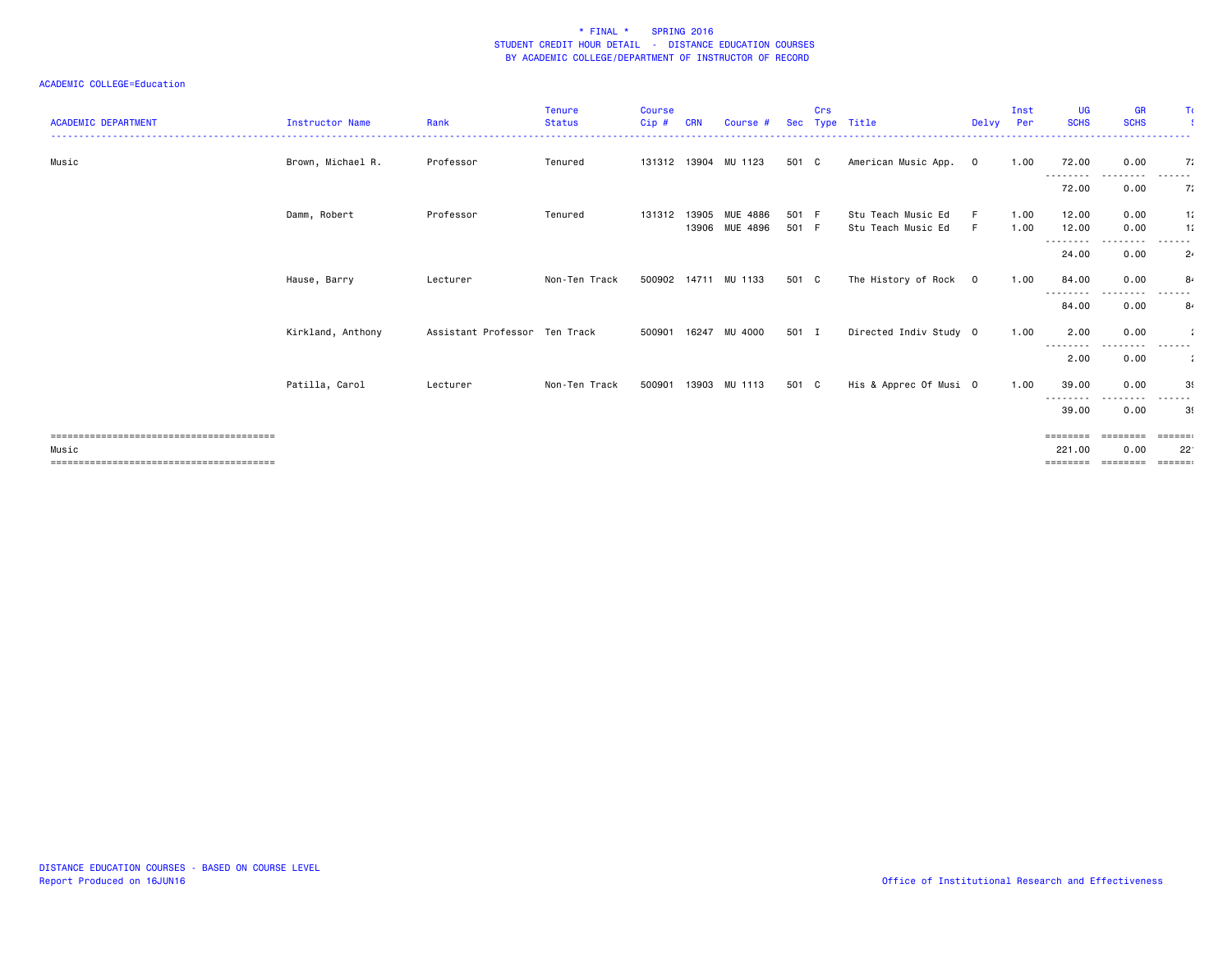# * FINAL * SPRING 2016
## STUDENT CREDIT HOUR DETAIL - DISTANCE EDUCATION COURSES
### BY ACADEMIC COLLEGE/DEPARTMENT OF INSTRUCTOR OF RECORD

ACADEMIC COLLEGE=Education

| ACADEMIC DEPARTMENT | Instructor Name | Rank | Tenure Status | Course Cip # | CRN | Course # | Sec | Crs Type | Title | Delvy | Inst Per | UG SCHS | GR SCHS | T( S |
|---|---|---|---|---|---|---|---|---|---|---|---|---|---|---|
| Music | Brown, Michael R. | Professor | Tenured | 131312 | 13904 | MU 1123 | 501 | C | American Music App. | O | 1.00 | 72.00 | 0.00 | 7: |
| | | | | | | | | | | | | 72.00 | 0.00 | 7: |
| | Damm, Robert | Professor | Tenured | 131312 | 13905 | MUE 4886 | 501 | F | Stu Teach Music Ed | F | 1.00 | 12.00 | 0.00 | 1: |
| | | | | | 13906 | MUE 4896 | 501 | F | Stu Teach Music Ed | F | 1.00 | 12.00 | 0.00 | 1: |
| | | | | | | | | | | | | 24.00 | 0.00 | 2 |
| | Hause, Barry | Lecturer | Non-Ten Track | 500902 | 14711 | MU 1133 | 501 | C | The History of Rock | O | 1.00 | 84.00 | 0.00 | 8 |
| | | | | | | | | | | | | 84.00 | 0.00 | 8 |
| | Kirkland, Anthony | Assistant Professor | Ten Track | 500901 | 16247 | MU 4000 | 501 | I | Directed Indiv Study | O | 1.00 | 2.00 | 0.00 | : |
| | | | | | | | | | | | | 2.00 | 0.00 | : |
| | Patilla, Carol | Lecturer | Non-Ten Track | 500901 | 13903 | MU 1113 | 501 | C | His & Apprec Of Musi | O | 1.00 | 39.00 | 0.00 | 3 |
| | | | | | | | | | | | | 39.00 | 0.00 | 3 |
| Music | | | | | | | | | | | | 221.00 | 0.00 | 22 |

DISTANCE EDUCATION COURSES - BASED ON COURSE LEVEL
Report Produced on 16JUN16

Office of Institutional Research and Effectiveness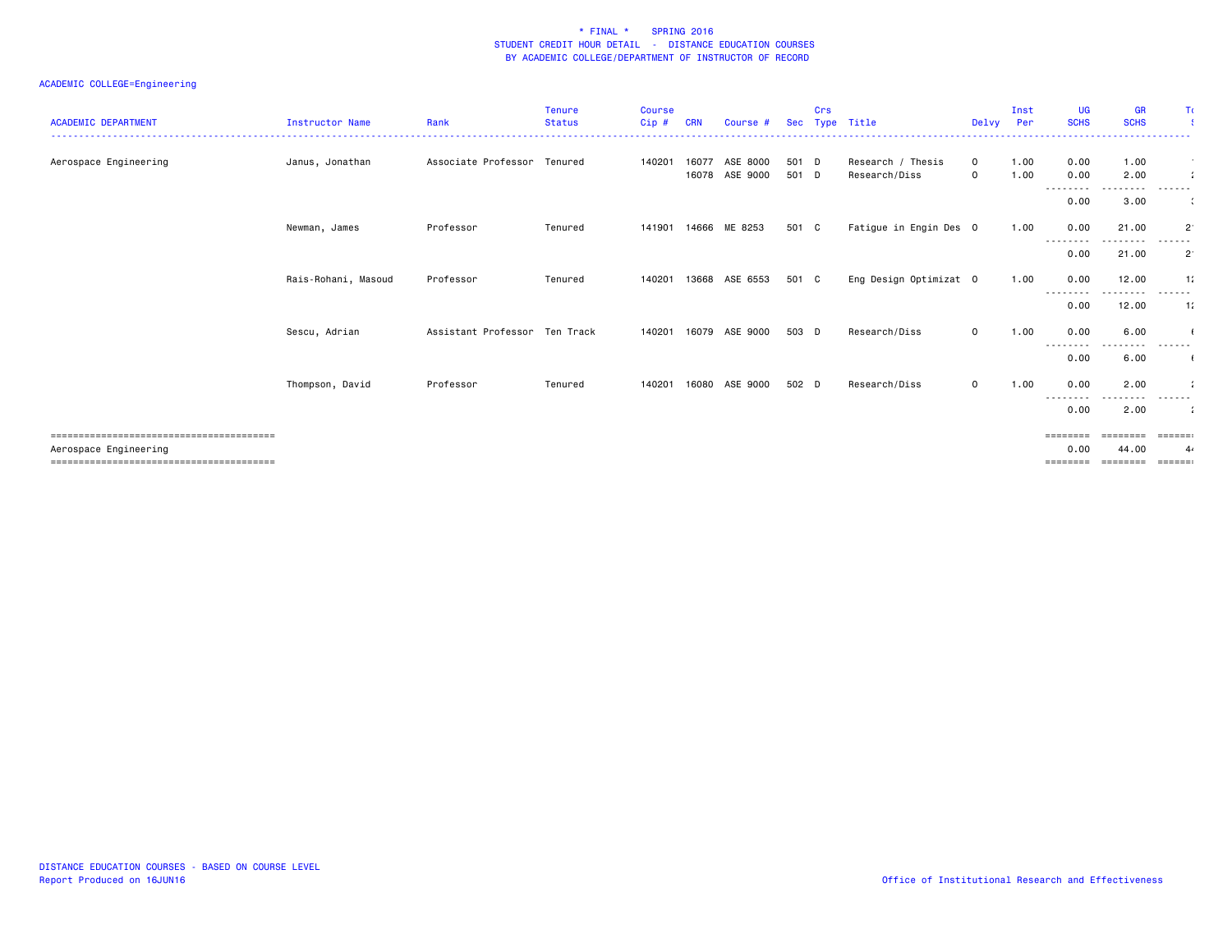# * FINAL * SPRING 2016
## STUDENT CREDIT HOUR DETAIL - DISTANCE EDUCATION COURSES
### BY ACADEMIC COLLEGE/DEPARTMENT OF INSTRUCTOR OF RECORD

ACADEMIC COLLEGE=Engineering

| ACADEMIC DEPARTMENT | Instructor Name | Rank | Tenure Status | Course Cip # | CRN | Course # | Sec | Crs Type | Title | Delvy | Inst Per | UG SCHS | GR SCHS | To |
|---|---|---|---|---|---|---|---|---|---|---|---|---|---|---|
| Aerospace Engineering | Janus, Jonathan | Associate Professor | Tenured | 140201 | 16077 | ASE 8000 | 501 | D | Research / Thesis | O | 1.00 | 0.00 | 1.00 | |
| | | | | | 16078 | ASE 9000 | 501 | D | Research/Diss | O | 1.00 | 0.00 | 2.00 | |
| | | | | | | | | | | | | 0.00 | 3.00 | |
| | Newman, James | Professor | Tenured | 141901 | 14666 | ME 8253 | 501 | C | Fatigue in Engin Des | O | 1.00 | 0.00 | 21.00 | |
| | | | | | | | | | | | | 0.00 | 21.00 | |
| | Rais-Rohani, Masoud | Professor | Tenured | 140201 | 13668 | ASE 6553 | 501 | C | Eng Design Optimizat | O | 1.00 | 0.00 | 12.00 | |
| | | | | | | | | | | | | 0.00 | 12.00 | |
| | Sescu, Adrian | Assistant Professor | Ten Track | 140201 | 16079 | ASE 9000 | 503 | D | Research/Diss | O | 1.00 | 0.00 | 6.00 | |
| | | | | | | | | | | | | 0.00 | 6.00 | |
| | Thompson, David | Professor | Tenured | 140201 | 16080 | ASE 9000 | 502 | D | Research/Diss | O | 1.00 | 0.00 | 2.00 | |
| | | | | | | | | | | | | 0.00 | 2.00 | |
| Aerospace Engineering | | | | | | | | | | | | 0.00 | 44.00 | |

DISTANCE EDUCATION COURSES - BASED ON COURSE LEVEL
Report Produced on 16JUN16

Office of Institutional Research and Effectiveness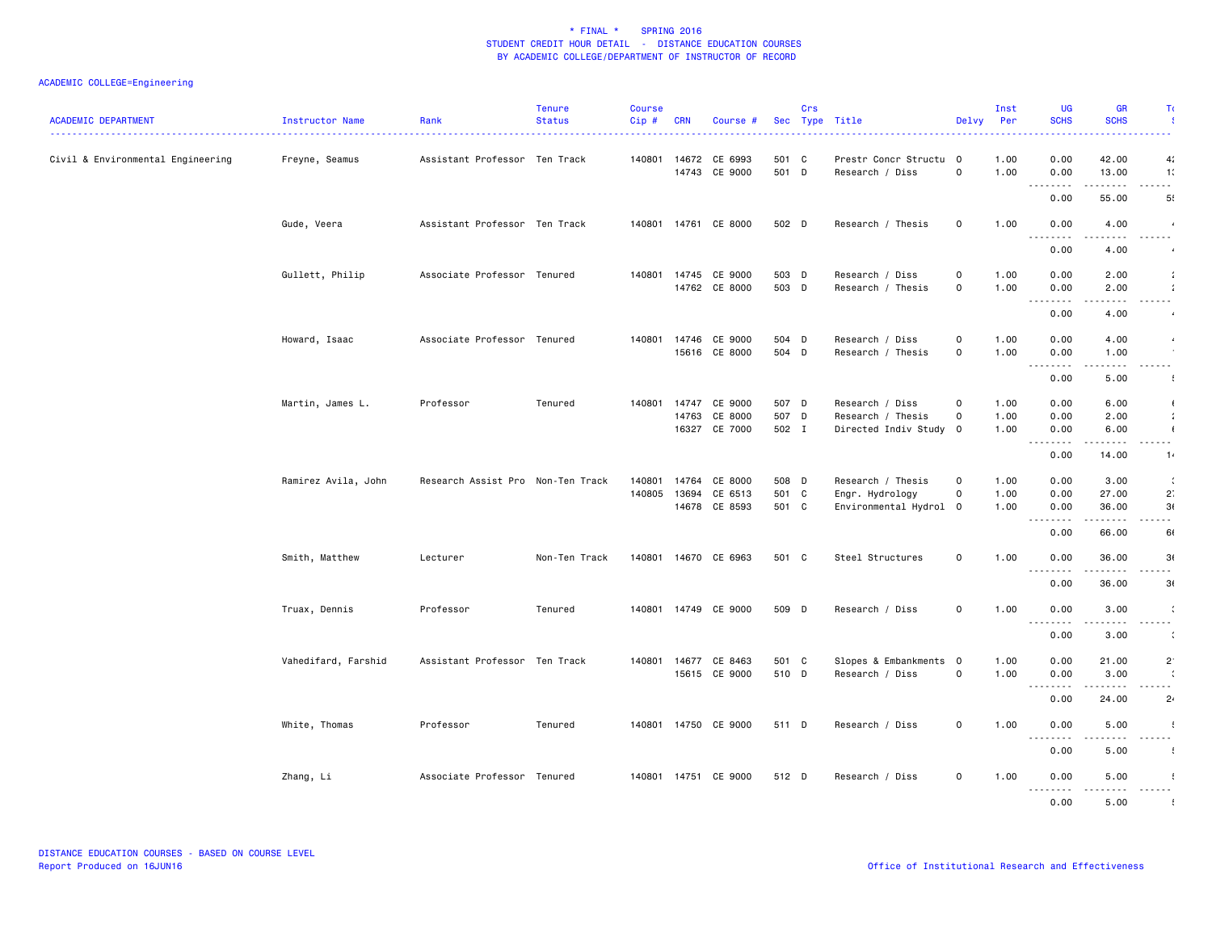\* FINAL \* SPRING 2016
STUDENT CREDIT HOUR DETAIL - DISTANCE EDUCATION COURSES
BY ACADEMIC COLLEGE/DEPARTMENT OF INSTRUCTOR OF RECORD

ACADEMIC COLLEGE=Engineering

| ACADEMIC DEPARTMENT | Instructor Name | Rank | Tenure Status | Course Cip # | CRN | Course # | Sec | Crs Type | Title | Delvy | Inst Per | UG SCHS | GR SCHS | T |
|---|---|---|---|---|---|---|---|---|---|---|---|---|---|---|
| Civil & Environmental Engineering | Freyne, Seamus | Assistant Professor | Ten Track | 140801 | 14672 | CE 6993 | 501 | C | Prestr Concr Structu | O | 1.00 | 0.00 | 42.00 | 4 |
| | | | | | 14743 | CE 9000 | 501 | D | Research / Diss | O | 1.00 | 0.00 | 13.00 | 1 |
| | | | | | | | | | | | | 0.00 | 55.00 | 5 |
| | Gude, Veera | Assistant Professor | Ten Track | 140801 | 14761 | CE 8000 | 502 | D | Research / Thesis | O | 1.00 | 0.00 | 4.00 | |
| | | | | | | | | | | | | 0.00 | 4.00 | |
| | Gullett, Philip | Associate Professor | Tenured | 140801 | 14745 | CE 9000 | 503 | D | Research / Diss | O | 1.00 | 0.00 | 2.00 | |
| | | | | | 14762 | CE 8000 | 503 | D | Research / Thesis | O | 1.00 | 0.00 | 2.00 | |
| | | | | | | | | | | | | 0.00 | 4.00 | |
| | Howard, Isaac | Associate Professor | Tenured | 140801 | 14746 | CE 9000 | 504 | D | Research / Diss | O | 1.00 | 0.00 | 4.00 | |
| | | | | | 15616 | CE 8000 | 504 | D | Research / Thesis | O | 1.00 | 0.00 | 1.00 | |
| | | | | | | | | | | | | 0.00 | 5.00 | |
| | Martin, James L. | Professor | Tenured | 140801 | 14747 | CE 9000 | 507 | D | Research / Diss | O | 1.00 | 0.00 | 6.00 | |
| | | | | | 14763 | CE 8000 | 507 | D | Research / Thesis | O | 1.00 | 0.00 | 2.00 | |
| | | | | | 16327 | CE 7000 | 502 | I | Directed Indiv Study | O | 1.00 | 0.00 | 6.00 | |
| | | | | | | | | | | | | 0.00 | 14.00 | 1 |
| | Ramirez Avila, John | Research Assist Pro | Non-Ten Track | 140801 | 14764 | CE 8000 | 508 | D | Research / Thesis | O | 1.00 | 0.00 | 3.00 | |
| | | | | 140805 | 13694 | CE 6513 | 501 | C | Engr. Hydrology | O | 1.00 | 0.00 | 27.00 | 2 |
| | | | | | 14678 | CE 8593 | 501 | C | Environmental Hydrol | O | 1.00 | 0.00 | 36.00 | 3 |
| | | | | | | | | | | | | 0.00 | 66.00 | 6 |
| | Smith, Matthew | Lecturer | Non-Ten Track | 140801 | 14670 | CE 6963 | 501 | C | Steel Structures | O | 1.00 | 0.00 | 36.00 | 3 |
| | | | | | | | | | | | | 0.00 | 36.00 | 3 |
| | Truax, Dennis | Professor | Tenured | 140801 | 14749 | CE 9000 | 509 | D | Research / Diss | O | 1.00 | 0.00 | 3.00 | |
| | | | | | | | | | | | | 0.00 | 3.00 | |
| | Vahedifard, Farshid | Assistant Professor | Ten Track | 140801 | 14677 | CE 8463 | 501 | C | Slopes & Embankments | O | 1.00 | 0.00 | 21.00 | 2 |
| | | | | | 15615 | CE 9000 | 510 | D | Research / Diss | O | 1.00 | 0.00 | 3.00 | |
| | | | | | | | | | | | | 0.00 | 24.00 | 2 |
| | White, Thomas | Professor | Tenured | 140801 | 14750 | CE 9000 | 511 | D | Research / Diss | O | 1.00 | 0.00 | 5.00 | |
| | | | | | | | | | | | | 0.00 | 5.00 | |
| | Zhang, Li | Associate Professor | Tenured | 140801 | 14751 | CE 9000 | 512 | D | Research / Diss | O | 1.00 | 0.00 | 5.00 | |
| | | | | | | | | | | | | 0.00 | 5.00 | |

DISTANCE EDUCATION COURSES - BASED ON COURSE LEVEL
Report Produced on 16JUN16

Office of Institutional Research and Effectiveness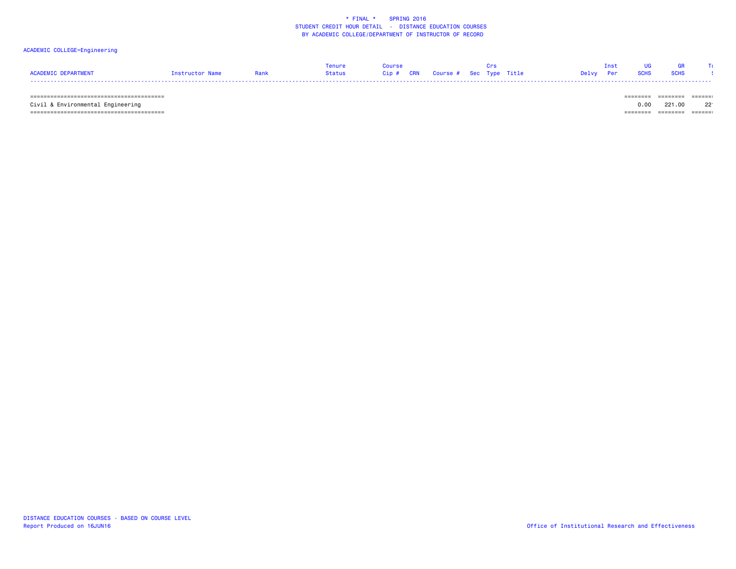\* FINAL \*    SPRING 2016
STUDENT CREDIT HOUR DETAIL - DISTANCE EDUCATION COURSES
BY ACADEMIC COLLEGE/DEPARTMENT OF INSTRUCTOR OF RECORD

ACADEMIC COLLEGE=Engineering

| ACADEMIC DEPARTMENT | Instructor Name | Rank | Tenure Status | Course Cip # | CRN | Course # | Sec | Crs Type | Title | Delvy | Inst Per | UG SCHS | GR SCHS | To S |
|---|---|---|---|---|---|---|---|---|---|---|---|---|---|---|
| Civil & Environmental Engineering | | | | | | | | | | | | 0.00 | 221.00 | 22 |

DISTANCE EDUCATION COURSES - BASED ON COURSE LEVEL
Report Produced on 16JUN16

Office of Institutional Research and Effectiveness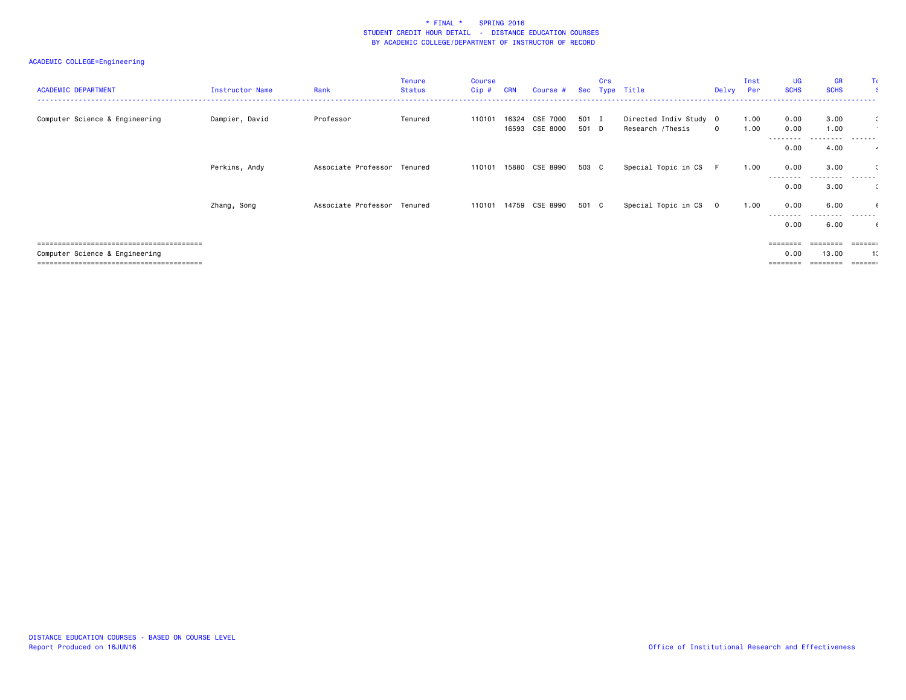\* FINAL \* SPRING 2016
STUDENT CREDIT HOUR DETAIL - DISTANCE EDUCATION COURSES
BY ACADEMIC COLLEGE/DEPARTMENT OF INSTRUCTOR OF RECORD

ACADEMIC COLLEGE=Engineering

| ACADEMIC DEPARTMENT | Instructor Name | Rank | Tenure Status | Course Cip # | CRN | Course # | Sec | Crs Type | Title | Delvy | Inst Per | UG SCHS | GR SCHS | To S |
|---|---|---|---|---|---|---|---|---|---|---|---|---|---|---|
| Computer Science & Engineering | Dampier, David | Professor | Tenured | 110101 | 16324 | CSE 7000 | 501 | I | Directed Indiv Study | O | 1.00 | 0.00 | 3.00 | 3 |
| | | | | | 16593 | CSE 8000 | 501 | D | Research /Thesis | O | 1.00 | 0.00 | 1.00 | 1 |
| | | | | | | | | | | | | 0.00 | 4.00 | 4 |
| | Perkins, Andy | Associate Professor | Tenured | 110101 | 15880 | CSE 8990 | 503 | C | Special Topic in CS | F | 1.00 | 0.00 | 3.00 | 3 |
| | | | | | | | | | | | | 0.00 | 3.00 | 3 |
| | Zhang, Song | Associate Professor | Tenured | 110101 | 14759 | CSE 8990 | 501 | C | Special Topic in CS | O | 1.00 | 0.00 | 6.00 | 6 |
| | | | | | | | | | | | | 0.00 | 6.00 | 6 |
| Computer Science & Engineering | | | | | | | | | | | | 0.00 | 13.00 | 13 |

DISTANCE EDUCATION COURSES - BASED ON COURSE LEVEL
Report Produced on 16JUN16

Office of Institutional Research and Effectiveness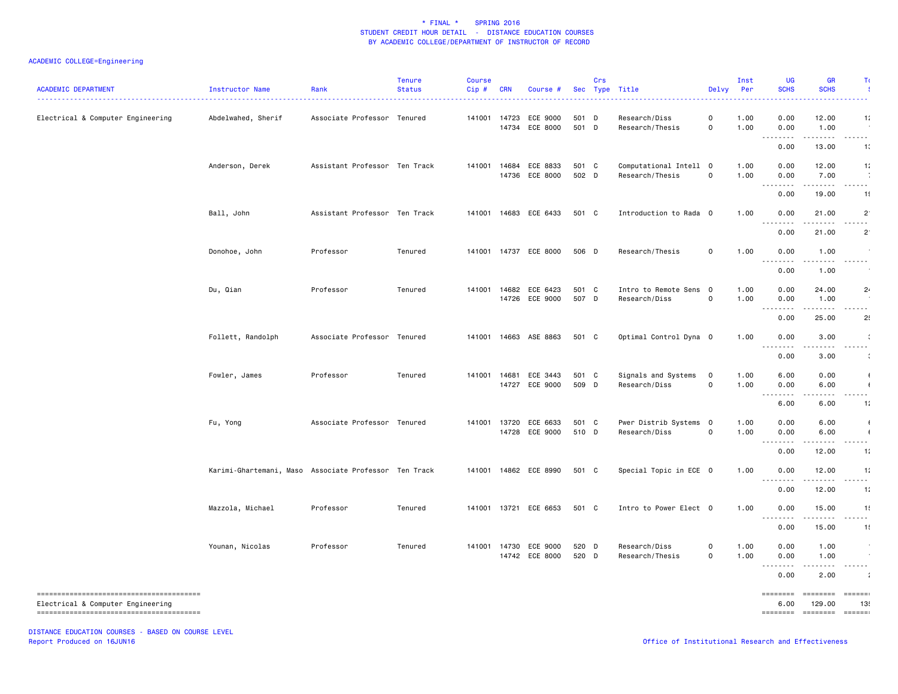# * FINAL * SPRING 2016
## STUDENT CREDIT HOUR DETAIL - DISTANCE EDUCATION COURSES
## BY ACADEMIC COLLEGE/DEPARTMENT OF INSTRUCTOR OF RECORD

ACADEMIC COLLEGE=Engineering

| ACADEMIC DEPARTMENT | Instructor Name | Rank | Tenure Status | Course Cip # | CRN | Course # | Sec | Crs Type | Title | Delvy | Inst Per | UG SCHS | GR SCHS | T |
|---|---|---|---|---|---|---|---|---|---|---|---|---|---|---|
| Electrical & Computer Engineering | Abdelwahed, Sherif | Associate Professor | Tenured | 141001 | 14723 | ECE 9000 | 501 | D | Research/Diss | O | 1.00 | 0.00 | 12.00 | 1 |
| | | | | | 14734 | ECE 8000 | 501 | D | Research/Thesis | O | 1.00 | 0.00 | 1.00 | |
| | | | | | | | | | | | | 0.00 | 13.00 | 1 |
| | Anderson, Derek | Assistant Professor | Ten Track | 141001 | 14684 | ECE 8833 | 501 | C | Computational Intell | O | 1.00 | 0.00 | 12.00 | 1 |
| | | | | | 14736 | ECE 8000 | 502 | D | Research/Thesis | O | 1.00 | 0.00 | 7.00 | |
| | | | | | | | | | | | | 0.00 | 19.00 | 1 |
| | Ball, John | Assistant Professor | Ten Track | 141001 | 14683 | ECE 6433 | 501 | C | Introduction to Rada | O | 1.00 | 0.00 | 21.00 | 2 |
| | | | | | | | | | | | | 0.00 | 21.00 | 2 |
| | Donohoe, John | Professor | Tenured | 141001 | 14737 | ECE 8000 | 506 | D | Research/Thesis | O | 1.00 | 0.00 | 1.00 | |
| | | | | | | | | | | | | 0.00 | 1.00 | |
| | Du, Qian | Professor | Tenured | 141001 | 14682 | ECE 6423 | 501 | C | Intro to Remote Sens | O | 1.00 | 0.00 | 24.00 | 2 |
| | | | | | 14726 | ECE 9000 | 507 | D | Research/Diss | O | 1.00 | 0.00 | 1.00 | |
| | | | | | | | | | | | | 0.00 | 25.00 | 2 |
| | Follett, Randolph | Associate Professor | Tenured | 141001 | 14663 | ASE 8863 | 501 | C | Optimal Control Dyna | O | 1.00 | 0.00 | 3.00 | |
| | | | | | | | | | | | | 0.00 | 3.00 | |
| | Fowler, James | Professor | Tenured | 141001 | 14681 | ECE 3443 | 501 | C | Signals and Systems | O | 1.00 | 6.00 | 0.00 | |
| | | | | | 14727 | ECE 9000 | 509 | D | Research/Diss | O | 1.00 | 0.00 | 6.00 | |
| | | | | | | | | | | | | 6.00 | 6.00 | 1 |
| | Fu, Yong | Associate Professor | Tenured | 141001 | 13720 | ECE 6633 | 501 | C | Pwer Distrib Systems | O | 1.00 | 0.00 | 6.00 | |
| | | | | | 14728 | ECE 9000 | 510 | D | Research/Diss | O | 1.00 | 0.00 | 6.00 | |
| | | | | | | | | | | | | 0.00 | 12.00 | 1 |
| | Karimi-Ghartemani, Maso | Associate Professor | Ten Track | 141001 | 14862 | ECE 8990 | 501 | C | Special Topic in ECE | O | 1.00 | 0.00 | 12.00 | 1 |
| | | | | | | | | | | | | 0.00 | 12.00 | 1 |
| | Mazzola, Michael | Professor | Tenured | 141001 | 13721 | ECE 6653 | 501 | C | Intro to Power Elect | O | 1.00 | 0.00 | 15.00 | 1 |
| | | | | | | | | | | | | 0.00 | 15.00 | 1 |
| | Younan, Nicolas | Professor | Tenured | 141001 | 14730 | ECE 9000 | 520 | D | Research/Diss | O | 1.00 | 0.00 | 1.00 | |
| | | | | | 14742 | ECE 8000 | 520 | D | Research/Thesis | O | 1.00 | 0.00 | 1.00 | |
| | | | | | | | | | | | | 0.00 | 2.00 | |
| Electrical & Computer Engineering | | | | | | | | | | | | 6.00 | 129.00 | 13 |

DISTANCE EDUCATION COURSES - BASED ON COURSE LEVEL
Report Produced on 16JUN16

Office of Institutional Research and Effectiveness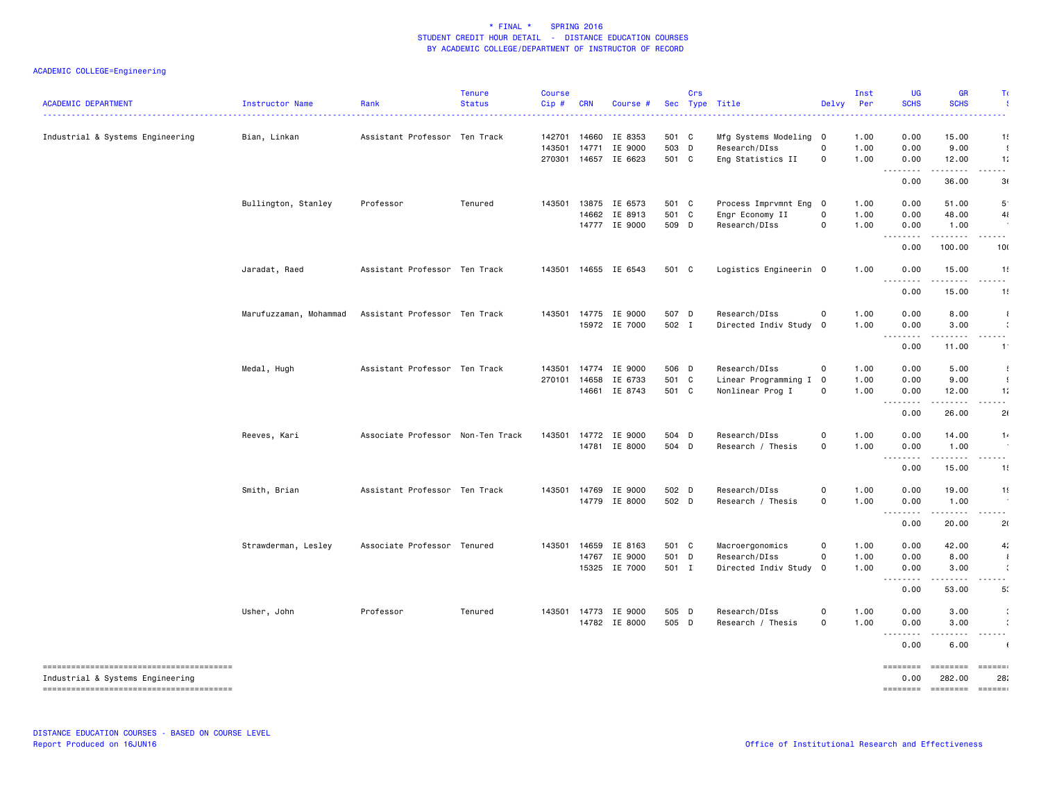\* FINAL \*    SPRING 2016
STUDENT CREDIT HOUR DETAIL - DISTANCE EDUCATION COURSES
BY ACADEMIC COLLEGE/DEPARTMENT OF INSTRUCTOR OF RECORD

ACADEMIC COLLEGE=Engineering

| ACADEMIC DEPARTMENT | Instructor Name | Rank | Tenure Status | Course Cip # | CRN | Course # | Sec | Crs Type | Title | Delvy | Inst Per | UG SCHS | GR SCHS | T( |
|---|---|---|---|---|---|---|---|---|---|---|---|---|---|---|
| Industrial & Systems Engineering | Bian, Linkan | Assistant Professor | Ten Track | 142701 | 14660 | IE 8353 | 501 | C | Mfg Systems Modeling | O | 1.00 | 0.00 | 15.00 | 1! |
| | | | | 143501 | 14771 | IE 9000 | 503 | D | Research/DIss | O | 1.00 | 0.00 | 9.00 | ! |
| | | | | 270301 | 14657 | IE 6623 | 501 | C | Eng Statistics II | O | 1.00 | 0.00 | 12.00 | 1: |
| | | | | | | | | | | | | 0.00 | 36.00 | 3( |
| | Bullington, Stanley | Professor | Tenured | 143501 | 13875 | IE 6573 | 501 | C | Process Imprvmnt Eng | O | 1.00 | 0.00 | 51.00 | 5 |
| | | | | | 14662 | IE 8913 | 501 | C | Engr Economy II | O | 1.00 | 0.00 | 48.00 | 4( |
| | | | | | 14777 | IE 9000 | 509 | D | Research/DIss | O | 1.00 | 0.00 | 1.00 | |
| | | | | | | | | | | | | 0.00 | 100.00 | 10( |
| | Jaradat, Raed | Assistant Professor | Ten Track | 143501 | 14655 | IE 6543 | 501 | C | Logistics Engineerin | O | 1.00 | 0.00 | 15.00 | 1! |
| | | | | | | | | | | | | 0.00 | 15.00 | 1! |
| | Marufuzzaman, Mohammad | Assistant Professor | Ten Track | 143501 | 14775 | IE 9000 | 507 | D | Research/DIss | O | 1.00 | 0.00 | 8.00 | ( |
| | | | | | 15972 | IE 7000 | 502 | I | Directed Indiv Study | O | 1.00 | 0.00 | 3.00 | : |
| | | | | | | | | | | | | 0.00 | 11.00 | 1 |
| | Medal, Hugh | Assistant Professor | Ten Track | 143501 | 14774 | IE 9000 | 506 | D | Research/DIss | O | 1.00 | 0.00 | 5.00 | ! |
| | | | | 270101 | 14658 | IE 6733 | 501 | C | Linear Programming I | O | 1.00 | 0.00 | 9.00 | ! |
| | | | | | 14661 | IE 8743 | 501 | C | Nonlinear Prog I | O | 1.00 | 0.00 | 12.00 | 1: |
| | | | | | | | | | | | | 0.00 | 26.00 | 2( |
| | Reeves, Kari | Associate Professor | Non-Ten Track | 143501 | 14772 | IE 9000 | 504 | D | Research/DIss | O | 1.00 | 0.00 | 14.00 | 1 |
| | | | | | 14781 | IE 8000 | 504 | D | Research / Thesis | O | 1.00 | 0.00 | 1.00 | |
| | | | | | | | | | | | | 0.00 | 15.00 | 1! |
| | Smith, Brian | Assistant Professor | Ten Track | 143501 | 14769 | IE 9000 | 502 | D | Research/DIss | O | 1.00 | 0.00 | 19.00 | 1! |
| | | | | | 14779 | IE 8000 | 502 | D | Research / Thesis | O | 1.00 | 0.00 | 1.00 | |
| | | | | | | | | | | | | 0.00 | 20.00 | 2( |
| | Strawderman, Lesley | Associate Professor | Tenured | 143501 | 14659 | IE 8163 | 501 | C | Macroergonomics | O | 1.00 | 0.00 | 42.00 | 4: |
| | | | | | 14767 | IE 9000 | 501 | D | Research/DIss | O | 1.00 | 0.00 | 8.00 | ( |
| | | | | | 15325 | IE 7000 | 501 | I | Directed Indiv Study | O | 1.00 | 0.00 | 3.00 | : |
| | | | | | | | | | | | | 0.00 | 53.00 | 5: |
| | Usher, John | Professor | Tenured | 143501 | 14773 | IE 9000 | 505 | D | Research/DIss | O | 1.00 | 0.00 | 3.00 | : |
| | | | | | 14782 | IE 8000 | 505 | D | Research / Thesis | O | 1.00 | 0.00 | 3.00 | : |
| | | | | | | | | | | | | 0.00 | 6.00 | ( |
| Industrial & Systems Engineering | | | | | | | | | | | | 0.00 | 282.00 | 28: |

DISTANCE EDUCATION COURSES - BASED ON COURSE LEVEL
Report Produced on 16JUN16

Office of Institutional Research and Effectiveness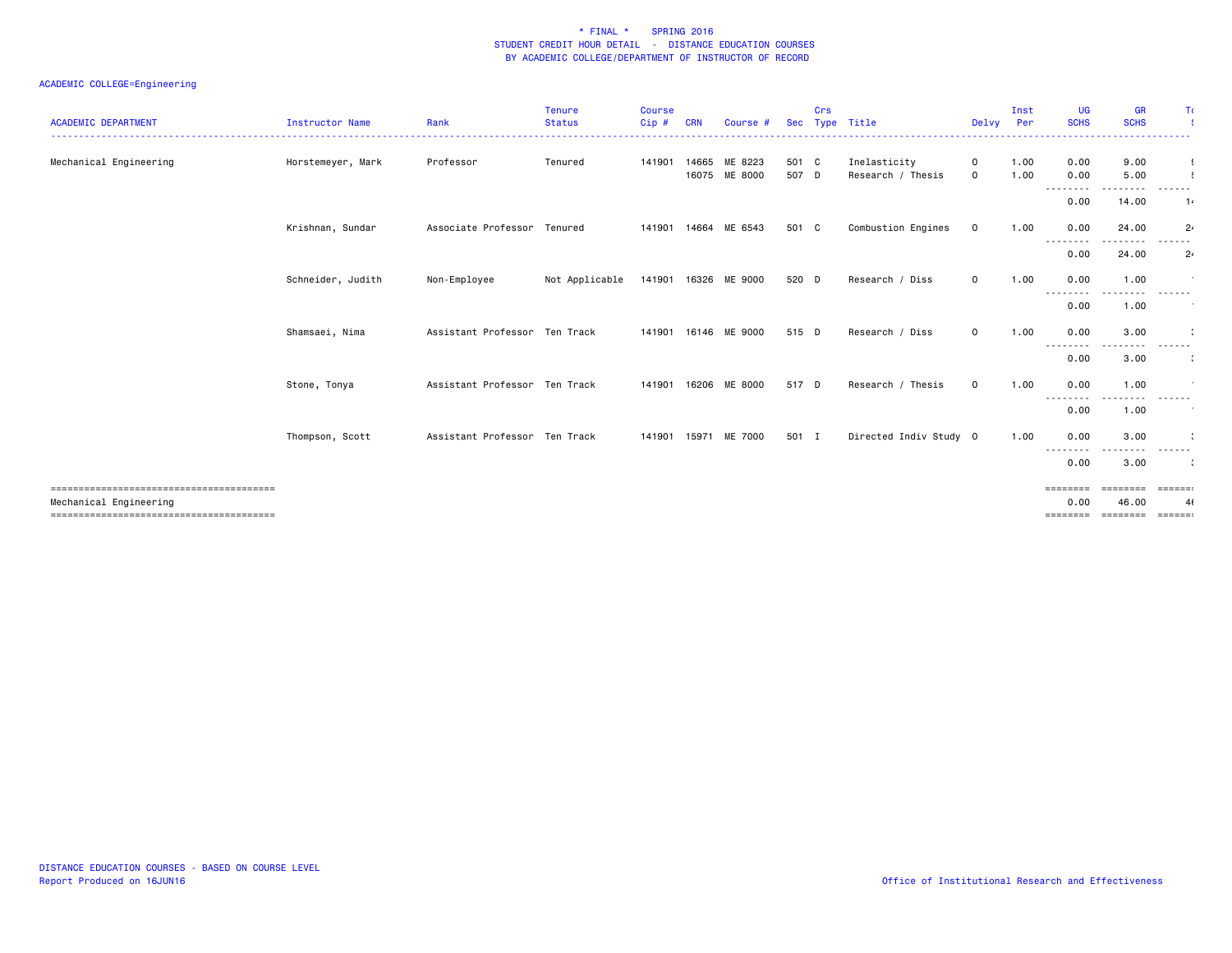# * FINAL * SPRING 2016
## STUDENT CREDIT HOUR DETAIL - DISTANCE EDUCATION COURSES
## BY ACADEMIC COLLEGE/DEPARTMENT OF INSTRUCTOR OF RECORD

ACADEMIC COLLEGE=Engineering

| ACADEMIC DEPARTMENT | Instructor Name | Rank | Tenure Status | Course Cip # | CRN | Course # | Sec | Crs Type | Title | Delvy | Inst Per | UG SCHS | GR SCHS | To S |
|---|---|---|---|---|---|---|---|---|---|---|---|---|---|---|
| Mechanical Engineering | Horstemeyer, Mark | Professor | Tenured | 141901 | 14665 | ME 8223 | 501 | C | Inelasticity | O | 1.00 | 0.00 | 9.00 | 9 |
| | | | | | 16075 | ME 8000 | 507 | D | Research / Thesis | O | 1.00 | 0.00 | 5.00 | 5 |
| | | | | | | | | | | | | 0.00 | 14.00 | 14 |
| | Krishnan, Sundar | Associate Professor | Tenured | 141901 | 14664 | ME 6543 | 501 | C | Combustion Engines | O | 1.00 | 0.00 | 24.00 | 24 |
| | | | | | | | | | | | | 0.00 | 24.00 | 24 |
| | Schneider, Judith | Non-Employee | Not Applicable | 141901 | 16326 | ME 9000 | 520 | D | Research / Diss | O | 1.00 | 0.00 | 1.00 | 1 |
| | | | | | | | | | | | | 0.00 | 1.00 | 1 |
| | Shamsaei, Nima | Assistant Professor | Ten Track | 141901 | 16146 | ME 9000 | 515 | D | Research / Diss | O | 1.00 | 0.00 | 3.00 | 3 |
| | | | | | | | | | | | | 0.00 | 3.00 | 3 |
| | Stone, Tonya | Assistant Professor | Ten Track | 141901 | 16206 | ME 8000 | 517 | D | Research / Thesis | O | 1.00 | 0.00 | 1.00 | 1 |
| | | | | | | | | | | | | 0.00 | 1.00 | 1 |
| | Thompson, Scott | Assistant Professor | Ten Track | 141901 | 15971 | ME 7000 | 501 | I | Directed Indiv Study | O | 1.00 | 0.00 | 3.00 | 3 |
| | | | | | | | | | | | | 0.00 | 3.00 | 3 |
| Mechanical Engineering | | | | | | | | | | | | 0.00 | 46.00 | 46 |

DISTANCE EDUCATION COURSES - BASED ON COURSE LEVEL
Report Produced on 16JUN16

Office of Institutional Research and Effectiveness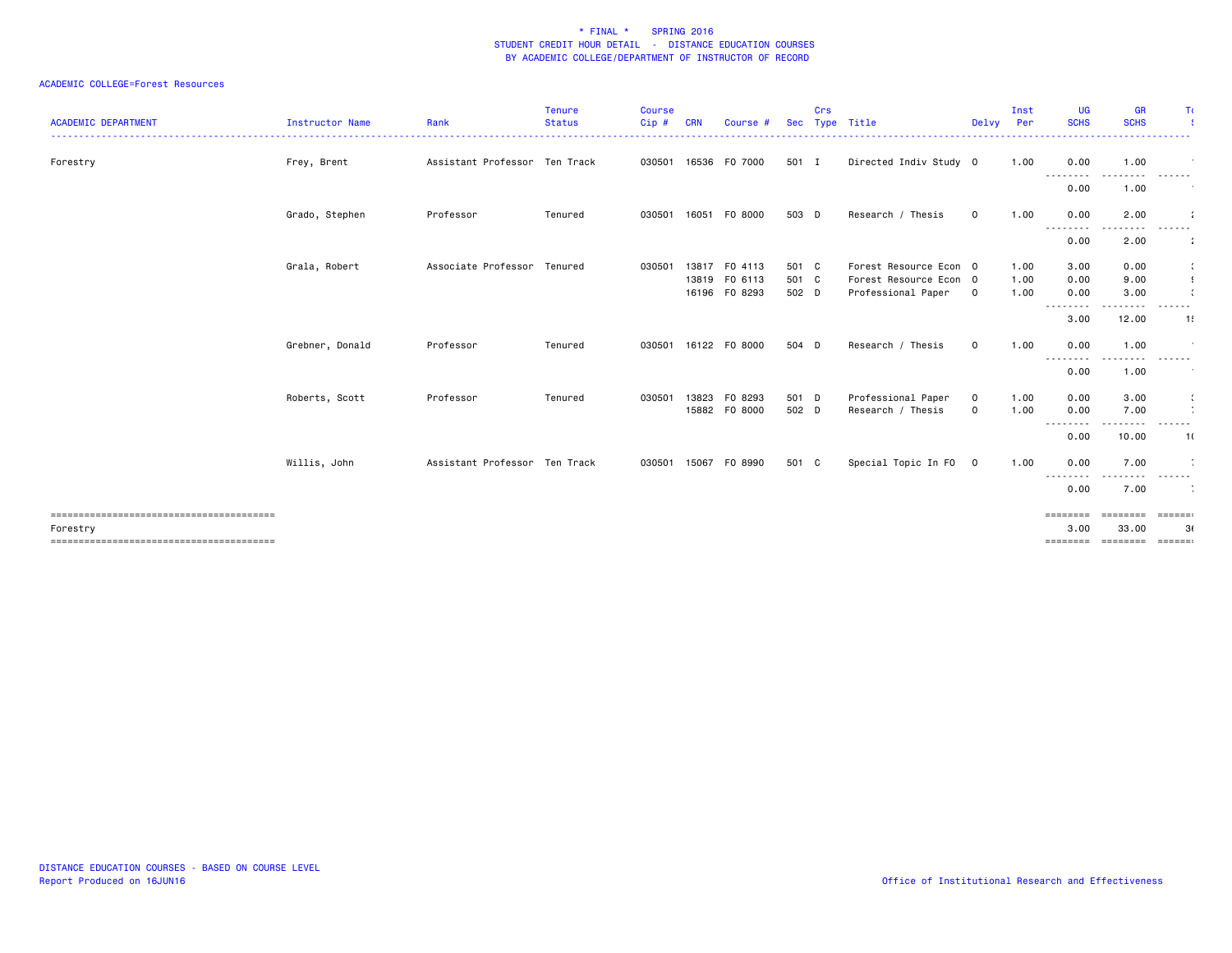# * FINAL * SPRING 2016
## STUDENT CREDIT HOUR DETAIL - DISTANCE EDUCATION COURSES
## BY ACADEMIC COLLEGE/DEPARTMENT OF INSTRUCTOR OF RECORD

ACADEMIC COLLEGE=Forest Resources

| ACADEMIC DEPARTMENT | Instructor Name | Rank | Tenure Status | Course Cip # | CRN | Course # | Sec | Crs Type | Title | Delvy | Inst Per | UG SCHS | GR SCHS | T S |
|---|---|---|---|---|---|---|---|---|---|---|---|---|---|---|
| Forestry | Frey, Brent | Assistant Professor | Ten Track | 030501 | 16536 | FO 7000 | 501 | I | Directed Indiv Study | O | 1.00 | 0.00 | 1.00 | |
| | | | | | | | | | | | | 0.00 | 1.00 | |
| | Grado, Stephen | Professor | Tenured | 030501 | 16051 | FO 8000 | 503 | D | Research / Thesis | O | 1.00 | 0.00 | 2.00 | |
| | | | | | | | | | | | | 0.00 | 2.00 | |
| | Grala, Robert | Associate Professor | Tenured | 030501 | 13817 | FO 4113 | 501 | C | Forest Resource Econ | O | 1.00 | 3.00 | 0.00 | |
| | | | | | 13819 | FO 6113 | 501 | C | Forest Resource Econ | O | 1.00 | 0.00 | 9.00 | |
| | | | | | 16196 | FO 8293 | 502 | D | Professional Paper | O | 1.00 | 0.00 | 3.00 | |
| | | | | | | | | | | | | 3.00 | 12.00 | 1 |
| | Grebner, Donald | Professor | Tenured | 030501 | 16122 | FO 8000 | 504 | D | Research / Thesis | O | 1.00 | 0.00 | 1.00 | |
| | | | | | | | | | | | | 0.00 | 1.00 | |
| | Roberts, Scott | Professor | Tenured | 030501 | 13823 | FO 8293 | 501 | D | Professional Paper | O | 1.00 | 0.00 | 3.00 | |
| | | | | | 15882 | FO 8000 | 502 | D | Research / Thesis | O | 1.00 | 0.00 | 7.00 | |
| | | | | | | | | | | | | 0.00 | 10.00 | 1 |
| | Willis, John | Assistant Professor | Ten Track | 030501 | 15067 | FO 8990 | 501 | C | Special Topic In FO | O | 1.00 | 0.00 | 7.00 | |
| | | | | | | | | | | | | 0.00 | 7.00 | |
| Forestry | | | | | | | | | | | | 3.00 | 33.00 | 3 |

DISTANCE EDUCATION COURSES - BASED ON COURSE LEVEL
Report Produced on 16JUN16

Office of Institutional Research and Effectiveness